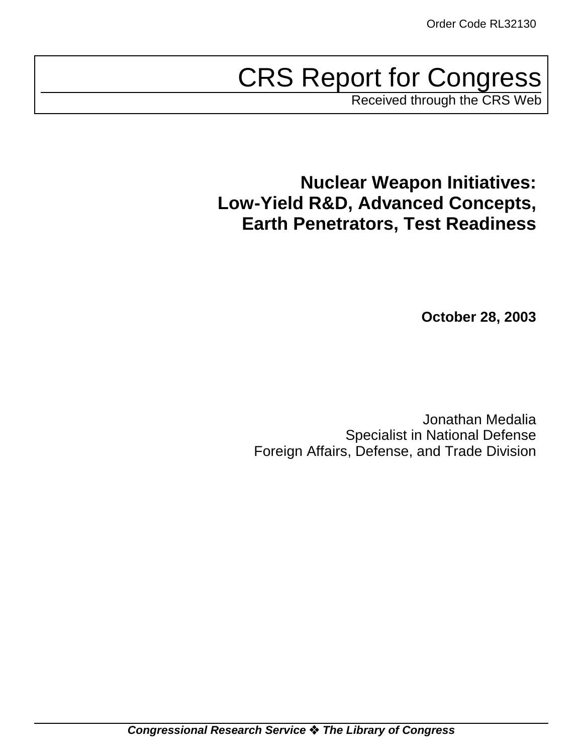Order Code RL32130

# CRS Report for Congress

Received through the CRS Web

## Nuclear Weapon Initiatives: Low-Yield R&D, Advanced Concepts, Earth Penetrators, Test Readiness

**October 28, 2003**

Jonathan Medalia
Specialist in National Defense
Foreign Affairs, Defense, and Trade Division

***Congressional Research Service ❖ The Library of Congress***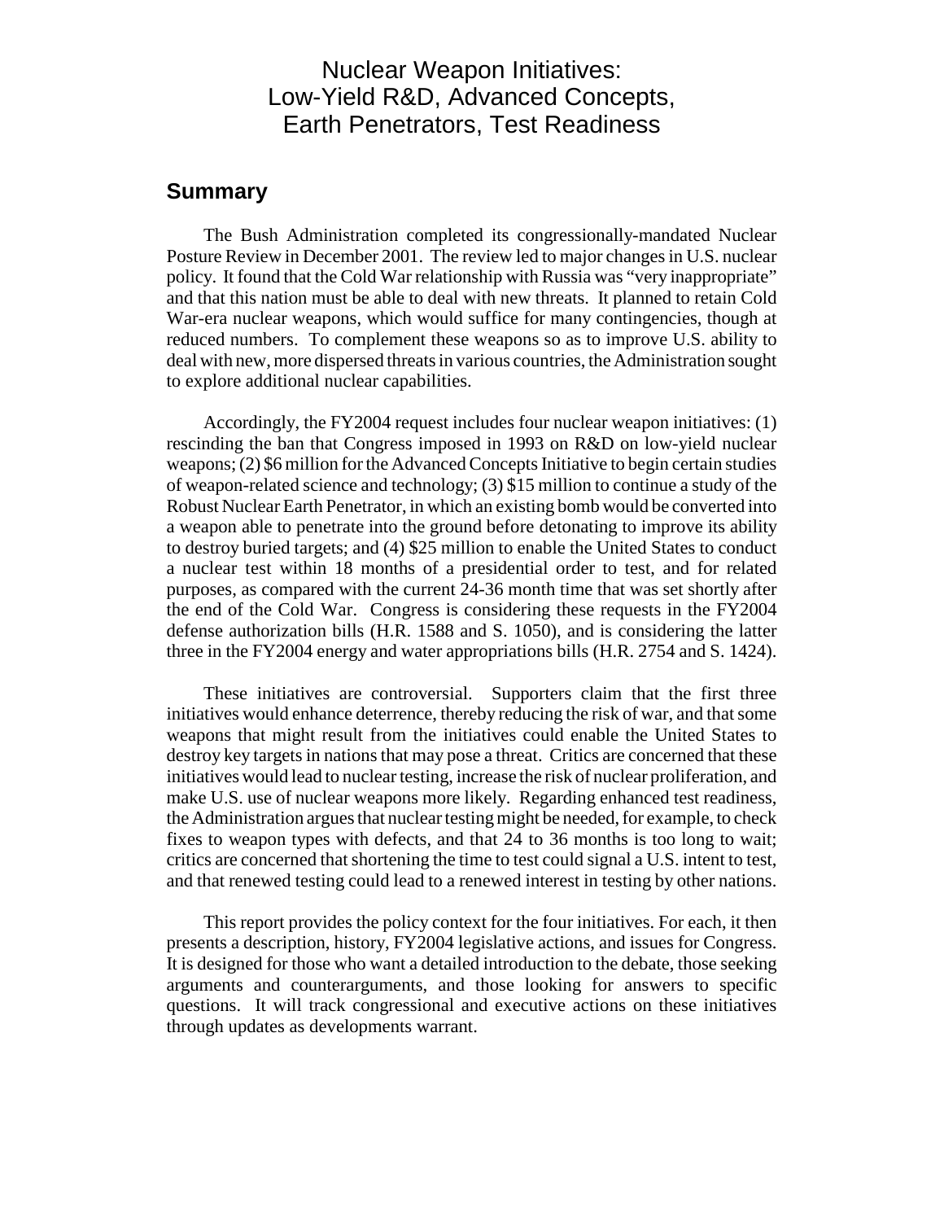# Nuclear Weapon Initiatives: Low-Yield R&D, Advanced Concepts, Earth Penetrators, Test Readiness

## Summary

The Bush Administration completed its congressionally-mandated Nuclear Posture Review in December 2001. The review led to major changes in U.S. nuclear policy. It found that the Cold War relationship with Russia was "very inappropriate" and that this nation must be able to deal with new threats. It planned to retain Cold War-era nuclear weapons, which would suffice for many contingencies, though at reduced numbers. To complement these weapons so as to improve U.S. ability to deal with new, more dispersed threats in various countries, the Administration sought to explore additional nuclear capabilities.

Accordingly, the FY2004 request includes four nuclear weapon initiatives: (1) rescinding the ban that Congress imposed in 1993 on R&D on low-yield nuclear weapons; (2) $6 million for the Advanced Concepts Initiative to begin certain studies of weapon-related science and technology; (3) $15 million to continue a study of the Robust Nuclear Earth Penetrator, in which an existing bomb would be converted into a weapon able to penetrate into the ground before detonating to improve its ability to destroy buried targets; and (4) $25 million to enable the United States to conduct a nuclear test within 18 months of a presidential order to test, and for related purposes, as compared with the current 24-36 month time that was set shortly after the end of the Cold War. Congress is considering these requests in the FY2004 defense authorization bills (H.R. 1588 and S. 1050), and is considering the latter three in the FY2004 energy and water appropriations bills (H.R. 2754 and S. 1424).

These initiatives are controversial. Supporters claim that the first three initiatives would enhance deterrence, thereby reducing the risk of war, and that some weapons that might result from the initiatives could enable the United States to destroy key targets in nations that may pose a threat. Critics are concerned that these initiatives would lead to nuclear testing, increase the risk of nuclear proliferation, and make U.S. use of nuclear weapons more likely. Regarding enhanced test readiness, the Administration argues that nuclear testing might be needed, for example, to check fixes to weapon types with defects, and that 24 to 36 months is too long to wait; critics are concerned that shortening the time to test could signal a U.S. intent to test, and that renewed testing could lead to a renewed interest in testing by other nations.

This report provides the policy context for the four initiatives. For each, it then presents a description, history, FY2004 legislative actions, and issues for Congress. It is designed for those who want a detailed introduction to the debate, those seeking arguments and counterarguments, and those looking for answers to specific questions. It will track congressional and executive actions on these initiatives through updates as developments warrant.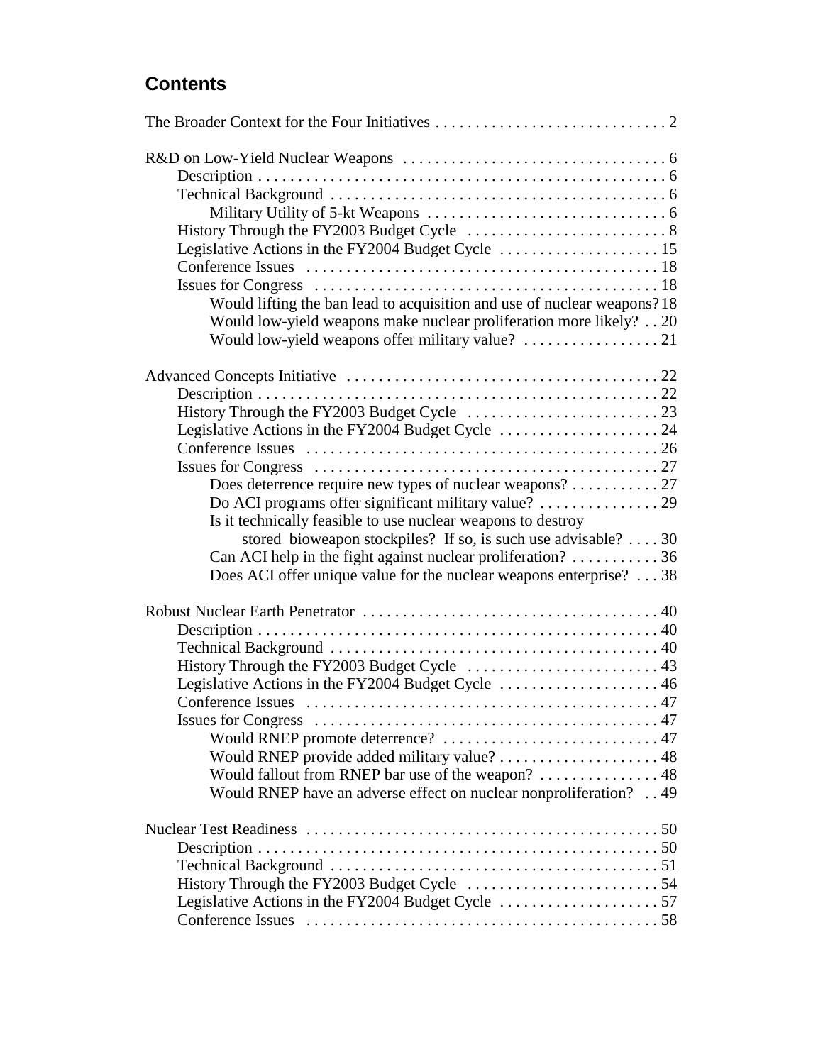## Contents

The Broader Context for the Four Initiatives . . . . . . . . . . . . . . . . . . . . . . . . . . . . . 2

R&D on Low-Yield Nuclear Weapons . . . . . . . . . . . . . . . . . . . . . . . . . . . . . . . . . 6
- Description . . . . . . . . . . . . . . . . . . . . . . . . . . . . . . . . . . . . . . . . . . . . . . . . . . . . 6
- Technical Background . . . . . . . . . . . . . . . . . . . . . . . . . . . . . . . . . . . . . . . . . . 6
  - Military Utility of 5-kt Weapons . . . . . . . . . . . . . . . . . . . . . . . . . . . . . . 6
- History Through the FY2003 Budget Cycle . . . . . . . . . . . . . . . . . . . . . . . . . 8
- Legislative Actions in the FY2004 Budget Cycle . . . . . . . . . . . . . . . . . . . . 15
- Conference Issues . . . . . . . . . . . . . . . . . . . . . . . . . . . . . . . . . . . . . . . . . . . . 18
- Issues for Congress . . . . . . . . . . . . . . . . . . . . . . . . . . . . . . . . . . . . . . . . . . . 18
  - Would lifting the ban lead to acquisition and use of nuclear weapons? 18
  - Would low-yield weapons make nuclear proliferation more likely? . . 20
  - Would low-yield weapons offer military value? . . . . . . . . . . . . . . . . . 21

Advanced Concepts Initiative . . . . . . . . . . . . . . . . . . . . . . . . . . . . . . . . . . . . . . . 22
- Description . . . . . . . . . . . . . . . . . . . . . . . . . . . . . . . . . . . . . . . . . . . . . . . . . . . 22
- History Through the FY2003 Budget Cycle . . . . . . . . . . . . . . . . . . . . . . . . . 23
- Legislative Actions in the FY2004 Budget Cycle . . . . . . . . . . . . . . . . . . . . 24
- Conference Issues . . . . . . . . . . . . . . . . . . . . . . . . . . . . . . . . . . . . . . . . . . . . 26
- Issues for Congress . . . . . . . . . . . . . . . . . . . . . . . . . . . . . . . . . . . . . . . . . . . 27
  - Does deterrence require new types of nuclear weapons? . . . . . . . . . . . 27
  - Do ACI programs offer significant military value? . . . . . . . . . . . . . . . 29
  - Is it technically feasible to use nuclear weapons to destroy stored bioweapon stockpiles? If so, is such use advisable? . . . . 30
  - Can ACI help in the fight against nuclear proliferation? . . . . . . . . . . . 36
  - Does ACI offer unique value for the nuclear weapons enterprise? . . . 38

Robust Nuclear Earth Penetrator . . . . . . . . . . . . . . . . . . . . . . . . . . . . . . . . . . . . . 40
- Description . . . . . . . . . . . . . . . . . . . . . . . . . . . . . . . . . . . . . . . . . . . . . . . . . . . 40
- Technical Background . . . . . . . . . . . . . . . . . . . . . . . . . . . . . . . . . . . . . . . . . 40
- History Through the FY2003 Budget Cycle . . . . . . . . . . . . . . . . . . . . . . . . . 43
- Legislative Actions in the FY2004 Budget Cycle . . . . . . . . . . . . . . . . . . . . 46
- Conference Issues . . . . . . . . . . . . . . . . . . . . . . . . . . . . . . . . . . . . . . . . . . . . 47
- Issues for Congress . . . . . . . . . . . . . . . . . . . . . . . . . . . . . . . . . . . . . . . . . . . 47
  - Would RNEP promote deterrence? . . . . . . . . . . . . . . . . . . . . . . . . . . . 47
  - Would RNEP provide added military value? . . . . . . . . . . . . . . . . . . . . 48
  - Would fallout from RNEP bar use of the weapon? . . . . . . . . . . . . . . . 48
  - Would RNEP have an adverse effect on nuclear nonproliferation? . . 49

Nuclear Test Readiness . . . . . . . . . . . . . . . . . . . . . . . . . . . . . . . . . . . . . . . . . . . . 50
- Description . . . . . . . . . . . . . . . . . . . . . . . . . . . . . . . . . . . . . . . . . . . . . . . . . . . 50
- Technical Background . . . . . . . . . . . . . . . . . . . . . . . . . . . . . . . . . . . . . . . . . 51
- History Through the FY2003 Budget Cycle . . . . . . . . . . . . . . . . . . . . . . . . . 54
- Legislative Actions in the FY2004 Budget Cycle . . . . . . . . . . . . . . . . . . . . 57
- Conference Issues . . . . . . . . . . . . . . . . . . . . . . . . . . . . . . . . . . . . . . . . . . . . 58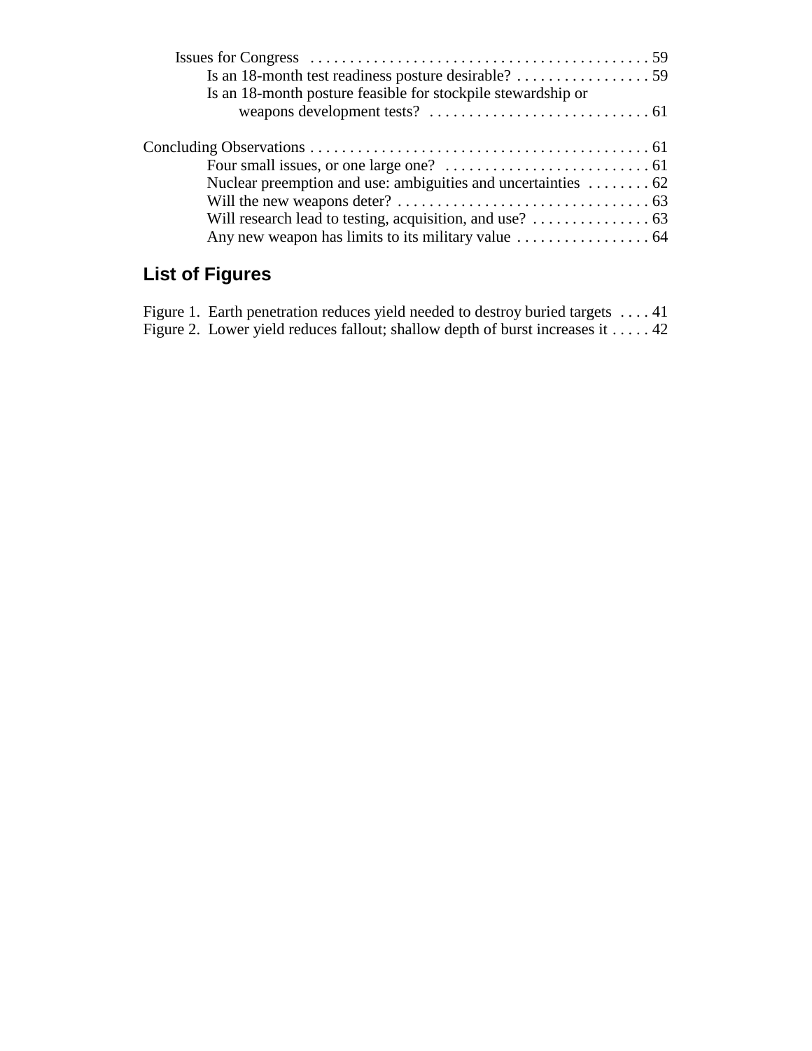Issues for Congress . . . . . . . . . . . . . . . . . . . . . . . . . . . . . . . . . . . . . . . . . . . 59

Is an 18-month test readiness posture desirable? . . . . . . . . . . . . . . . . . 59

Is an 18-month posture feasible for stockpile stewardship or weapons development tests? . . . . . . . . . . . . . . . . . . . . . . . . . . . . 61

Concluding Observations . . . . . . . . . . . . . . . . . . . . . . . . . . . . . . . . . . . . . . . . . . . 61

Four small issues, or one large one? . . . . . . . . . . . . . . . . . . . . . . . . . . 61

Nuclear preemption and use: ambiguities and uncertainties . . . . . . . . 62

Will the new weapons deter? . . . . . . . . . . . . . . . . . . . . . . . . . . . . . . . . 63

Will research lead to testing, acquisition, and use? . . . . . . . . . . . . . . . 63

Any new weapon has limits to its military value . . . . . . . . . . . . . . . . . 64

## List of Figures

Figure 1. Earth penetration reduces yield needed to destroy buried targets . . . . 41

Figure 2. Lower yield reduces fallout; shallow depth of burst increases it . . . . . 42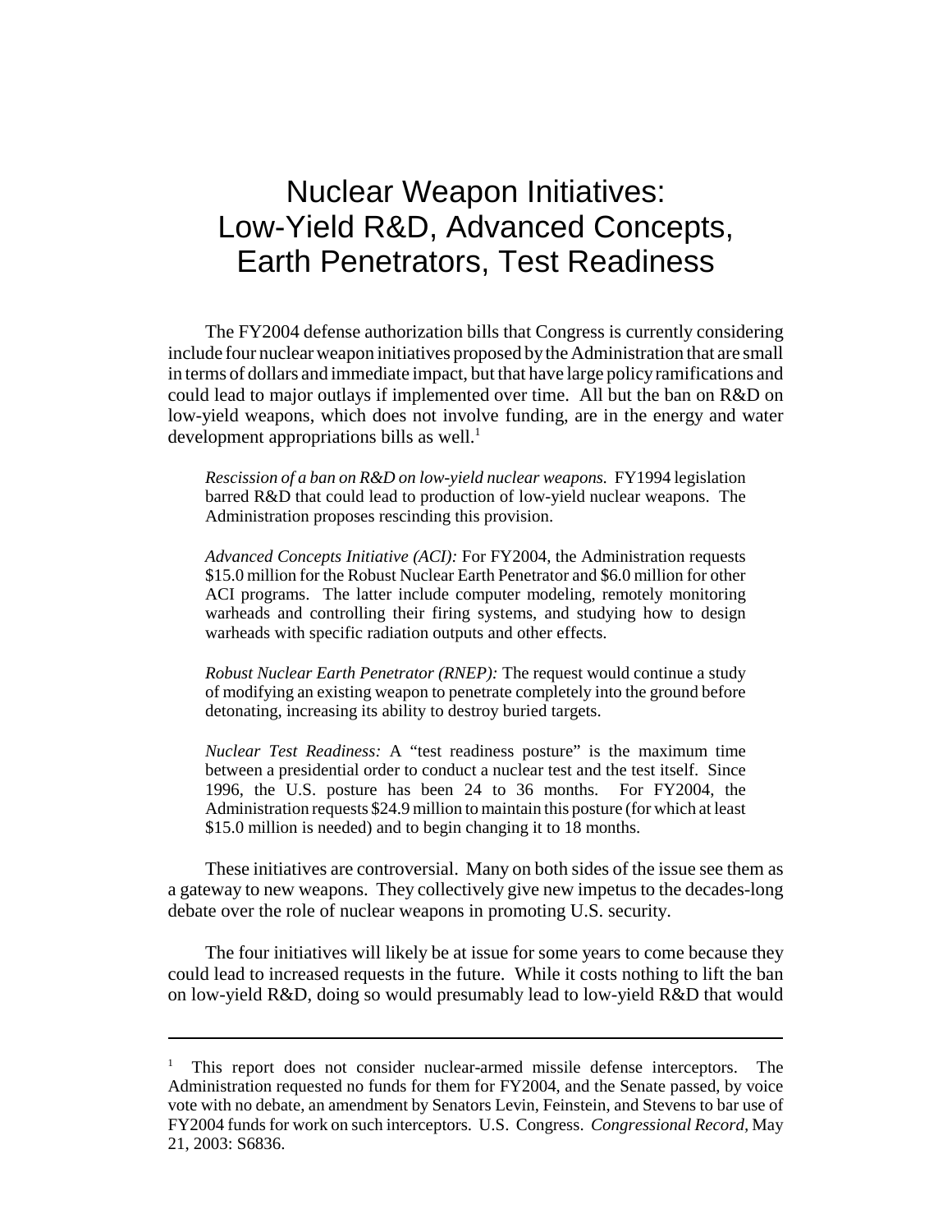# Nuclear Weapon Initiatives: Low-Yield R&D, Advanced Concepts, Earth Penetrators, Test Readiness

The FY2004 defense authorization bills that Congress is currently considering include four nuclear weapon initiatives proposed by the Administration that are small in terms of dollars and immediate impact, but that have large policy ramifications and could lead to major outlays if implemented over time. All but the ban on R&D on low-yield weapons, which does not involve funding, are in the energy and water development appropriations bills as well.[1]

> *Rescission of a ban on R&D on low-yield nuclear weapons.* FY1994 legislation barred R&D that could lead to production of low-yield nuclear weapons. The Administration proposes rescinding this provision.
>
> *Advanced Concepts Initiative (ACI):* For FY2004, the Administration requests $15.0 million for the Robust Nuclear Earth Penetrator and $6.0 million for other ACI programs. The latter include computer modeling, remotely monitoring warheads and controlling their firing systems, and studying how to design warheads with specific radiation outputs and other effects.
>
> *Robust Nuclear Earth Penetrator (RNEP):* The request would continue a study of modifying an existing weapon to penetrate completely into the ground before detonating, increasing its ability to destroy buried targets.
>
> *Nuclear Test Readiness:* A "test readiness posture" is the maximum time between a presidential order to conduct a nuclear test and the test itself. Since 1996, the U.S. posture has been 24 to 36 months. For FY2004, the Administration requests $24.9 million to maintain this posture (for which at least $15.0 million is needed) and to begin changing it to 18 months.

These initiatives are controversial. Many on both sides of the issue see them as a gateway to new weapons. They collectively give new impetus to the decades-long debate over the role of nuclear weapons in promoting U.S. security.

The four initiatives will likely be at issue for some years to come because they could lead to increased requests in the future. While it costs nothing to lift the ban on low-yield R&D, doing so would presumably lead to low-yield R&D that would

---

[1] This report does not consider nuclear-armed missile defense interceptors. The Administration requested no funds for them for FY2004, and the Senate passed, by voice vote with no debate, an amendment by Senators Levin, Feinstein, and Stevens to bar use of FY2004 funds for work on such interceptors. U.S. Congress. *Congressional Record*, May 21, 2003: S6836.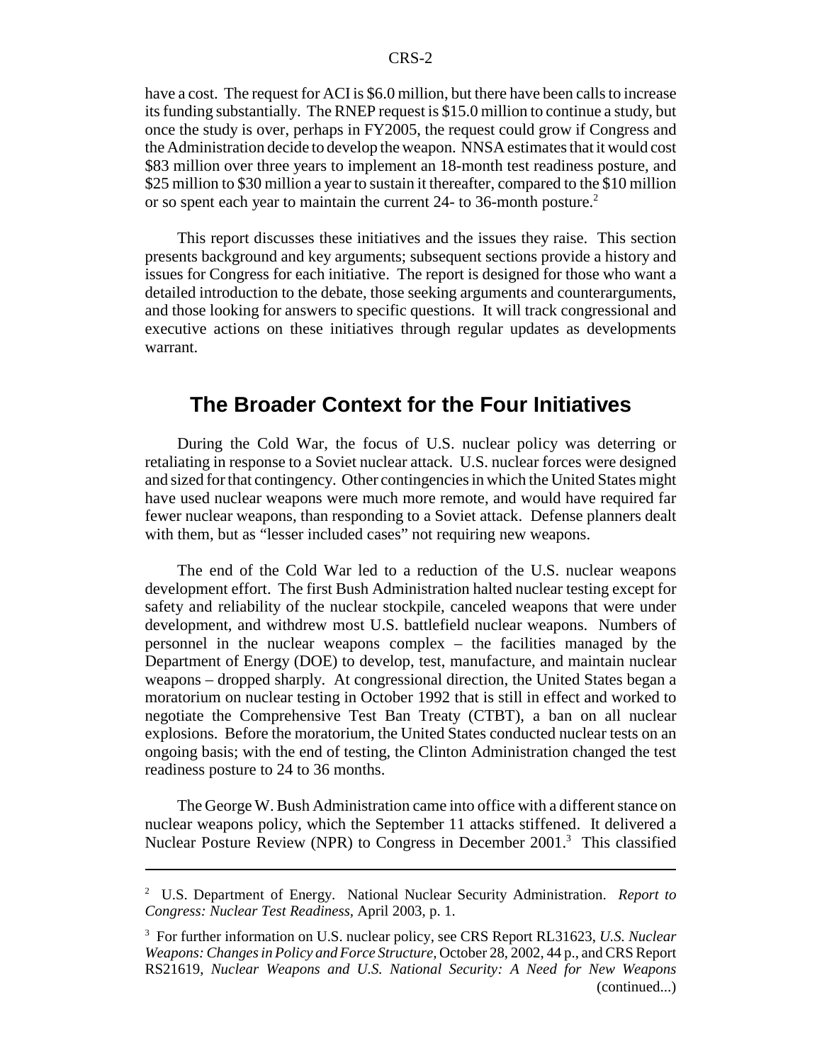have a cost. The request for ACI is $6.0 million, but there have been calls to increase its funding substantially. The RNEP request is $15.0 million to continue a study, but once the study is over, perhaps in FY2005, the request could grow if Congress and the Administration decide to develop the weapon. NNSA estimates that it would cost $83 million over three years to implement an 18-month test readiness posture, and $25 million to $30 million a year to sustain it thereafter, compared to the $10 million or so spent each year to maintain the current 24- to 36-month posture.[2]

This report discusses these initiatives and the issues they raise. This section presents background and key arguments; subsequent sections provide a history and issues for Congress for each initiative. The report is designed for those who want a detailed introduction to the debate, those seeking arguments and counterarguments, and those looking for answers to specific questions. It will track congressional and executive actions on these initiatives through regular updates as developments warrant.

## The Broader Context for the Four Initiatives

During the Cold War, the focus of U.S. nuclear policy was deterring or retaliating in response to a Soviet nuclear attack. U.S. nuclear forces were designed and sized for that contingency. Other contingencies in which the United States might have used nuclear weapons were much more remote, and would have required far fewer nuclear weapons, than responding to a Soviet attack. Defense planners dealt with them, but as "lesser included cases" not requiring new weapons.

The end of the Cold War led to a reduction of the U.S. nuclear weapons development effort. The first Bush Administration halted nuclear testing except for safety and reliability of the nuclear stockpile, canceled weapons that were under development, and withdrew most U.S. battlefield nuclear weapons. Numbers of personnel in the nuclear weapons complex – the facilities managed by the Department of Energy (DOE) to develop, test, manufacture, and maintain nuclear weapons – dropped sharply. At congressional direction, the United States began a moratorium on nuclear testing in October 1992 that is still in effect and worked to negotiate the Comprehensive Test Ban Treaty (CTBT), a ban on all nuclear explosions. Before the moratorium, the United States conducted nuclear tests on an ongoing basis; with the end of testing, the Clinton Administration changed the test readiness posture to 24 to 36 months.

The George W. Bush Administration came into office with a different stance on nuclear weapons policy, which the September 11 attacks stiffened. It delivered a Nuclear Posture Review (NPR) to Congress in December 2001.[3] This classified

---

[2] U.S. Department of Energy. National Nuclear Security Administration. *Report to Congress: Nuclear Test Readiness,* April 2003, p. 1.

[3] For further information on U.S. nuclear policy, see CRS Report RL31623, *U.S. Nuclear Weapons: Changes in Policy and Force Structure,* October 28, 2002, 44 p., and CRS Report RS21619, *Nuclear Weapons and U.S. National Security: A Need for New Weapons* (continued...)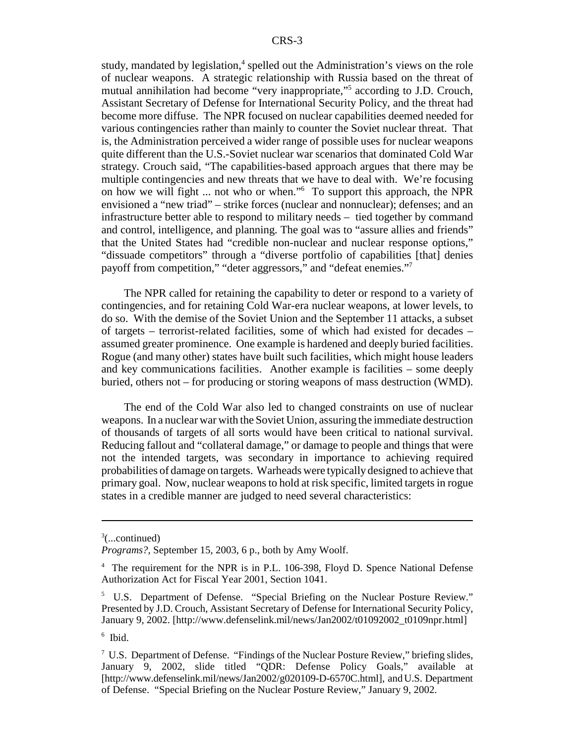study, mandated by legislation,[4] spelled out the Administration's views on the role of nuclear weapons. A strategic relationship with Russia based on the threat of mutual annihilation had become "very inappropriate,"[5] according to J.D. Crouch, Assistant Secretary of Defense for International Security Policy, and the threat had become more diffuse. The NPR focused on nuclear capabilities deemed needed for various contingencies rather than mainly to counter the Soviet nuclear threat. That is, the Administration perceived a wider range of possible uses for nuclear weapons quite different than the U.S.-Soviet nuclear war scenarios that dominated Cold War strategy. Crouch said, "The capabilities-based approach argues that there may be multiple contingencies and new threats that we have to deal with. We're focusing on how we will fight ... not who or when."[6] To support this approach, the NPR envisioned a "new triad" – strike forces (nuclear and nonnuclear); defenses; and an infrastructure better able to respond to military needs – tied together by command and control, intelligence, and planning. The goal was to "assure allies and friends" that the United States had "credible non-nuclear and nuclear response options," "dissuade competitors" through a "diverse portfolio of capabilities [that] denies payoff from competition," "deter aggressors," and "defeat enemies."[7]

The NPR called for retaining the capability to deter or respond to a variety of contingencies, and for retaining Cold War-era nuclear weapons, at lower levels, to do so. With the demise of the Soviet Union and the September 11 attacks, a subset of targets – terrorist-related facilities, some of which had existed for decades – assumed greater prominence. One example is hardened and deeply buried facilities. Rogue (and many other) states have built such facilities, which might house leaders and key communications facilities. Another example is facilities – some deeply buried, others not – for producing or storing weapons of mass destruction (WMD).

The end of the Cold War also led to changed constraints on use of nuclear weapons. In a nuclear war with the Soviet Union, assuring the immediate destruction of thousands of targets of all sorts would have been critical to national survival. Reducing fallout and "collateral damage," or damage to people and things that were not the intended targets, was secondary in importance to achieving required probabilities of damage on targets. Warheads were typically designed to achieve that primary goal. Now, nuclear weapons to hold at risk specific, limited targets in rogue states in a credible manner are judged to need several characteristics:

---

[3](...continued)
*Programs?*, September 15, 2003, 6 p., both by Amy Woolf.

[4] The requirement for the NPR is in P.L. 106-398, Floyd D. Spence National Defense Authorization Act for Fiscal Year 2001, Section 1041.

[5] U.S. Department of Defense. "Special Briefing on the Nuclear Posture Review." Presented by J.D. Crouch, Assistant Secretary of Defense for International Security Policy, January 9, 2002. [http://www.defenselink.mil/news/Jan2002/t01092002_t0109npr.html]

[6] Ibid.

[7] U.S. Department of Defense. "Findings of the Nuclear Posture Review," briefing slides, January 9, 2002, slide titled "QDR: Defense Policy Goals," available at [http://www.defenselink.mil/news/Jan2002/g020109-D-6570C.html], and U.S. Department of Defense. "Special Briefing on the Nuclear Posture Review," January 9, 2002.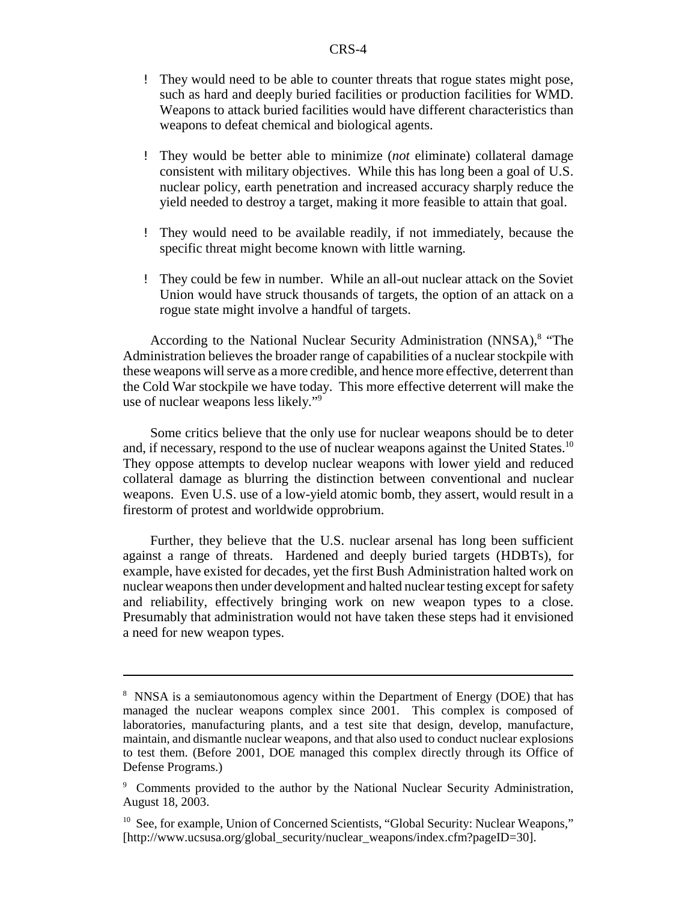- They would need to be able to counter threats that rogue states might pose, such as hard and deeply buried facilities or production facilities for WMD. Weapons to attack buried facilities would have different characteristics than weapons to defeat chemical and biological agents.

- They would be better able to minimize (*not* eliminate) collateral damage consistent with military objectives. While this has long been a goal of U.S. nuclear policy, earth penetration and increased accuracy sharply reduce the yield needed to destroy a target, making it more feasible to attain that goal.

- They would need to be available readily, if not immediately, because the specific threat might become known with little warning.

- They could be few in number. While an all-out nuclear attack on the Soviet Union would have struck thousands of targets, the option of an attack on a rogue state might involve a handful of targets.

According to the National Nuclear Security Administration (NNSA),[8] "The Administration believes the broader range of capabilities of a nuclear stockpile with these weapons will serve as a more credible, and hence more effective, deterrent than the Cold War stockpile we have today. This more effective deterrent will make the use of nuclear weapons less likely."[9]

Some critics believe that the only use for nuclear weapons should be to deter and, if necessary, respond to the use of nuclear weapons against the United States.[10] They oppose attempts to develop nuclear weapons with lower yield and reduced collateral damage as blurring the distinction between conventional and nuclear weapons. Even U.S. use of a low-yield atomic bomb, they assert, would result in a firestorm of protest and worldwide opprobrium.

Further, they believe that the U.S. nuclear arsenal has long been sufficient against a range of threats. Hardened and deeply buried targets (HDBTs), for example, have existed for decades, yet the first Bush Administration halted work on nuclear weapons then under development and halted nuclear testing except for safety and reliability, effectively bringing work on new weapon types to a close. Presumably that administration would not have taken these steps had it envisioned a need for new weapon types.

---

[8] NNSA is a semiautonomous agency within the Department of Energy (DOE) that has managed the nuclear weapons complex since 2001. This complex is composed of laboratories, manufacturing plants, and a test site that design, develop, manufacture, maintain, and dismantle nuclear weapons, and that also used to conduct nuclear explosions to test them. (Before 2001, DOE managed this complex directly through its Office of Defense Programs.)

[9] Comments provided to the author by the National Nuclear Security Administration, August 18, 2003.

[10] See, for example, Union of Concerned Scientists, "Global Security: Nuclear Weapons," [http://www.ucsusa.org/global_security/nuclear_weapons/index.cfm?pageID=30].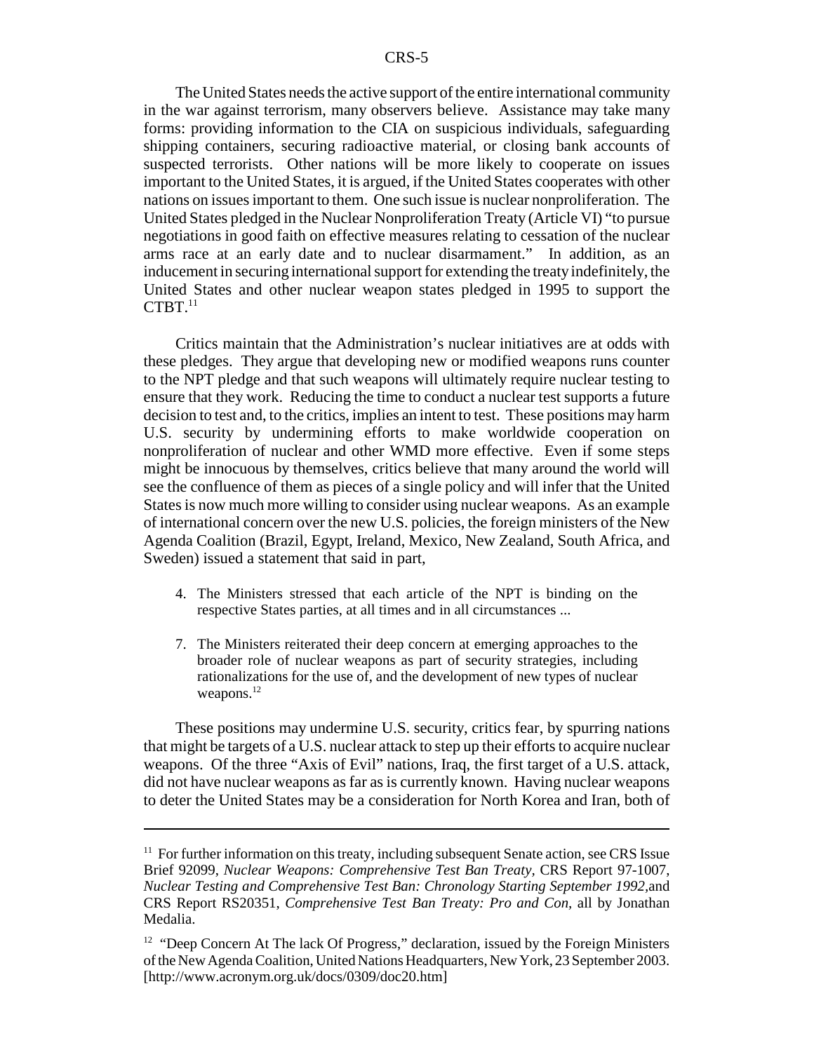The United States needs the active support of the entire international community in the war against terrorism, many observers believe. Assistance may take many forms: providing information to the CIA on suspicious individuals, safeguarding shipping containers, securing radioactive material, or closing bank accounts of suspected terrorists. Other nations will be more likely to cooperate on issues important to the United States, it is argued, if the United States cooperates with other nations on issues important to them. One such issue is nuclear nonproliferation. The United States pledged in the Nuclear Nonproliferation Treaty (Article VI) "to pursue negotiations in good faith on effective measures relating to cessation of the nuclear arms race at an early date and to nuclear disarmament." In addition, as an inducement in securing international support for extending the treaty indefinitely, the United States and other nuclear weapon states pledged in 1995 to support the CTBT.[11]

Critics maintain that the Administration's nuclear initiatives are at odds with these pledges. They argue that developing new or modified weapons runs counter to the NPT pledge and that such weapons will ultimately require nuclear testing to ensure that they work. Reducing the time to conduct a nuclear test supports a future decision to test and, to the critics, implies an intent to test. These positions may harm U.S. security by undermining efforts to make worldwide cooperation on nonproliferation of nuclear and other WMD more effective. Even if some steps might be innocuous by themselves, critics believe that many around the world will see the confluence of them as pieces of a single policy and will infer that the United States is now much more willing to consider using nuclear weapons. As an example of international concern over the new U.S. policies, the foreign ministers of the New Agenda Coalition (Brazil, Egypt, Ireland, Mexico, New Zealand, South Africa, and Sweden) issued a statement that said in part,

> 4. The Ministers stressed that each article of the NPT is binding on the respective States parties, at all times and in all circumstances ...
>
> 7. The Ministers reiterated their deep concern at emerging approaches to the broader role of nuclear weapons as part of security strategies, including rationalizations for the use of, and the development of new types of nuclear weapons.[12]

These positions may undermine U.S. security, critics fear, by spurring nations that might be targets of a U.S. nuclear attack to step up their efforts to acquire nuclear weapons. Of the three "Axis of Evil" nations, Iraq, the first target of a U.S. attack, did not have nuclear weapons as far as is currently known. Having nuclear weapons to deter the United States may be a consideration for North Korea and Iran, both of

---

[11] For further information on this treaty, including subsequent Senate action, see CRS Issue Brief 92099, *Nuclear Weapons: Comprehensive Test Ban Treaty*, CRS Report 97-1007, *Nuclear Testing and Comprehensive Test Ban: Chronology Starting September 1992*,and CRS Report RS20351, *Comprehensive Test Ban Treaty: Pro and Con*, all by Jonathan Medalia.

[12] "Deep Concern At The lack Of Progress," declaration, issued by the Foreign Ministers of the New Agenda Coalition, United Nations Headquarters, New York, 23 September 2003. [http://www.acronym.org.uk/docs/0309/doc20.htm]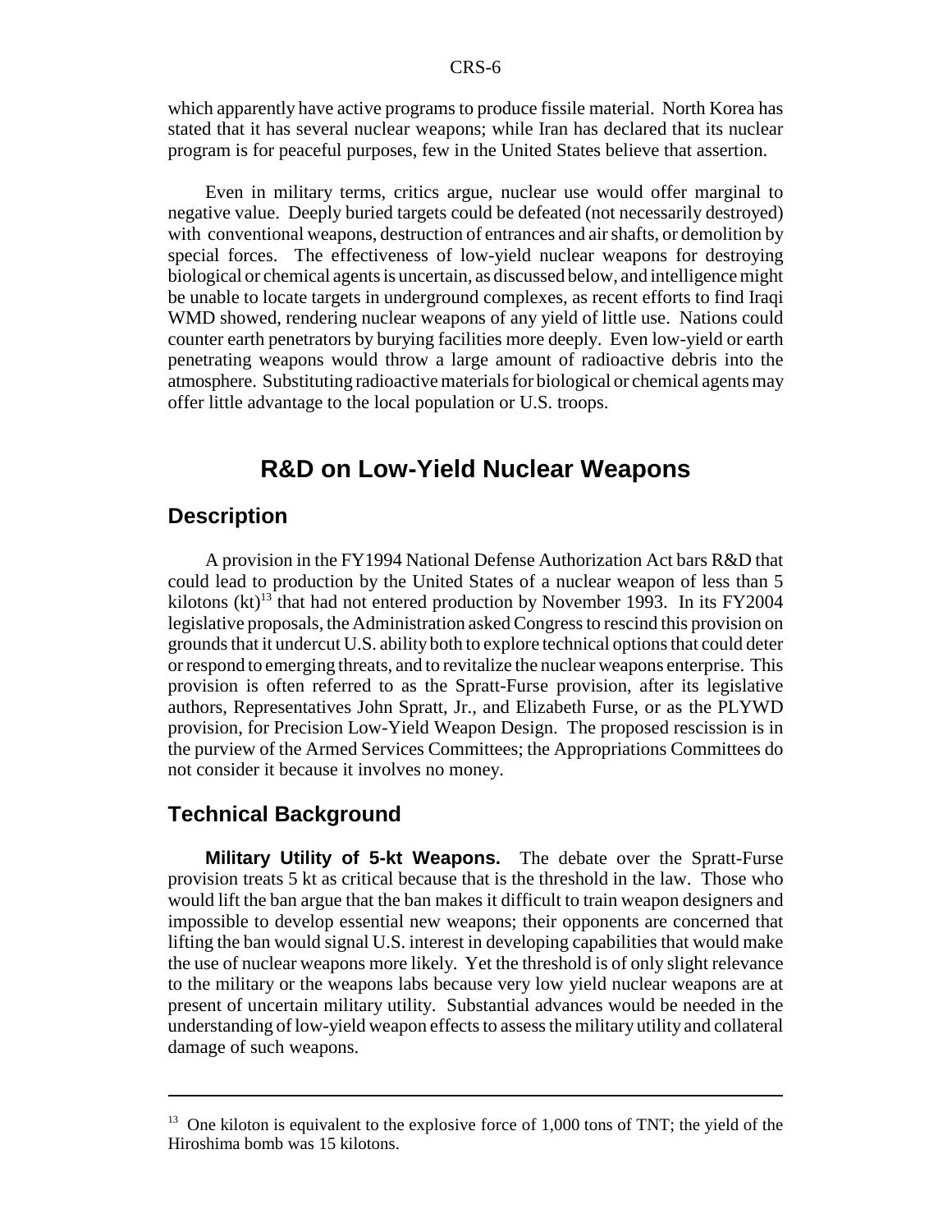which apparently have active programs to produce fissile material. North Korea has stated that it has several nuclear weapons; while Iran has declared that its nuclear program is for peaceful purposes, few in the United States believe that assertion.

Even in military terms, critics argue, nuclear use would offer marginal to negative value. Deeply buried targets could be defeated (not necessarily destroyed) with conventional weapons, destruction of entrances and air shafts, or demolition by special forces. The effectiveness of low-yield nuclear weapons for destroying biological or chemical agents is uncertain, as discussed below, and intelligence might be unable to locate targets in underground complexes, as recent efforts to find Iraqi WMD showed, rendering nuclear weapons of any yield of little use. Nations could counter earth penetrators by burying facilities more deeply. Even low-yield or earth penetrating weapons would throw a large amount of radioactive debris into the atmosphere. Substituting radioactive materials for biological or chemical agents may offer little advantage to the local population or U.S. troops.

# R&D on Low-Yield Nuclear Weapons

## Description

A provision in the FY1994 National Defense Authorization Act bars R&D that could lead to production by the United States of a nuclear weapon of less than 5 kilotons (kt)[13] that had not entered production by November 1993. In its FY2004 legislative proposals, the Administration asked Congress to rescind this provision on grounds that it undercut U.S. ability both to explore technical options that could deter or respond to emerging threats, and to revitalize the nuclear weapons enterprise. This provision is often referred to as the Spratt-Furse provision, after its legislative authors, Representatives John Spratt, Jr., and Elizabeth Furse, or as the PLYWD provision, for Precision Low-Yield Weapon Design. The proposed rescission is in the purview of the Armed Services Committees; the Appropriations Committees do not consider it because it involves no money.

## Technical Background

**Military Utility of 5-kt Weapons.** The debate over the Spratt-Furse provision treats 5 kt as critical because that is the threshold in the law. Those who would lift the ban argue that the ban makes it difficult to train weapon designers and impossible to develop essential new weapons; their opponents are concerned that lifting the ban would signal U.S. interest in developing capabilities that would make the use of nuclear weapons more likely. Yet the threshold is of only slight relevance to the military or the weapons labs because very low yield nuclear weapons are at present of uncertain military utility. Substantial advances would be needed in the understanding of low-yield weapon effects to assess the military utility and collateral damage of such weapons.

---

[13] One kiloton is equivalent to the explosive force of 1,000 tons of TNT; the yield of the Hiroshima bomb was 15 kilotons.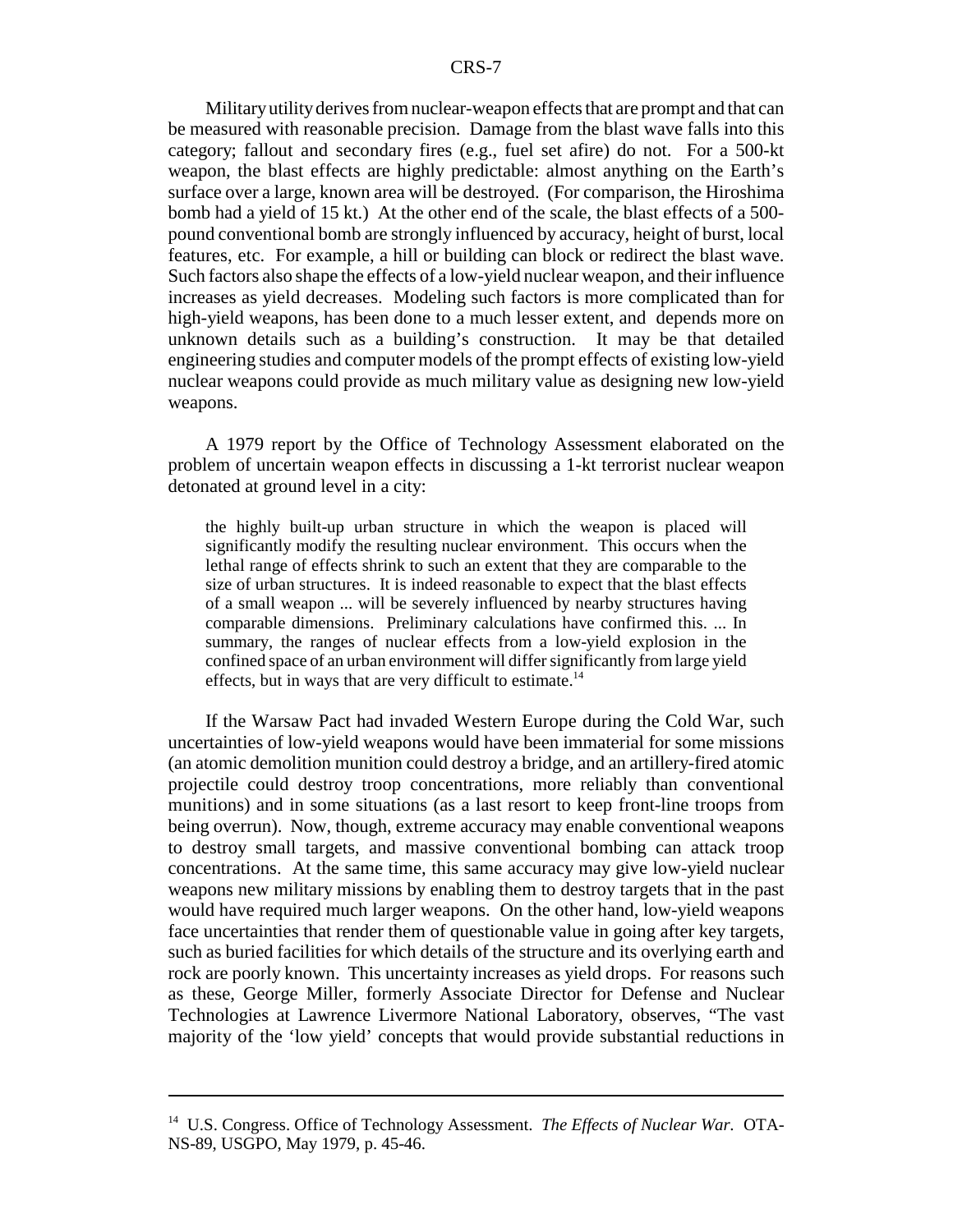Military utility derives from nuclear-weapon effects that are prompt and that can be measured with reasonable precision. Damage from the blast wave falls into this category; fallout and secondary fires (e.g., fuel set afire) do not. For a 500-kt weapon, the blast effects are highly predictable: almost anything on the Earth's surface over a large, known area will be destroyed. (For comparison, the Hiroshima bomb had a yield of 15 kt.) At the other end of the scale, the blast effects of a 500-pound conventional bomb are strongly influenced by accuracy, height of burst, local features, etc. For example, a hill or building can block or redirect the blast wave. Such factors also shape the effects of a low-yield nuclear weapon, and their influence increases as yield decreases. Modeling such factors is more complicated than for high-yield weapons, has been done to a much lesser extent, and depends more on unknown details such as a building's construction. It may be that detailed engineering studies and computer models of the prompt effects of existing low-yield nuclear weapons could provide as much military value as designing new low-yield weapons.

A 1979 report by the Office of Technology Assessment elaborated on the problem of uncertain weapon effects in discussing a 1-kt terrorist nuclear weapon detonated at ground level in a city:

> the highly built-up urban structure in which the weapon is placed will significantly modify the resulting nuclear environment. This occurs when the lethal range of effects shrink to such an extent that they are comparable to the size of urban structures. It is indeed reasonable to expect that the blast effects of a small weapon ... will be severely influenced by nearby structures having comparable dimensions. Preliminary calculations have confirmed this. ... In summary, the ranges of nuclear effects from a low-yield explosion in the confined space of an urban environment will differ significantly from large yield effects, but in ways that are very difficult to estimate.[14]

If the Warsaw Pact had invaded Western Europe during the Cold War, such uncertainties of low-yield weapons would have been immaterial for some missions (an atomic demolition munition could destroy a bridge, and an artillery-fired atomic projectile could destroy troop concentrations, more reliably than conventional munitions) and in some situations (as a last resort to keep front-line troops from being overrun). Now, though, extreme accuracy may enable conventional weapons to destroy small targets, and massive conventional bombing can attack troop concentrations. At the same time, this same accuracy may give low-yield nuclear weapons new military missions by enabling them to destroy targets that in the past would have required much larger weapons. On the other hand, low-yield weapons face uncertainties that render them of questionable value in going after key targets, such as buried facilities for which details of the structure and its overlying earth and rock are poorly known. This uncertainty increases as yield drops. For reasons such as these, George Miller, formerly Associate Director for Defense and Nuclear Technologies at Lawrence Livermore National Laboratory, observes, "The vast majority of the 'low yield' concepts that would provide substantial reductions in

---

[14] U.S. Congress. Office of Technology Assessment. *The Effects of Nuclear War.* OTA-NS-89, USGPO, May 1979, p. 45-46.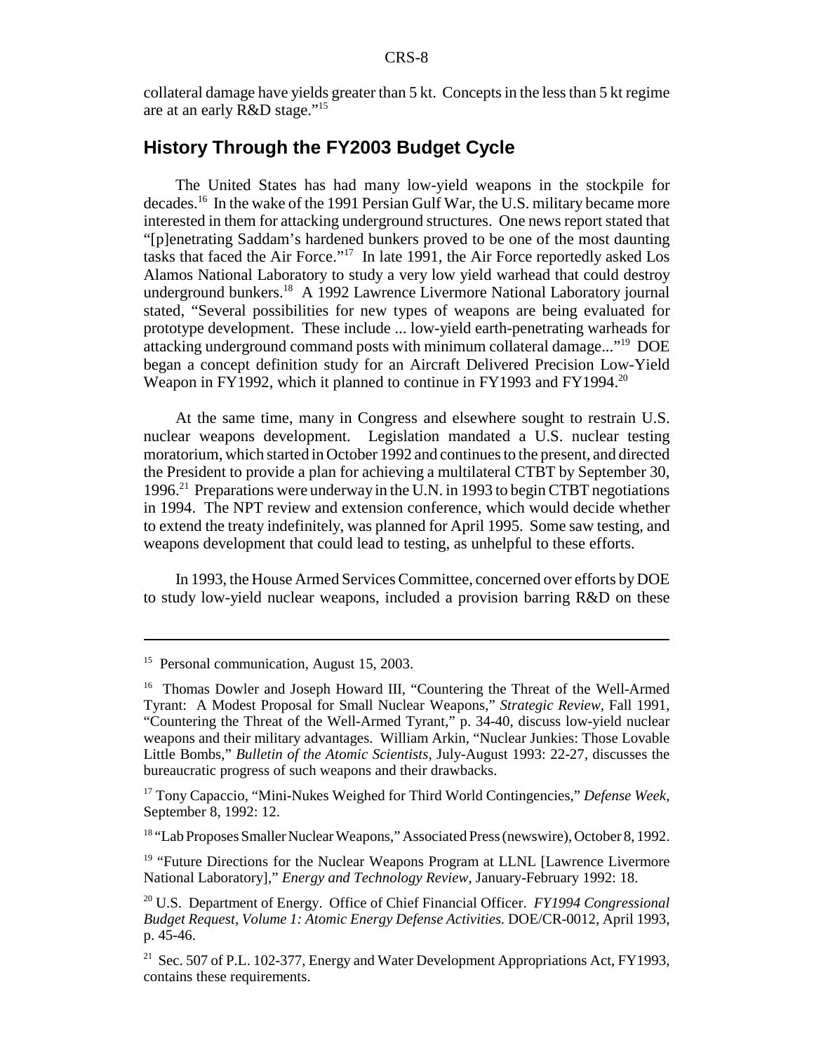collateral damage have yields greater than 5 kt. Concepts in the less than 5 kt regime are at an early R&D stage."[15]

## History Through the FY2003 Budget Cycle

The United States has had many low-yield weapons in the stockpile for decades.[16] In the wake of the 1991 Persian Gulf War, the U.S. military became more interested in them for attacking underground structures. One news report stated that "[p]enetrating Saddam's hardened bunkers proved to be one of the most daunting tasks that faced the Air Force."[17] In late 1991, the Air Force reportedly asked Los Alamos National Laboratory to study a very low yield warhead that could destroy underground bunkers.[18] A 1992 Lawrence Livermore National Laboratory journal stated, "Several possibilities for new types of weapons are being evaluated for prototype development. These include ... low-yield earth-penetrating warheads for attacking underground command posts with minimum collateral damage..."[19] DOE began a concept definition study for an Aircraft Delivered Precision Low-Yield Weapon in FY1992, which it planned to continue in FY1993 and FY1994.[20]

At the same time, many in Congress and elsewhere sought to restrain U.S. nuclear weapons development. Legislation mandated a U.S. nuclear testing moratorium, which started in October 1992 and continues to the present, and directed the President to provide a plan for achieving a multilateral CTBT by September 30, 1996.[21] Preparations were underway in the U.N. in 1993 to begin CTBT negotiations in 1994. The NPT review and extension conference, which would decide whether to extend the treaty indefinitely, was planned for April 1995. Some saw testing, and weapons development that could lead to testing, as unhelpful to these efforts.

In 1993, the House Armed Services Committee, concerned over efforts by DOE to study low-yield nuclear weapons, included a provision barring R&D on these

---

[15] Personal communication, August 15, 2003.

[16] Thomas Dowler and Joseph Howard III, "Countering the Threat of the Well-Armed Tyrant: A Modest Proposal for Small Nuclear Weapons," *Strategic Review*, Fall 1991, "Countering the Threat of the Well-Armed Tyrant," p. 34-40, discuss low-yield nuclear weapons and their military advantages. William Arkin, "Nuclear Junkies: Those Lovable Little Bombs," *Bulletin of the Atomic Scientists*, July-August 1993: 22-27, discusses the bureaucratic progress of such weapons and their drawbacks.

[17] Tony Capaccio, "Mini-Nukes Weighed for Third World Contingencies," *Defense Week*, September 8, 1992: 12.

[18] "Lab Proposes Smaller Nuclear Weapons," Associated Press (newswire), October 8, 1992.

[19] "Future Directions for the Nuclear Weapons Program at LLNL [Lawrence Livermore National Laboratory]," *Energy and Technology Review*, January-February 1992: 18.

[20] U.S. Department of Energy. Office of Chief Financial Officer. *FY1994 Congressional Budget Request, Volume 1: Atomic Energy Defense Activities.* DOE/CR-0012, April 1993, p. 45-46.

[21] Sec. 507 of P.L. 102-377, Energy and Water Development Appropriations Act, FY1993, contains these requirements.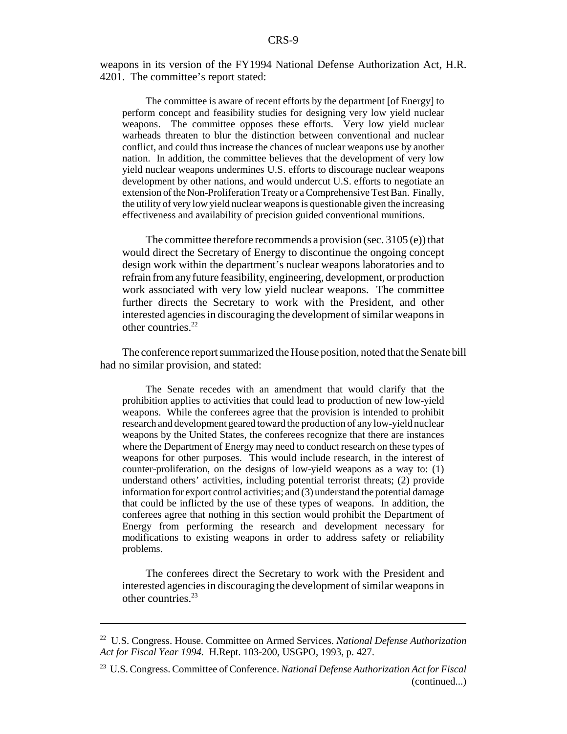weapons in its version of the FY1994 National Defense Authorization Act, H.R. 4201. The committee's report stated:

> The committee is aware of recent efforts by the department [of Energy] to perform concept and feasibility studies for designing very low yield nuclear weapons. The committee opposes these efforts. Very low yield nuclear warheads threaten to blur the distinction between conventional and nuclear conflict, and could thus increase the chances of nuclear weapons use by another nation. In addition, the committee believes that the development of very low yield nuclear weapons undermines U.S. efforts to discourage nuclear weapons development by other nations, and would undercut U.S. efforts to negotiate an extension of the Non-Proliferation Treaty or a Comprehensive Test Ban. Finally, the utility of very low yield nuclear weapons is questionable given the increasing effectiveness and availability of precision guided conventional munitions.
>
> The committee therefore recommends a provision (sec. 3105 (e)) that would direct the Secretary of Energy to discontinue the ongoing concept design work within the department's nuclear weapons laboratories and to refrain from any future feasibility, engineering, development, or production work associated with very low yield nuclear weapons. The committee further directs the Secretary to work with the President, and other interested agencies in discouraging the development of similar weapons in other countries.[22]

The conference report summarized the House position, noted that the Senate bill had no similar provision, and stated:

> The Senate recedes with an amendment that would clarify that the prohibition applies to activities that could lead to production of new low-yield weapons. While the conferees agree that the provision is intended to prohibit research and development geared toward the production of any low-yield nuclear weapons by the United States, the conferees recognize that there are instances where the Department of Energy may need to conduct research on these types of weapons for other purposes. This would include research, in the interest of counter-proliferation, on the designs of low-yield weapons as a way to: (1) understand others' activities, including potential terrorist threats; (2) provide information for export control activities; and (3) understand the potential damage that could be inflicted by the use of these types of weapons. In addition, the conferees agree that nothing in this section would prohibit the Department of Energy from performing the research and development necessary for modifications to existing weapons in order to address safety or reliability problems.
>
> The conferees direct the Secretary to work with the President and interested agencies in discouraging the development of similar weapons in other countries.[23]

---

[22] U.S. Congress. House. Committee on Armed Services. *National Defense Authorization Act for Fiscal Year 1994.* H.Rept. 103-200, USGPO, 1993, p. 427.

[23] U.S. Congress. Committee of Conference. *National Defense Authorization Act for Fiscal* (continued...)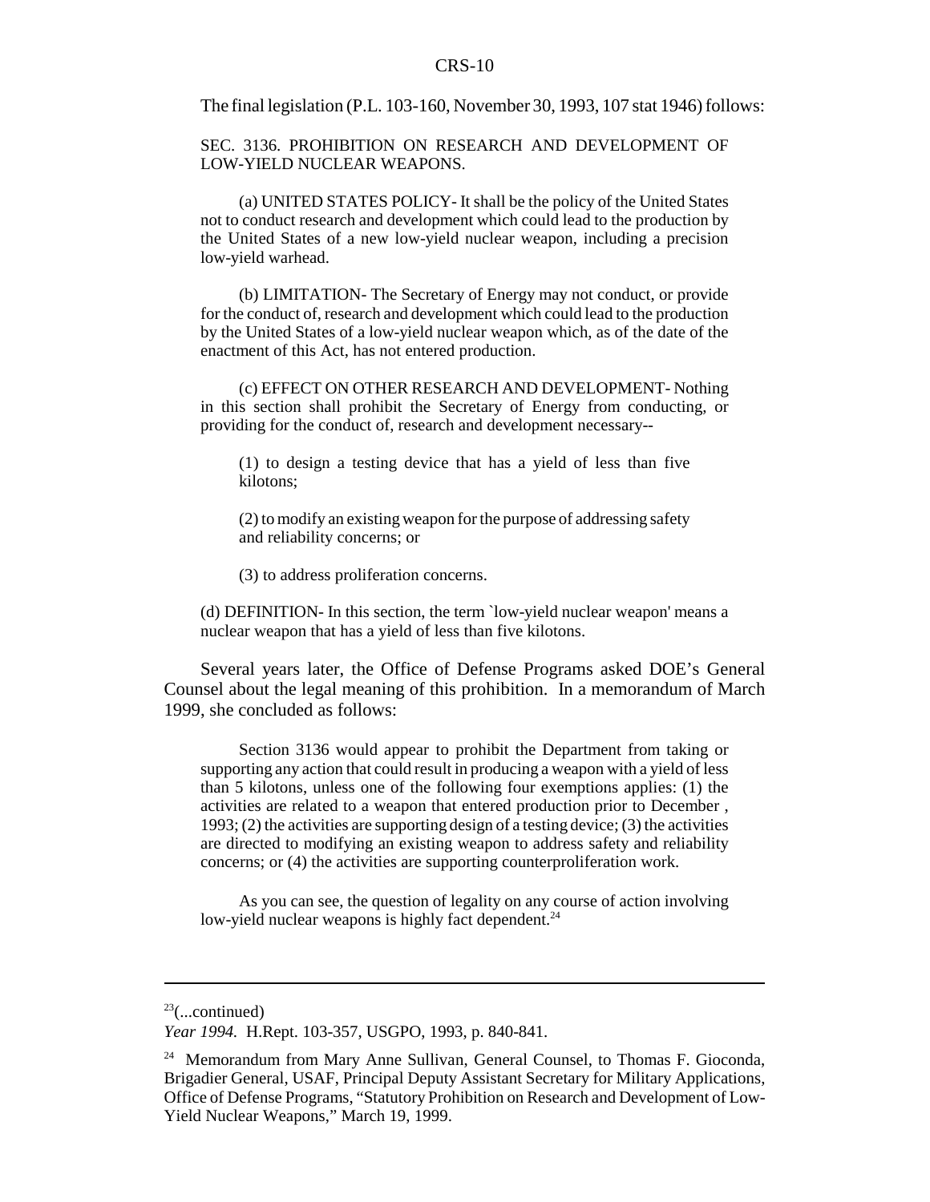The final legislation (P.L. 103-160, November 30, 1993, 107 stat 1946) follows:

> SEC. 3136. PROHIBITION ON RESEARCH AND DEVELOPMENT OF LOW-YIELD NUCLEAR WEAPONS.
>
> (a) UNITED STATES POLICY- It shall be the policy of the United States not to conduct research and development which could lead to the production by the United States of a new low-yield nuclear weapon, including a precision low-yield warhead.
>
> (b) LIMITATION- The Secretary of Energy may not conduct, or provide for the conduct of, research and development which could lead to the production by the United States of a low-yield nuclear weapon which, as of the date of the enactment of this Act, has not entered production.
>
> (c) EFFECT ON OTHER RESEARCH AND DEVELOPMENT- Nothing in this section shall prohibit the Secretary of Energy from conducting, or providing for the conduct of, research and development necessary--
>
> (1) to design a testing device that has a yield of less than five kilotons;
>
> (2) to modify an existing weapon for the purpose of addressing safety and reliability concerns; or
>
> (3) to address proliferation concerns.
>
> (d) DEFINITION- In this section, the term `low-yield nuclear weapon' means a nuclear weapon that has a yield of less than five kilotons.

Several years later, the Office of Defense Programs asked DOE's General Counsel about the legal meaning of this prohibition. In a memorandum of March 1999, she concluded as follows:

> Section 3136 would appear to prohibit the Department from taking or supporting any action that could result in producing a weapon with a yield of less than 5 kilotons, unless one of the following four exemptions applies: (1) the activities are related to a weapon that entered production prior to December , 1993; (2) the activities are supporting design of a testing device; (3) the activities are directed to modifying an existing weapon to address safety and reliability concerns; or (4) the activities are supporting counterproliferation work.
>
> As you can see, the question of legality on any course of action involving low-yield nuclear weapons is highly fact dependent.[24]

---

[23](...continued)
*Year 1994.* H.Rept. 103-357, USGPO, 1993, p. 840-841.

[24] Memorandum from Mary Anne Sullivan, General Counsel, to Thomas F. Gioconda, Brigadier General, USAF, Principal Deputy Assistant Secretary for Military Applications, Office of Defense Programs, "Statutory Prohibition on Research and Development of Low-Yield Nuclear Weapons," March 19, 1999.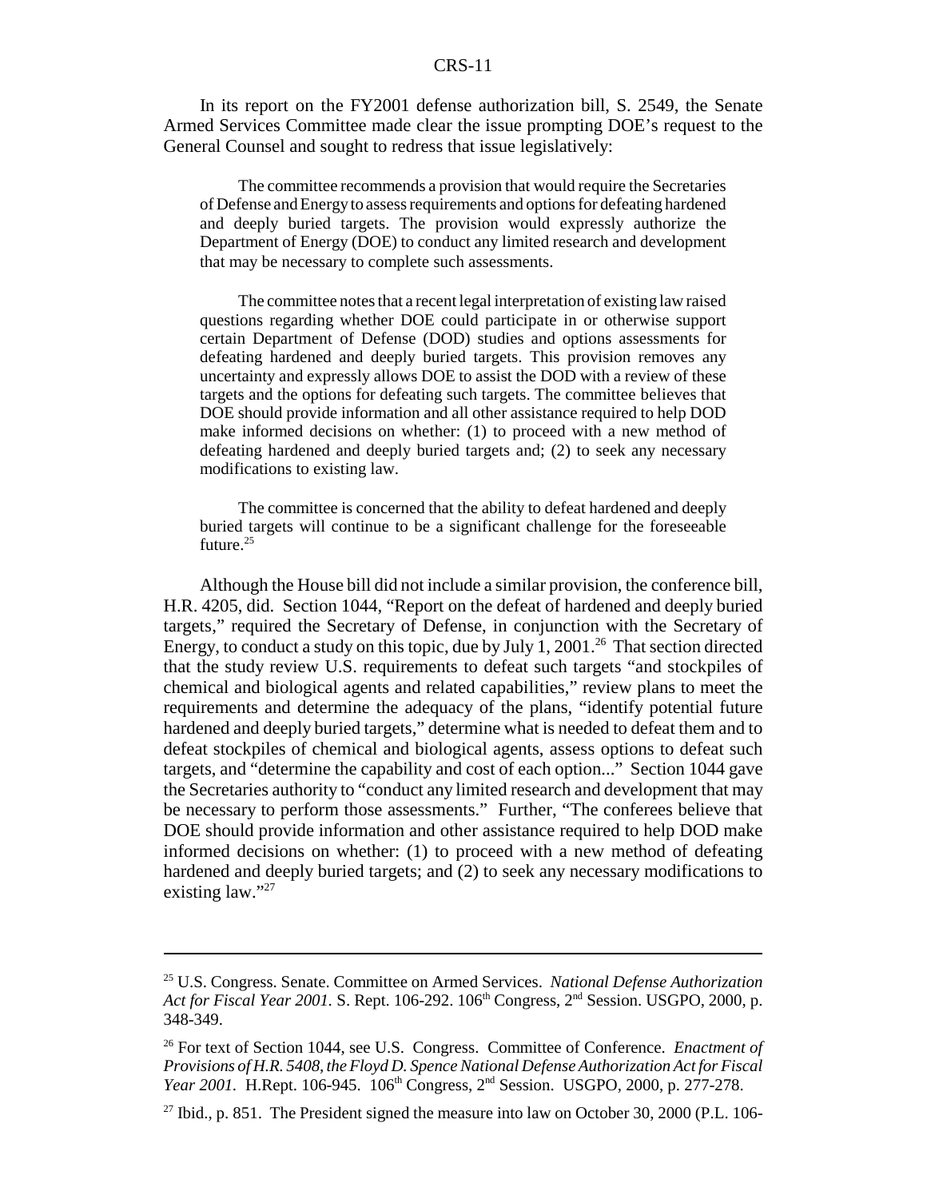In its report on the FY2001 defense authorization bill, S. 2549, the Senate Armed Services Committee made clear the issue prompting DOE's request to the General Counsel and sought to redress that issue legislatively:

> The committee recommends a provision that would require the Secretaries of Defense and Energy to assess requirements and options for defeating hardened and deeply buried targets. The provision would expressly authorize the Department of Energy (DOE) to conduct any limited research and development that may be necessary to complete such assessments.
>
> The committee notes that a recent legal interpretation of existing law raised questions regarding whether DOE could participate in or otherwise support certain Department of Defense (DOD) studies and options assessments for defeating hardened and deeply buried targets. This provision removes any uncertainty and expressly allows DOE to assist the DOD with a review of these targets and the options for defeating such targets. The committee believes that DOE should provide information and all other assistance required to help DOD make informed decisions on whether: (1) to proceed with a new method of defeating hardened and deeply buried targets and; (2) to seek any necessary modifications to existing law.
>
> The committee is concerned that the ability to defeat hardened and deeply buried targets will continue to be a significant challenge for the foreseeable future.[25]

Although the House bill did not include a similar provision, the conference bill, H.R. 4205, did. Section 1044, "Report on the defeat of hardened and deeply buried targets," required the Secretary of Defense, in conjunction with the Secretary of Energy, to conduct a study on this topic, due by July 1, 2001.[26] That section directed that the study review U.S. requirements to defeat such targets "and stockpiles of chemical and biological agents and related capabilities," review plans to meet the requirements and determine the adequacy of the plans, "identify potential future hardened and deeply buried targets," determine what is needed to defeat them and to defeat stockpiles of chemical and biological agents, assess options to defeat such targets, and "determine the capability and cost of each option..." Section 1044 gave the Secretaries authority to "conduct any limited research and development that may be necessary to perform those assessments." Further, "The conferees believe that DOE should provide information and other assistance required to help DOD make informed decisions on whether: (1) to proceed with a new method of defeating hardened and deeply buried targets; and (2) to seek any necessary modifications to existing law."[27]

---

[25] U.S. Congress. Senate. Committee on Armed Services. *National Defense Authorization Act for Fiscal Year 2001.* S. Rept. 106-292. 106th Congress, 2nd Session. USGPO, 2000, p. 348-349.

[26] For text of Section 1044, see U.S. Congress. Committee of Conference. *Enactment of Provisions of H.R. 5408, the Floyd D. Spence National Defense Authorization Act for Fiscal Year 2001.* H.Rept. 106-945. 106th Congress, 2nd Session. USGPO, 2000, p. 277-278.

[27] Ibid., p. 851. The President signed the measure into law on October 30, 2000 (P.L. 106-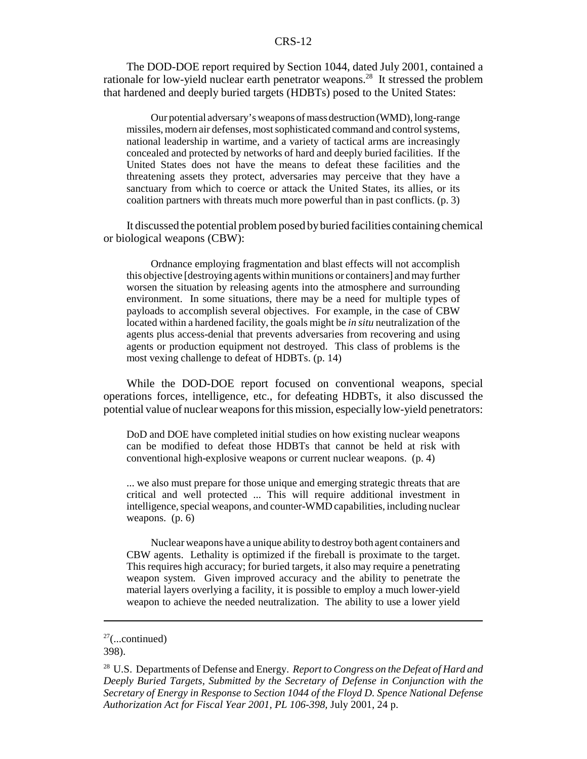The DOD-DOE report required by Section 1044, dated July 2001, contained a rationale for low-yield nuclear earth penetrator weapons.[28] It stressed the problem that hardened and deeply buried targets (HDBTs) posed to the United States:

> Our potential adversary's weapons of mass destruction (WMD), long-range missiles, modern air defenses, most sophisticated command and control systems, national leadership in wartime, and a variety of tactical arms are increasingly concealed and protected by networks of hard and deeply buried facilities. If the United States does not have the means to defeat these facilities and the threatening assets they protect, adversaries may perceive that they have a sanctuary from which to coerce or attack the United States, its allies, or its coalition partners with threats much more powerful than in past conflicts. (p. 3)

It discussed the potential problem posed by buried facilities containing chemical or biological weapons (CBW):

> Ordnance employing fragmentation and blast effects will not accomplish this objective [destroying agents within munitions or containers] and may further worsen the situation by releasing agents into the atmosphere and surrounding environment. In some situations, there may be a need for multiple types of payloads to accomplish several objectives. For example, in the case of CBW located within a hardened facility, the goals might be *in situ* neutralization of the agents plus access-denial that prevents adversaries from recovering and using agents or production equipment not destroyed. This class of problems is the most vexing challenge to defeat of HDBTs. (p. 14)

While the DOD-DOE report focused on conventional weapons, special operations forces, intelligence, etc., for defeating HDBTs, it also discussed the potential value of nuclear weapons for this mission, especially low-yield penetrators:

> DoD and DOE have completed initial studies on how existing nuclear weapons can be modified to defeat those HDBTs that cannot be held at risk with conventional high-explosive weapons or current nuclear weapons. (p. 4)
>
> ... we also must prepare for those unique and emerging strategic threats that are critical and well protected ... This will require additional investment in intelligence, special weapons, and counter-WMD capabilities, including nuclear weapons. (p. 6)
>
> Nuclear weapons have a unique ability to destroy both agent containers and CBW agents. Lethality is optimized if the fireball is proximate to the target. This requires high accuracy; for buried targets, it also may require a penetrating weapon system. Given improved accuracy and the ability to penetrate the material layers overlying a facility, it is possible to employ a much lower-yield weapon to achieve the needed neutralization. The ability to use a lower yield

---

[27](...continued)
398).

[28] U.S. Departments of Defense and Energy. *Report to Congress on the Defeat of Hard and Deeply Buried Targets, Submitted by the Secretary of Defense in Conjunction with the Secretary of Energy in Response to Section 1044 of the Floyd D. Spence National Defense Authorization Act for Fiscal Year 2001, PL 106-398,* July 2001, 24 p.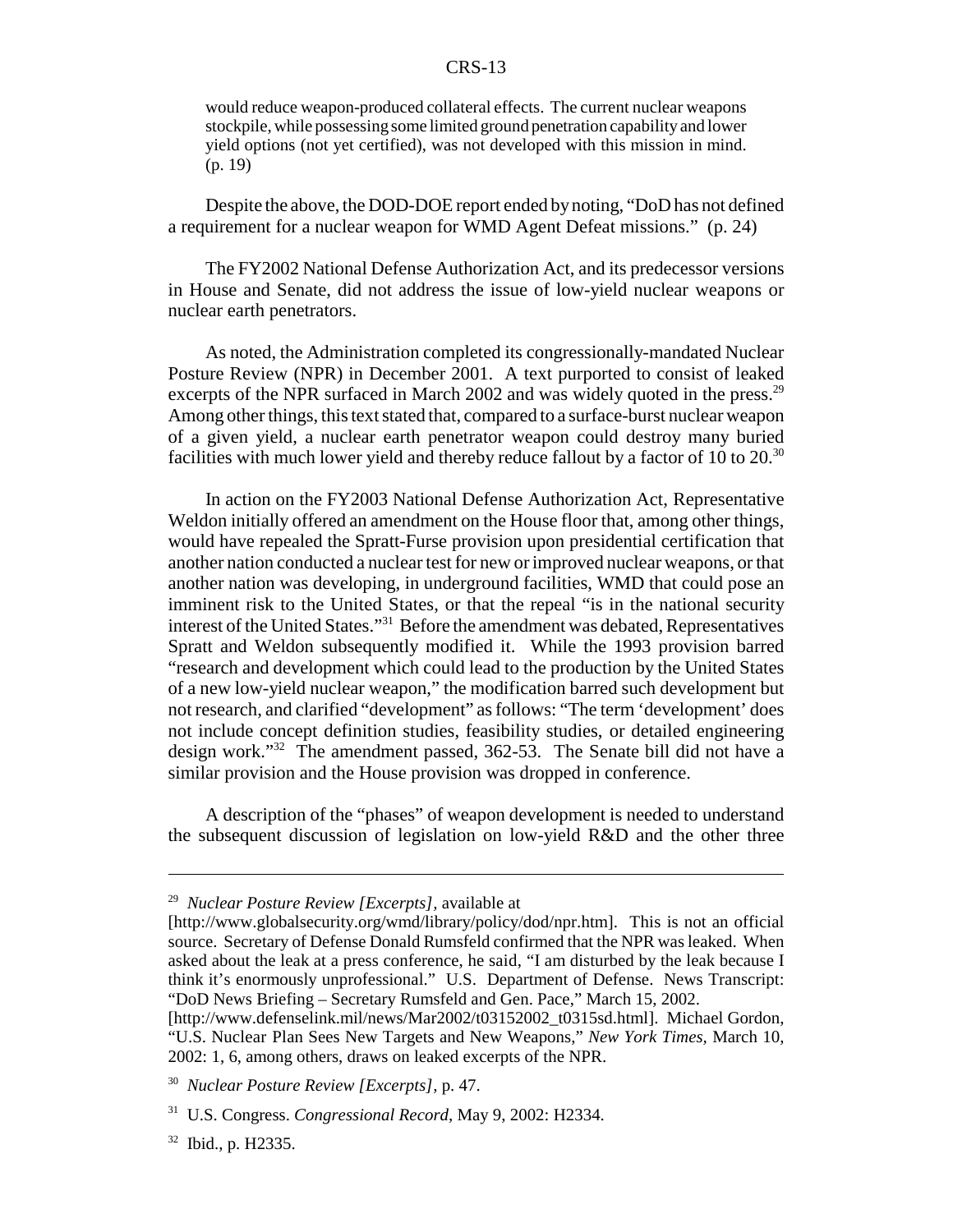> would reduce weapon-produced collateral effects. The current nuclear weapons stockpile, while possessing some limited ground penetration capability and lower yield options (not yet certified), was not developed with this mission in mind. (p. 19)

Despite the above, the DOD-DOE report ended by noting, "DoD has not defined a requirement for a nuclear weapon for WMD Agent Defeat missions." (p. 24)

The FY2002 National Defense Authorization Act, and its predecessor versions in House and Senate, did not address the issue of low-yield nuclear weapons or nuclear earth penetrators.

As noted, the Administration completed its congressionally-mandated Nuclear Posture Review (NPR) in December 2001. A text purported to consist of leaked excerpts of the NPR surfaced in March 2002 and was widely quoted in the press.[29] Among other things, this text stated that, compared to a surface-burst nuclear weapon of a given yield, a nuclear earth penetrator weapon could destroy many buried facilities with much lower yield and thereby reduce fallout by a factor of 10 to 20.[30]

In action on the FY2003 National Defense Authorization Act, Representative Weldon initially offered an amendment on the House floor that, among other things, would have repealed the Spratt-Furse provision upon presidential certification that another nation conducted a nuclear test for new or improved nuclear weapons, or that another nation was developing, in underground facilities, WMD that could pose an imminent risk to the United States, or that the repeal "is in the national security interest of the United States."[31] Before the amendment was debated, Representatives Spratt and Weldon subsequently modified it. While the 1993 provision barred "research and development which could lead to the production by the United States of a new low-yield nuclear weapon," the modification barred such development but not research, and clarified "development" as follows: "The term 'development' does not include concept definition studies, feasibility studies, or detailed engineering design work."[32] The amendment passed, 362-53. The Senate bill did not have a similar provision and the House provision was dropped in conference.

A description of the "phases" of weapon development is needed to understand the subsequent discussion of legislation on low-yield R&D and the other three

---

[29] *Nuclear Posture Review [Excerpts]*, available at [http://www.globalsecurity.org/wmd/library/policy/dod/npr.htm]. This is not an official source. Secretary of Defense Donald Rumsfeld confirmed that the NPR was leaked. When asked about the leak at a press conference, he said, "I am disturbed by the leak because I think it's enormously unprofessional." U.S. Department of Defense. News Transcript: "DoD News Briefing – Secretary Rumsfeld and Gen. Pace," March 15, 2002. [http://www.defenselink.mil/news/Mar2002/t03152002_t0315sd.html]. Michael Gordon, "U.S. Nuclear Plan Sees New Targets and New Weapons," *New York Times*, March 10, 2002: 1, 6, among others, draws on leaked excerpts of the NPR.

[30] *Nuclear Posture Review [Excerpts]*, p. 47.

[31] U.S. Congress. *Congressional Record*, May 9, 2002: H2334.

[32] Ibid., p. H2335.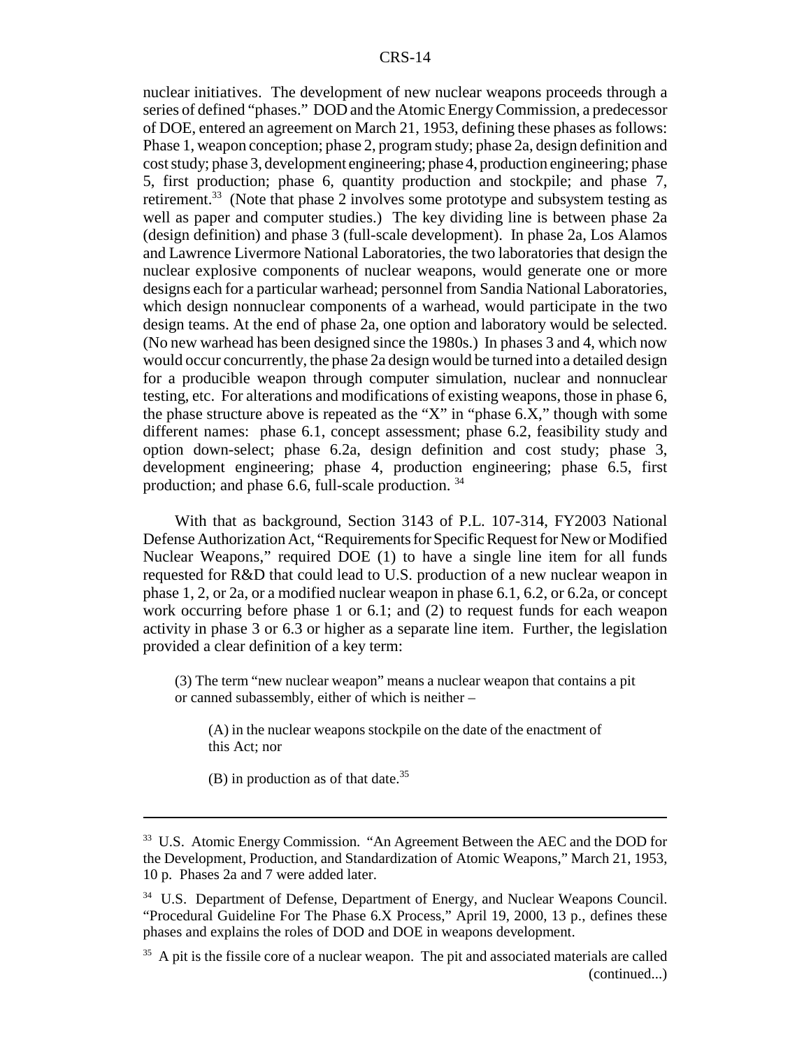nuclear initiatives. The development of new nuclear weapons proceeds through a series of defined "phases." DOD and the Atomic Energy Commission, a predecessor of DOE, entered an agreement on March 21, 1953, defining these phases as follows: Phase 1, weapon conception; phase 2, program study; phase 2a, design definition and cost study; phase 3, development engineering; phase 4, production engineering; phase 5, first production; phase 6, quantity production and stockpile; and phase 7, retirement.[33] (Note that phase 2 involves some prototype and subsystem testing as well as paper and computer studies.) The key dividing line is between phase 2a (design definition) and phase 3 (full-scale development). In phase 2a, Los Alamos and Lawrence Livermore National Laboratories, the two laboratories that design the nuclear explosive components of nuclear weapons, would generate one or more designs each for a particular warhead; personnel from Sandia National Laboratories, which design nonnuclear components of a warhead, would participate in the two design teams. At the end of phase 2a, one option and laboratory would be selected. (No new warhead has been designed since the 1980s.) In phases 3 and 4, which now would occur concurrently, the phase 2a design would be turned into a detailed design for a producible weapon through computer simulation, nuclear and nonnuclear testing, etc. For alterations and modifications of existing weapons, those in phase 6, the phase structure above is repeated as the "X" in "phase 6.X," though with some different names: phase 6.1, concept assessment; phase 6.2, feasibility study and option down-select; phase 6.2a, design definition and cost study; phase 3, development engineering; phase 4, production engineering; phase 6.5, first production; and phase 6.6, full-scale production.[34]

With that as background, Section 3143 of P.L. 107-314, FY2003 National Defense Authorization Act, "Requirements for Specific Request for New or Modified Nuclear Weapons," required DOE (1) to have a single line item for all funds requested for R&D that could lead to U.S. production of a new nuclear weapon in phase 1, 2, or 2a, or a modified nuclear weapon in phase 6.1, 6.2, or 6.2a, or concept work occurring before phase 1 or 6.1; and (2) to request funds for each weapon activity in phase 3 or 6.3 or higher as a separate line item. Further, the legislation provided a clear definition of a key term:

> (3) The term "new nuclear weapon" means a nuclear weapon that contains a pit or canned subassembly, either of which is neither –
>
> > (A) in the nuclear weapons stockpile on the date of the enactment of this Act; nor
> >
> > (B) in production as of that date.[35]

---

[33] U.S. Atomic Energy Commission. "An Agreement Between the AEC and the DOD for the Development, Production, and Standardization of Atomic Weapons," March 21, 1953, 10 p. Phases 2a and 7 were added later.

[34] U.S. Department of Defense, Department of Energy, and Nuclear Weapons Council. "Procedural Guideline For The Phase 6.X Process," April 19, 2000, 13 p., defines these phases and explains the roles of DOD and DOE in weapons development.

[35] A pit is the fissile core of a nuclear weapon. The pit and associated materials are called (continued...)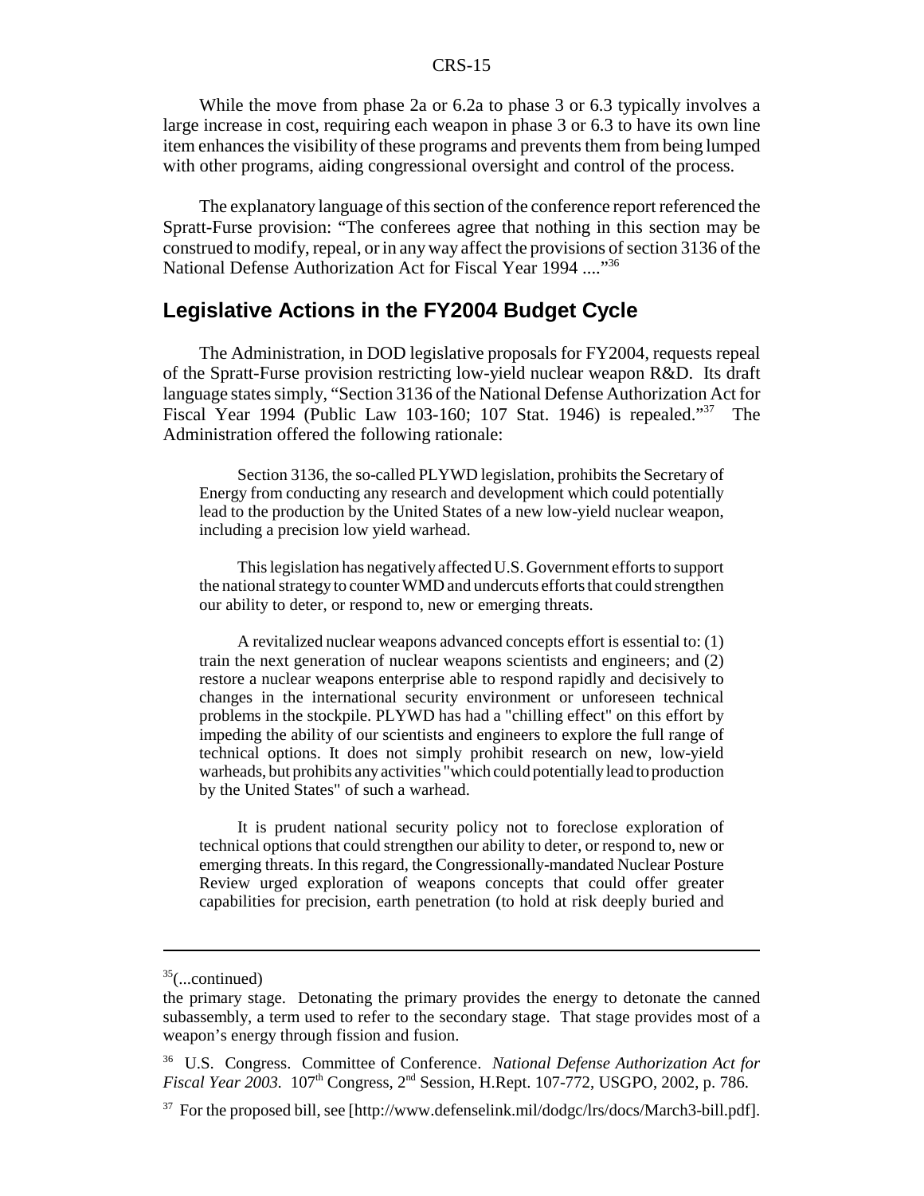While the move from phase 2a or 6.2a to phase 3 or 6.3 typically involves a large increase in cost, requiring each weapon in phase 3 or 6.3 to have its own line item enhances the visibility of these programs and prevents them from being lumped with other programs, aiding congressional oversight and control of the process.

The explanatory language of this section of the conference report referenced the Spratt-Furse provision: "The conferees agree that nothing in this section may be construed to modify, repeal, or in any way affect the provisions of section 3136 of the National Defense Authorization Act for Fiscal Year 1994 ...."[36]

## Legislative Actions in the FY2004 Budget Cycle

The Administration, in DOD legislative proposals for FY2004, requests repeal of the Spratt-Furse provision restricting low-yield nuclear weapon R&D. Its draft language states simply, "Section 3136 of the National Defense Authorization Act for Fiscal Year 1994 (Public Law 103-160; 107 Stat. 1946) is repealed."[37] The Administration offered the following rationale:

> Section 3136, the so-called PLYWD legislation, prohibits the Secretary of Energy from conducting any research and development which could potentially lead to the production by the United States of a new low-yield nuclear weapon, including a precision low yield warhead.
>
> This legislation has negatively affected U.S. Government efforts to support the national strategy to counter WMD and undercuts efforts that could strengthen our ability to deter, or respond to, new or emerging threats.
>
> A revitalized nuclear weapons advanced concepts effort is essential to: (1) train the next generation of nuclear weapons scientists and engineers; and (2) restore a nuclear weapons enterprise able to respond rapidly and decisively to changes in the international security environment or unforeseen technical problems in the stockpile. PLYWD has had a "chilling effect" on this effort by impeding the ability of our scientists and engineers to explore the full range of technical options. It does not simply prohibit research on new, low-yield warheads, but prohibits any activities "which could potentially lead to production by the United States" of such a warhead.
>
> It is prudent national security policy not to foreclose exploration of technical options that could strengthen our ability to deter, or respond to, new or emerging threats. In this regard, the Congressionally-mandated Nuclear Posture Review urged exploration of weapons concepts that could offer greater capabilities for precision, earth penetration (to hold at risk deeply buried and

---

[35](...continued)
the primary stage. Detonating the primary provides the energy to detonate the canned subassembly, a term used to refer to the secondary stage. That stage provides most of a weapon's energy through fission and fusion.

[36] U.S. Congress. Committee of Conference. *National Defense Authorization Act for Fiscal Year 2003.* 107th Congress, 2nd Session, H.Rept. 107-772, USGPO, 2002, p. 786.

[37] For the proposed bill, see [http://www.defenselink.mil/dodgc/lrs/docs/March3-bill.pdf].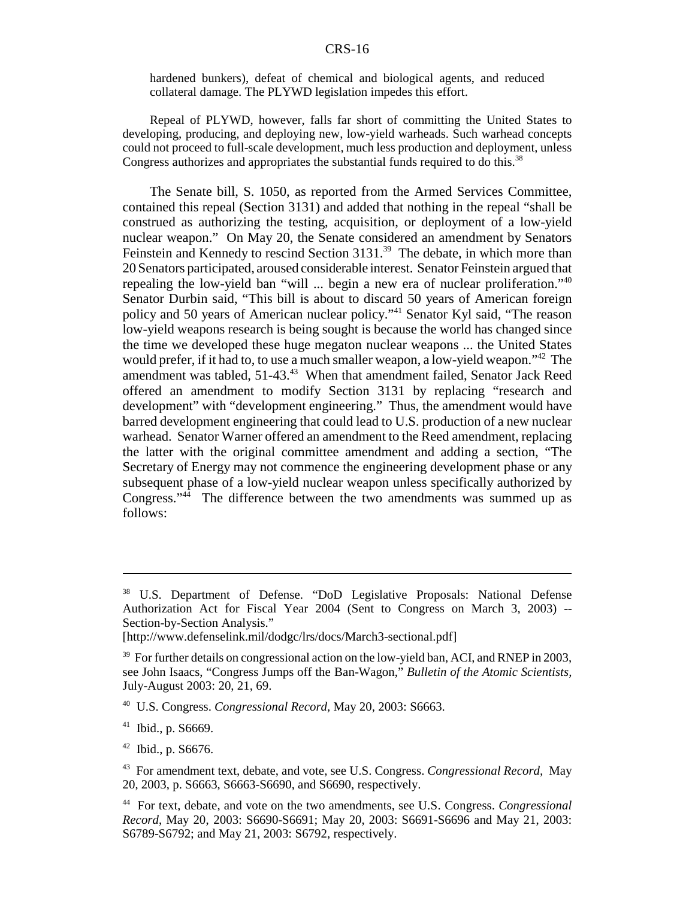hardened bunkers), defeat of chemical and biological agents, and reduced collateral damage. The PLYWD legislation impedes this effort.

Repeal of PLYWD, however, falls far short of committing the United States to developing, producing, and deploying new, low-yield warheads. Such warhead concepts could not proceed to full-scale development, much less production and deployment, unless Congress authorizes and appropriates the substantial funds required to do this.[38]

The Senate bill, S. 1050, as reported from the Armed Services Committee, contained this repeal (Section 3131) and added that nothing in the repeal "shall be construed as authorizing the testing, acquisition, or deployment of a low-yield nuclear weapon." On May 20, the Senate considered an amendment by Senators Feinstein and Kennedy to rescind Section 3131.[39] The debate, in which more than 20 Senators participated, aroused considerable interest. Senator Feinstein argued that repealing the low-yield ban "will ... begin a new era of nuclear proliferation."[40] Senator Durbin said, "This bill is about to discard 50 years of American foreign policy and 50 years of American nuclear policy."[41] Senator Kyl said, "The reason low-yield weapons research is being sought is because the world has changed since the time we developed these huge megaton nuclear weapons ... the United States would prefer, if it had to, to use a much smaller weapon, a low-yield weapon."[42] The amendment was tabled, 51-43.[43] When that amendment failed, Senator Jack Reed offered an amendment to modify Section 3131 by replacing "research and development" with "development engineering." Thus, the amendment would have barred development engineering that could lead to U.S. production of a new nuclear warhead. Senator Warner offered an amendment to the Reed amendment, replacing the latter with the original committee amendment and adding a section, "The Secretary of Energy may not commence the engineering development phase or any subsequent phase of a low-yield nuclear weapon unless specifically authorized by Congress."[44] The difference between the two amendments was summed up as follows:

---

[38] U.S. Department of Defense. "DoD Legislative Proposals: National Defense Authorization Act for Fiscal Year 2004 (Sent to Congress on March 3, 2003) -- Section-by-Section Analysis." [http://www.defenselink.mil/dodgc/lrs/docs/March3-sectional.pdf]

[39] For further details on congressional action on the low-yield ban, ACI, and RNEP in 2003, see John Isaacs, "Congress Jumps off the Ban-Wagon," *Bulletin of the Atomic Scientists,* July-August 2003: 20, 21, 69.

[40] U.S. Congress. *Congressional Record,* May 20, 2003: S6663.

[41] Ibid., p. S6669.

[42] Ibid., p. S6676.

[43] For amendment text, debate, and vote, see U.S. Congress. *Congressional Record,* May 20, 2003, p. S6663, S6663-S6690, and S6690, respectively.

[44] For text, debate, and vote on the two amendments, see U.S. Congress. *Congressional Record,* May 20, 2003: S6690-S6691; May 20, 2003: S6691-S6696 and May 21, 2003: S6789-S6792; and May 21, 2003: S6792, respectively.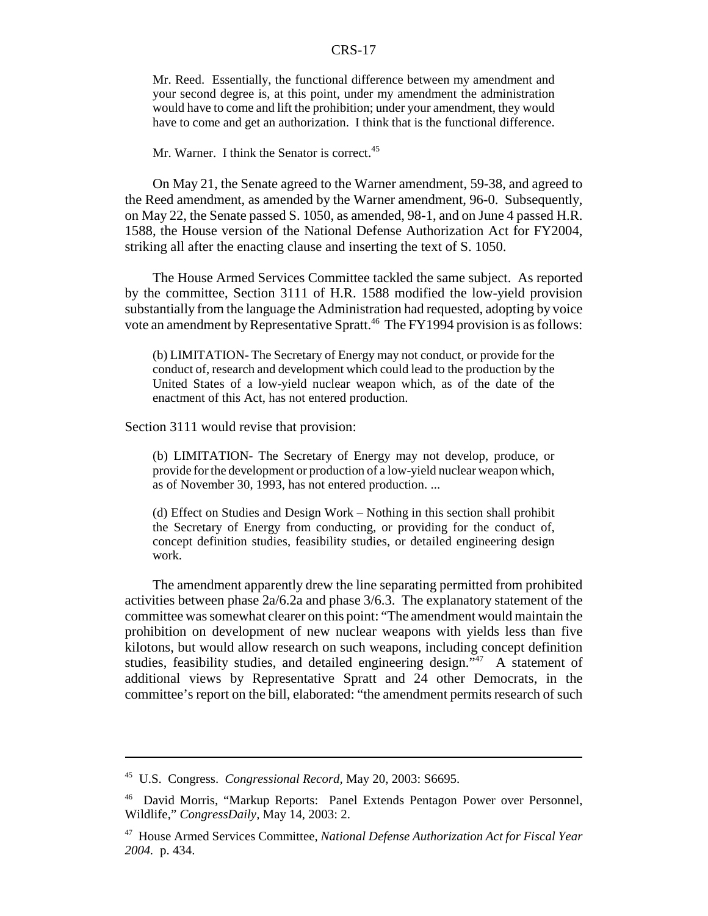> Mr. Reed. Essentially, the functional difference between my amendment and your second degree is, at this point, under my amendment the administration would have to come and lift the prohibition; under your amendment, they would have to come and get an authorization. I think that is the functional difference.
>
> Mr. Warner. I think the Senator is correct.[45]

On May 21, the Senate agreed to the Warner amendment, 59-38, and agreed to the Reed amendment, as amended by the Warner amendment, 96-0. Subsequently, on May 22, the Senate passed S. 1050, as amended, 98-1, and on June 4 passed H.R. 1588, the House version of the National Defense Authorization Act for FY2004, striking all after the enacting clause and inserting the text of S. 1050.

The House Armed Services Committee tackled the same subject. As reported by the committee, Section 3111 of H.R. 1588 modified the low-yield provision substantially from the language the Administration had requested, adopting by voice vote an amendment by Representative Spratt.[46] The FY1994 provision is as follows:

> (b) LIMITATION- The Secretary of Energy may not conduct, or provide for the conduct of, research and development which could lead to the production by the United States of a low-yield nuclear weapon which, as of the date of the enactment of this Act, has not entered production.

Section 3111 would revise that provision:

> (b) LIMITATION- The Secretary of Energy may not develop, produce, or provide for the development or production of a low-yield nuclear weapon which, as of November 30, 1993, has not entered production. ...
>
> (d) Effect on Studies and Design Work – Nothing in this section shall prohibit the Secretary of Energy from conducting, or providing for the conduct of, concept definition studies, feasibility studies, or detailed engineering design work.

The amendment apparently drew the line separating permitted from prohibited activities between phase 2a/6.2a and phase 3/6.3. The explanatory statement of the committee was somewhat clearer on this point: "The amendment would maintain the prohibition on development of new nuclear weapons with yields less than five kilotons, but would allow research on such weapons, including concept definition studies, feasibility studies, and detailed engineering design."[47] A statement of additional views by Representative Spratt and 24 other Democrats, in the committee's report on the bill, elaborated: "the amendment permits research of such

---

[45] U.S. Congress. *Congressional Record*, May 20, 2003: S6695.

[46] David Morris, "Markup Reports: Panel Extends Pentagon Power over Personnel, Wildlife," *CongressDaily*, May 14, 2003: 2.

[47] House Armed Services Committee, *National Defense Authorization Act for Fiscal Year 2004*. p. 434.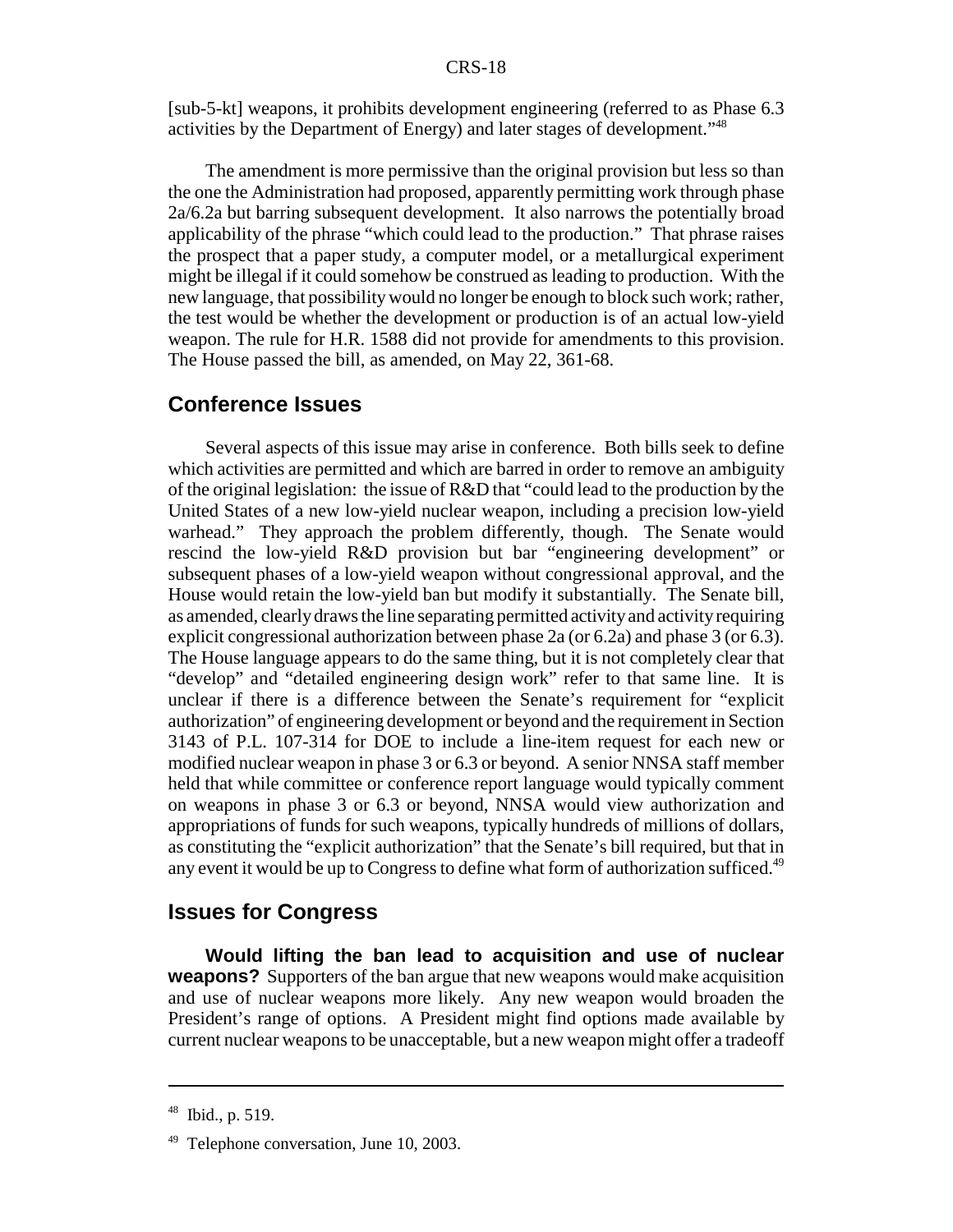[sub-5-kt] weapons, it prohibits development engineering (referred to as Phase 6.3 activities by the Department of Energy) and later stages of development."[48]

The amendment is more permissive than the original provision but less so than the one the Administration had proposed, apparently permitting work through phase 2a/6.2a but barring subsequent development. It also narrows the potentially broad applicability of the phrase "which could lead to the production." That phrase raises the prospect that a paper study, a computer model, or a metallurgical experiment might be illegal if it could somehow be construed as leading to production. With the new language, that possibility would no longer be enough to block such work; rather, the test would be whether the development or production is of an actual low-yield weapon. The rule for H.R. 1588 did not provide for amendments to this provision. The House passed the bill, as amended, on May 22, 361-68.

## Conference Issues

Several aspects of this issue may arise in conference. Both bills seek to define which activities are permitted and which are barred in order to remove an ambiguity of the original legislation: the issue of R&D that "could lead to the production by the United States of a new low-yield nuclear weapon, including a precision low-yield warhead." They approach the problem differently, though. The Senate would rescind the low-yield R&D provision but bar "engineering development" or subsequent phases of a low-yield weapon without congressional approval, and the House would retain the low-yield ban but modify it substantially. The Senate bill, as amended, clearly draws the line separating permitted activity and activity requiring explicit congressional authorization between phase 2a (or 6.2a) and phase 3 (or 6.3). The House language appears to do the same thing, but it is not completely clear that "develop" and "detailed engineering design work" refer to that same line. It is unclear if there is a difference between the Senate's requirement for "explicit authorization" of engineering development or beyond and the requirement in Section 3143 of P.L. 107-314 for DOE to include a line-item request for each new or modified nuclear weapon in phase 3 or 6.3 or beyond. A senior NNSA staff member held that while committee or conference report language would typically comment on weapons in phase 3 or 6.3 or beyond, NNSA would view authorization and appropriations of funds for such weapons, typically hundreds of millions of dollars, as constituting the "explicit authorization" that the Senate's bill required, but that in any event it would be up to Congress to define what form of authorization sufficed.[49]

## Issues for Congress

**Would lifting the ban lead to acquisition and use of nuclear weapons?** Supporters of the ban argue that new weapons would make acquisition and use of nuclear weapons more likely. Any new weapon would broaden the President's range of options. A President might find options made available by current nuclear weapons to be unacceptable, but a new weapon might offer a tradeoff

---

[48] Ibid., p. 519.

[49] Telephone conversation, June 10, 2003.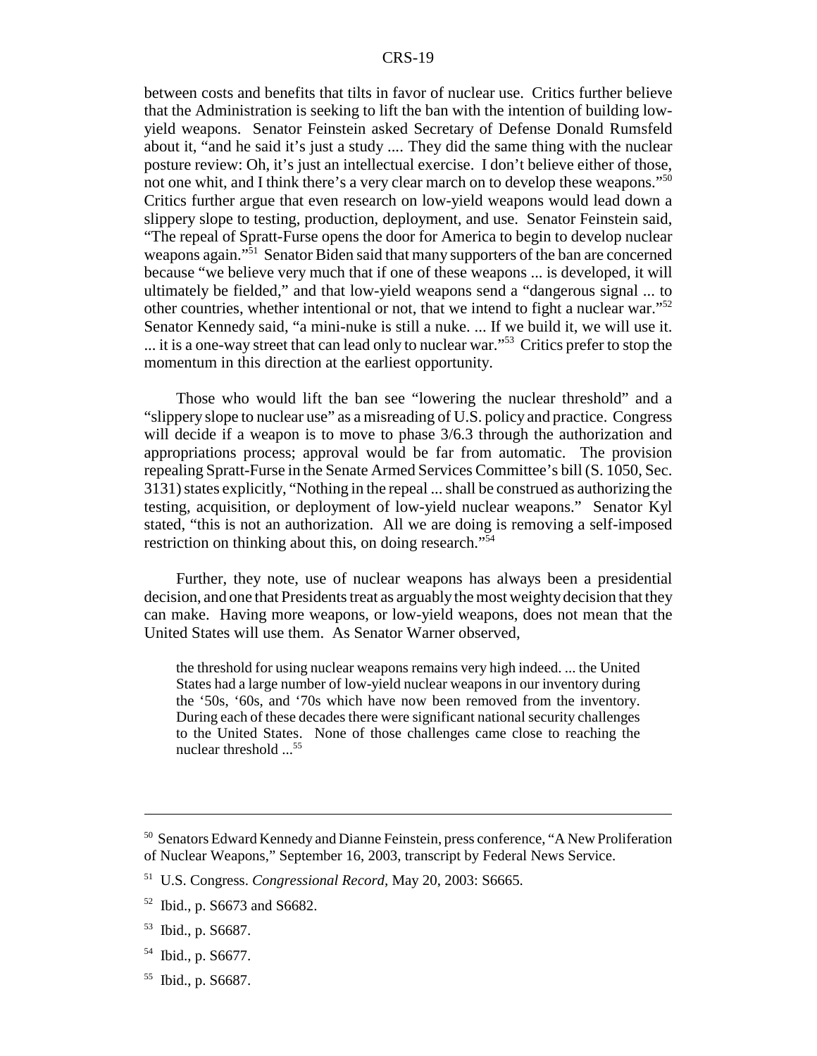between costs and benefits that tilts in favor of nuclear use. Critics further believe that the Administration is seeking to lift the ban with the intention of building low-yield weapons. Senator Feinstein asked Secretary of Defense Donald Rumsfeld about it, "and he said it's just a study .... They did the same thing with the nuclear posture review: Oh, it's just an intellectual exercise. I don't believe either of those, not one whit, and I think there's a very clear march on to develop these weapons."[50] Critics further argue that even research on low-yield weapons would lead down a slippery slope to testing, production, deployment, and use. Senator Feinstein said, "The repeal of Spratt-Furse opens the door for America to begin to develop nuclear weapons again."[51] Senator Biden said that many supporters of the ban are concerned because "we believe very much that if one of these weapons ... is developed, it will ultimately be fielded," and that low-yield weapons send a "dangerous signal ... to other countries, whether intentional or not, that we intend to fight a nuclear war."[52] Senator Kennedy said, "a mini-nuke is still a nuke. ... If we build it, we will use it. ... it is a one-way street that can lead only to nuclear war."[53] Critics prefer to stop the momentum in this direction at the earliest opportunity.

Those who would lift the ban see "lowering the nuclear threshold" and a "slippery slope to nuclear use" as a misreading of U.S. policy and practice. Congress will decide if a weapon is to move to phase 3/6.3 through the authorization and appropriations process; approval would be far from automatic. The provision repealing Spratt-Furse in the Senate Armed Services Committee's bill (S. 1050, Sec. 3131) states explicitly, "Nothing in the repeal ... shall be construed as authorizing the testing, acquisition, or deployment of low-yield nuclear weapons." Senator Kyl stated, "this is not an authorization. All we are doing is removing a self-imposed restriction on thinking about this, on doing research."[54]

Further, they note, use of nuclear weapons has always been a presidential decision, and one that Presidents treat as arguably the most weighty decision that they can make. Having more weapons, or low-yield weapons, does not mean that the United States will use them. As Senator Warner observed,

> the threshold for using nuclear weapons remains very high indeed. ... the United States had a large number of low-yield nuclear weapons in our inventory during the '50s, '60s, and '70s which have now been removed from the inventory. During each of these decades there were significant national security challenges to the United States. None of those challenges came close to reaching the nuclear threshold ...[55]

---

[50] Senators Edward Kennedy and Dianne Feinstein, press conference, "A New Proliferation of Nuclear Weapons," September 16, 2003, transcript by Federal News Service.

[51] U.S. Congress. *Congressional Record,* May 20, 2003: S6665.

[52] Ibid., p. S6673 and S6682.

[53] Ibid., p. S6687.

[54] Ibid., p. S6677.

[55] Ibid., p. S6687.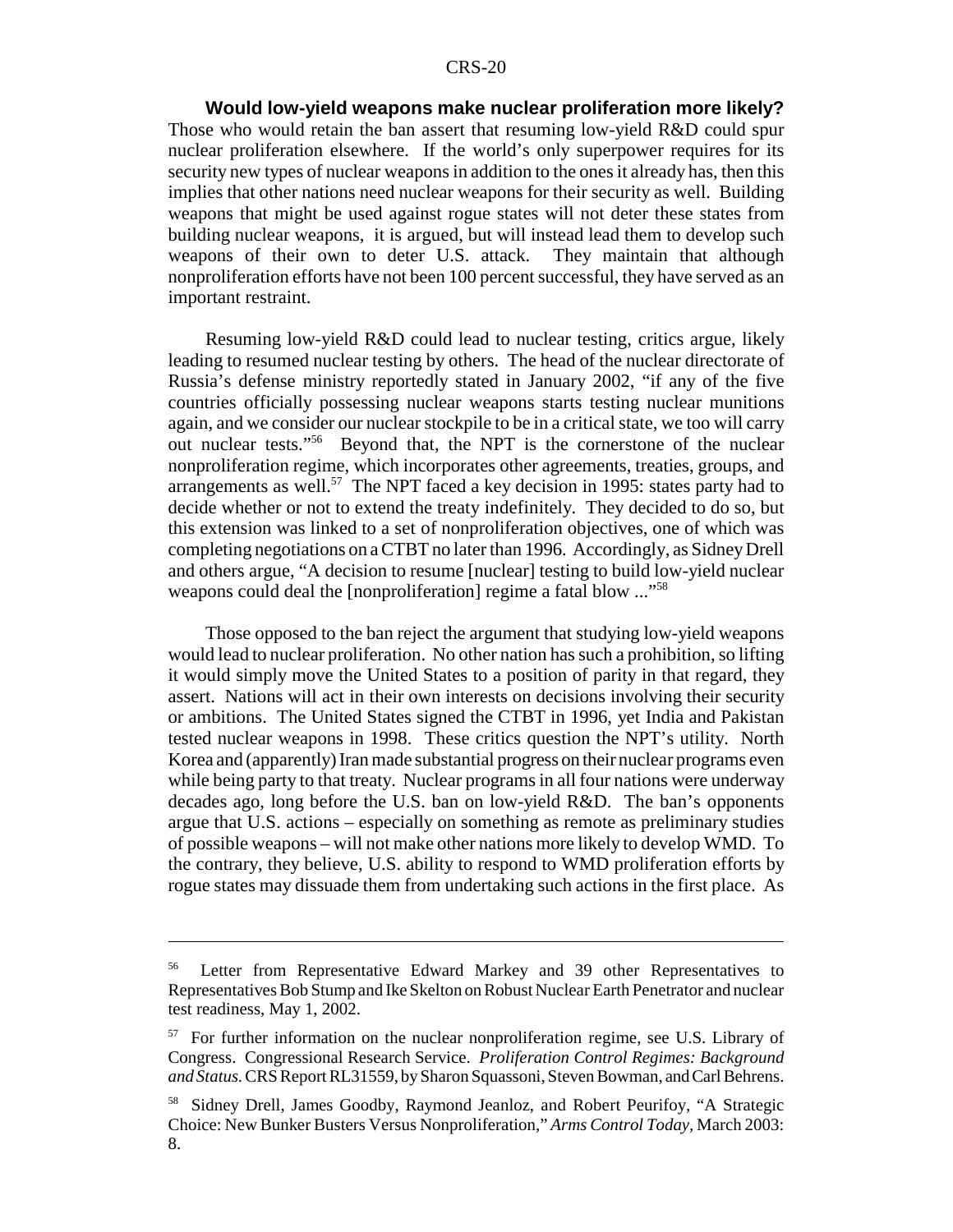**Would low-yield weapons make nuclear proliferation more likely?** Those who would retain the ban assert that resuming low-yield R&D could spur nuclear proliferation elsewhere. If the world's only superpower requires for its security new types of nuclear weapons in addition to the ones it already has, then this implies that other nations need nuclear weapons for their security as well. Building weapons that might be used against rogue states will not deter these states from building nuclear weapons, it is argued, but will instead lead them to develop such weapons of their own to deter U.S. attack. They maintain that although nonproliferation efforts have not been 100 percent successful, they have served as an important restraint.

Resuming low-yield R&D could lead to nuclear testing, critics argue, likely leading to resumed nuclear testing by others. The head of the nuclear directorate of Russia's defense ministry reportedly stated in January 2002, "if any of the five countries officially possessing nuclear weapons starts testing nuclear munitions again, and we consider our nuclear stockpile to be in a critical state, we too will carry out nuclear tests."[56] Beyond that, the NPT is the cornerstone of the nuclear nonproliferation regime, which incorporates other agreements, treaties, groups, and arrangements as well.[57] The NPT faced a key decision in 1995: states party had to decide whether or not to extend the treaty indefinitely. They decided to do so, but this extension was linked to a set of nonproliferation objectives, one of which was completing negotiations on a CTBT no later than 1996. Accordingly, as Sidney Drell and others argue, "A decision to resume [nuclear] testing to build low-yield nuclear weapons could deal the [nonproliferation] regime a fatal blow ..."[58]

Those opposed to the ban reject the argument that studying low-yield weapons would lead to nuclear proliferation. No other nation has such a prohibition, so lifting it would simply move the United States to a position of parity in that regard, they assert. Nations will act in their own interests on decisions involving their security or ambitions. The United States signed the CTBT in 1996, yet India and Pakistan tested nuclear weapons in 1998. These critics question the NPT's utility. North Korea and (apparently) Iran made substantial progress on their nuclear programs even while being party to that treaty. Nuclear programs in all four nations were underway decades ago, long before the U.S. ban on low-yield R&D. The ban's opponents argue that U.S. actions – especially on something as remote as preliminary studies of possible weapons – will not make other nations more likely to develop WMD. To the contrary, they believe, U.S. ability to respond to WMD proliferation efforts by rogue states may dissuade them from undertaking such actions in the first place. As

---

[56] Letter from Representative Edward Markey and 39 other Representatives to Representatives Bob Stump and Ike Skelton on Robust Nuclear Earth Penetrator and nuclear test readiness, May 1, 2002.

[57] For further information on the nuclear nonproliferation regime, see U.S. Library of Congress. Congressional Research Service. *Proliferation Control Regimes: Background and Status.* CRS Report RL31559, by Sharon Squassoni, Steven Bowman, and Carl Behrens.

[58] Sidney Drell, James Goodby, Raymond Jeanloz, and Robert Peurifoy, "A Strategic Choice: New Bunker Busters Versus Nonproliferation," *Arms Control Today,* March 2003: 8.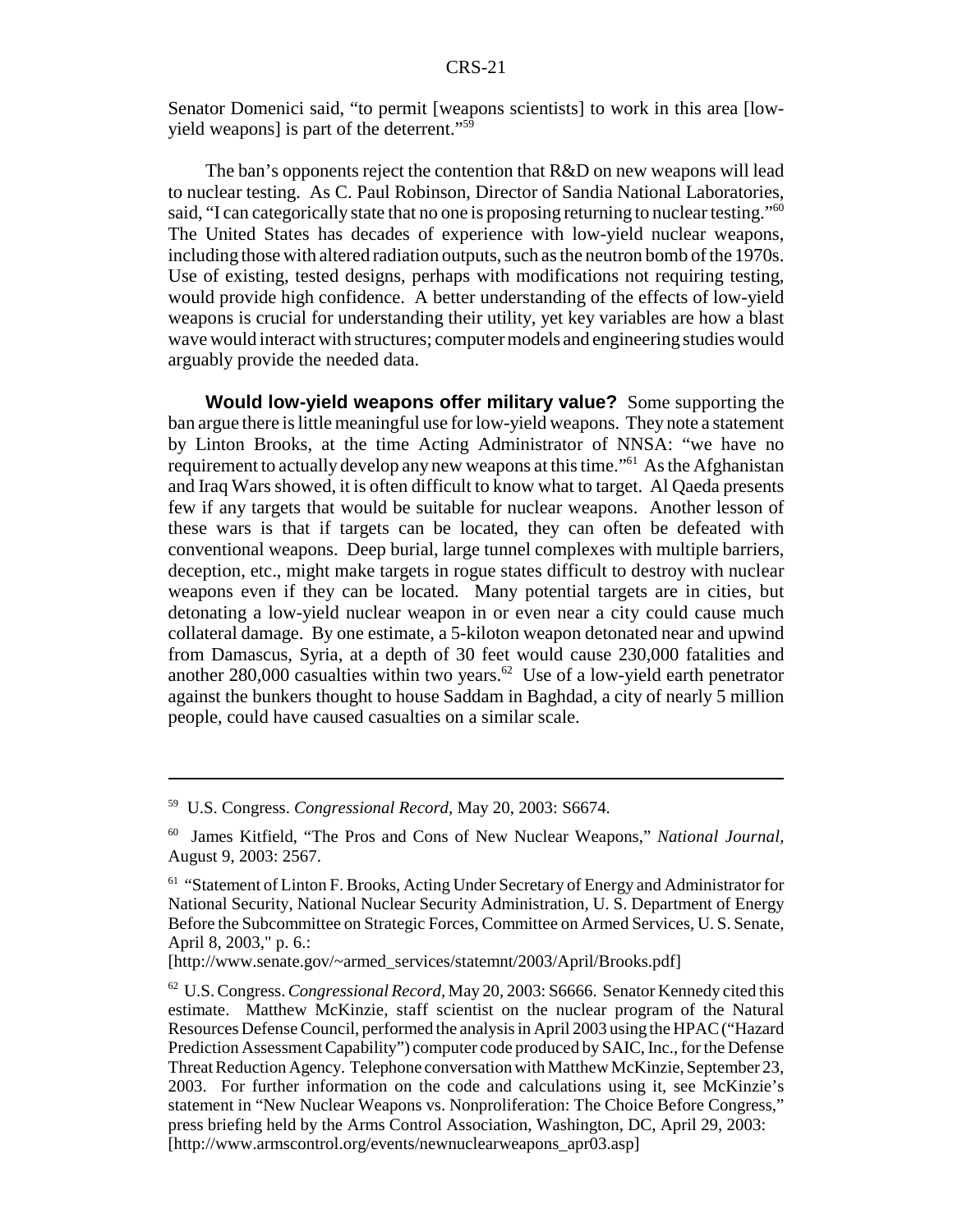Senator Domenici said, "to permit [weapons scientists] to work in this area [low-yield weapons] is part of the deterrent."[59]

The ban's opponents reject the contention that R&D on new weapons will lead to nuclear testing. As C. Paul Robinson, Director of Sandia National Laboratories, said, "I can categorically state that no one is proposing returning to nuclear testing."[60] The United States has decades of experience with low-yield nuclear weapons, including those with altered radiation outputs, such as the neutron bomb of the 1970s. Use of existing, tested designs, perhaps with modifications not requiring testing, would provide high confidence. A better understanding of the effects of low-yield weapons is crucial for understanding their utility, yet key variables are how a blast wave would interact with structures; computer models and engineering studies would arguably provide the needed data.

**Would low-yield weapons offer military value?** Some supporting the ban argue there is little meaningful use for low-yield weapons. They note a statement by Linton Brooks, at the time Acting Administrator of NNSA: "we have no requirement to actually develop any new weapons at this time."[61] As the Afghanistan and Iraq Wars showed, it is often difficult to know what to target. Al Qaeda presents few if any targets that would be suitable for nuclear weapons. Another lesson of these wars is that if targets can be located, they can often be defeated with conventional weapons. Deep burial, large tunnel complexes with multiple barriers, deception, etc., might make targets in rogue states difficult to destroy with nuclear weapons even if they can be located. Many potential targets are in cities, but detonating a low-yield nuclear weapon in or even near a city could cause much collateral damage. By one estimate, a 5-kiloton weapon detonated near and upwind from Damascus, Syria, at a depth of 30 feet would cause 230,000 fatalities and another 280,000 casualties within two years.[62] Use of a low-yield earth penetrator against the bunkers thought to house Saddam in Baghdad, a city of nearly 5 million people, could have caused casualties on a similar scale.

---

[59] U.S. Congress. *Congressional Record,* May 20, 2003: S6674.

[60] James Kitfield, "The Pros and Cons of New Nuclear Weapons," *National Journal,* August 9, 2003: 2567.

[61] "Statement of Linton F. Brooks, Acting Under Secretary of Energy and Administrator for National Security, National Nuclear Security Administration, U. S. Department of Energy Before the Subcommittee on Strategic Forces, Committee on Armed Services, U. S. Senate, April 8, 2003," p. 6.: [http://www.senate.gov/~armed_services/statemnt/2003/April/Brooks.pdf]

[62] U.S. Congress. *Congressional Record,* May 20, 2003: S6666. Senator Kennedy cited this estimate. Matthew McKinzie, staff scientist on the nuclear program of the Natural Resources Defense Council, performed the analysis in April 2003 using the HPAC ("Hazard Prediction Assessment Capability") computer code produced by SAIC, Inc., for the Defense Threat Reduction Agency. Telephone conversation with Matthew McKinzie, September 23, 2003. For further information on the code and calculations using it, see McKinzie's statement in "New Nuclear Weapons vs. Nonproliferation: The Choice Before Congress," press briefing held by the Arms Control Association, Washington, DC, April 29, 2003: [http://www.armscontrol.org/events/newnuclearweapons_apr03.asp]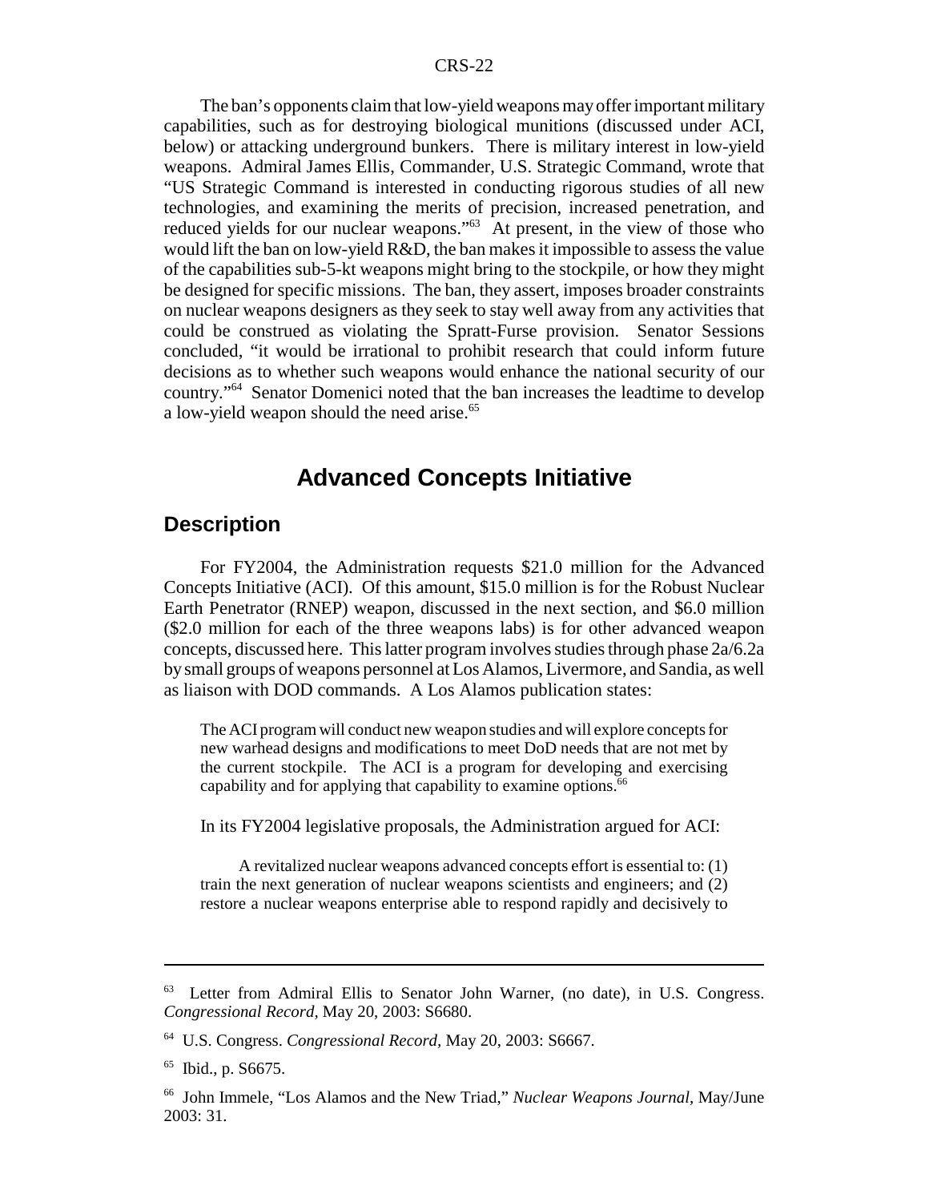The ban's opponents claim that low-yield weapons may offer important military capabilities, such as for destroying biological munitions (discussed under ACI, below) or attacking underground bunkers. There is military interest in low-yield weapons. Admiral James Ellis, Commander, U.S. Strategic Command, wrote that "US Strategic Command is interested in conducting rigorous studies of all new technologies, and examining the merits of precision, increased penetration, and reduced yields for our nuclear weapons."[63] At present, in the view of those who would lift the ban on low-yield R&D, the ban makes it impossible to assess the value of the capabilities sub-5-kt weapons might bring to the stockpile, or how they might be designed for specific missions. The ban, they assert, imposes broader constraints on nuclear weapons designers as they seek to stay well away from any activities that could be construed as violating the Spratt-Furse provision. Senator Sessions concluded, "it would be irrational to prohibit research that could inform future decisions as to whether such weapons would enhance the national security of our country."[64] Senator Domenici noted that the ban increases the leadtime to develop a low-yield weapon should the need arise.[65]

# Advanced Concepts Initiative

## Description

For FY2004, the Administration requests $21.0 million for the Advanced Concepts Initiative (ACI). Of this amount, $15.0 million is for the Robust Nuclear Earth Penetrator (RNEP) weapon, discussed in the next section, and $6.0 million ($2.0 million for each of the three weapons labs) is for other advanced weapon concepts, discussed here. This latter program involves studies through phase 2a/6.2a by small groups of weapons personnel at Los Alamos, Livermore, and Sandia, as well as liaison with DOD commands. A Los Alamos publication states:

> The ACI program will conduct new weapon studies and will explore concepts for new warhead designs and modifications to meet DoD needs that are not met by the current stockpile. The ACI is a program for developing and exercising capability and for applying that capability to examine options.[66]

In its FY2004 legislative proposals, the Administration argued for ACI:

> A revitalized nuclear weapons advanced concepts effort is essential to: (1) train the next generation of nuclear weapons scientists and engineers; and (2) restore a nuclear weapons enterprise able to respond rapidly and decisively to

---

[63] Letter from Admiral Ellis to Senator John Warner, (no date), in U.S. Congress. *Congressional Record,* May 20, 2003: S6680.

[64] U.S. Congress. *Congressional Record,* May 20, 2003: S6667.

[65] Ibid., p. S6675.

[66] John Immele, "Los Alamos and the New Triad," *Nuclear Weapons Journal,* May/June 2003: 31.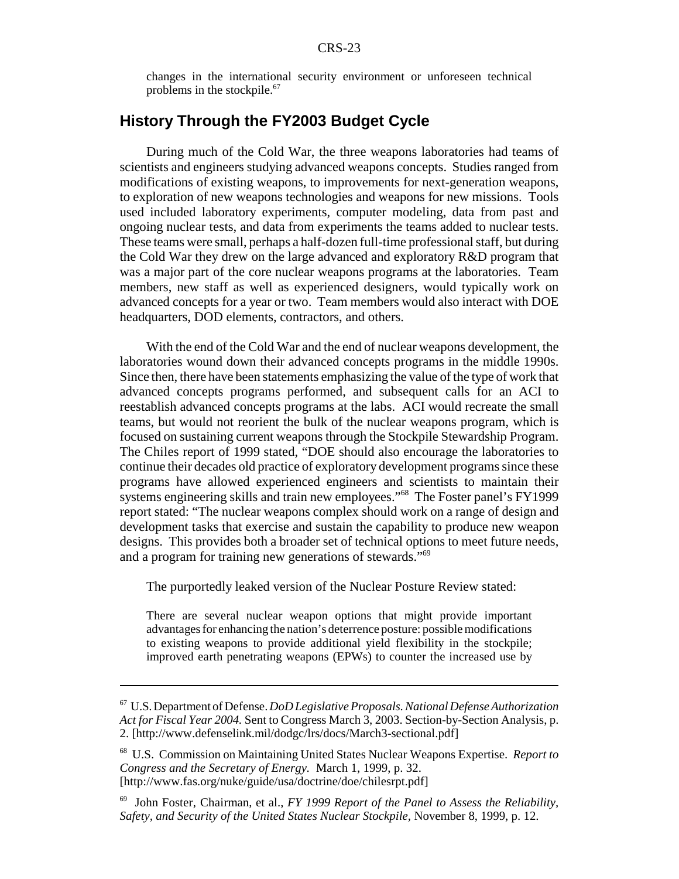changes in the international security environment or unforeseen technical problems in the stockpile.[67]

## History Through the FY2003 Budget Cycle

During much of the Cold War, the three weapons laboratories had teams of scientists and engineers studying advanced weapons concepts. Studies ranged from modifications of existing weapons, to improvements for next-generation weapons, to exploration of new weapons technologies and weapons for new missions. Tools used included laboratory experiments, computer modeling, data from past and ongoing nuclear tests, and data from experiments the teams added to nuclear tests. These teams were small, perhaps a half-dozen full-time professional staff, but during the Cold War they drew on the large advanced and exploratory R&D program that was a major part of the core nuclear weapons programs at the laboratories. Team members, new staff as well as experienced designers, would typically work on advanced concepts for a year or two. Team members would also interact with DOE headquarters, DOD elements, contractors, and others.

With the end of the Cold War and the end of nuclear weapons development, the laboratories wound down their advanced concepts programs in the middle 1990s. Since then, there have been statements emphasizing the value of the type of work that advanced concepts programs performed, and subsequent calls for an ACI to reestablish advanced concepts programs at the labs. ACI would recreate the small teams, but would not reorient the bulk of the nuclear weapons program, which is focused on sustaining current weapons through the Stockpile Stewardship Program. The Chiles report of 1999 stated, "DOE should also encourage the laboratories to continue their decades old practice of exploratory development programs since these programs have allowed experienced engineers and scientists to maintain their systems engineering skills and train new employees."[68] The Foster panel's FY1999 report stated: "The nuclear weapons complex should work on a range of design and development tasks that exercise and sustain the capability to produce new weapon designs. This provides both a broader set of technical options to meet future needs, and a program for training new generations of stewards."[69]

The purportedly leaked version of the Nuclear Posture Review stated:

> There are several nuclear weapon options that might provide important advantages for enhancing the nation's deterrence posture: possible modifications to existing weapons to provide additional yield flexibility in the stockpile; improved earth penetrating weapons (EPWs) to counter the increased use by

---

[67] U.S. Department of Defense. *DoD Legislative Proposals. National Defense Authorization Act for Fiscal Year 2004.* Sent to Congress March 3, 2003. Section-by-Section Analysis, p. 2. [http://www.defenselink.mil/dodgc/lrs/docs/March3-sectional.pdf]

[68] U.S. Commission on Maintaining United States Nuclear Weapons Expertise. *Report to Congress and the Secretary of Energy.* March 1, 1999, p. 32. [http://www.fas.org/nuke/guide/usa/doctrine/doe/chilesrpt.pdf]

[69] John Foster, Chairman, et al., *FY 1999 Report of the Panel to Assess the Reliability, Safety, and Security of the United States Nuclear Stockpile,* November 8, 1999, p. 12.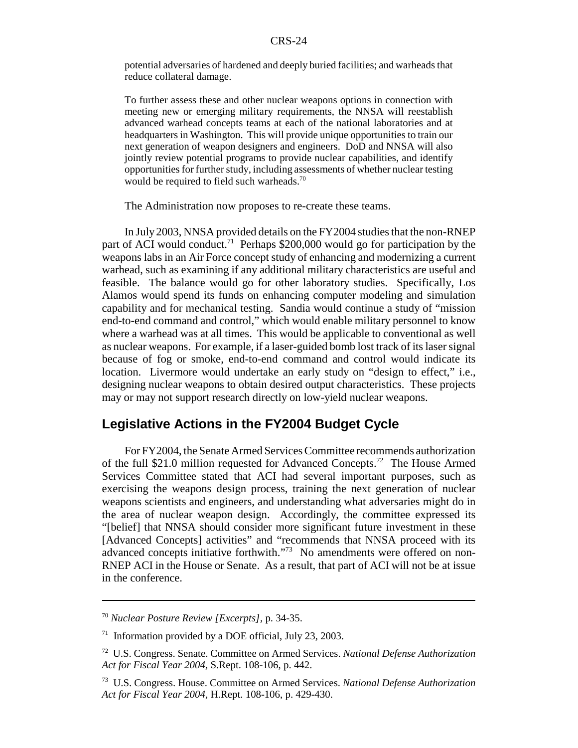> potential adversaries of hardened and deeply buried facilities; and warheads that reduce collateral damage.
>
> To further assess these and other nuclear weapons options in connection with meeting new or emerging military requirements, the NNSA will reestablish advanced warhead concepts teams at each of the national laboratories and at headquarters in Washington. This will provide unique opportunities to train our next generation of weapon designers and engineers. DoD and NNSA will also jointly review potential programs to provide nuclear capabilities, and identify opportunities for further study, including assessments of whether nuclear testing would be required to field such warheads.[70]

The Administration now proposes to re-create these teams.

In July 2003, NNSA provided details on the FY2004 studies that the non-RNEP part of ACI would conduct.[71] Perhaps $200,000 would go for participation by the weapons labs in an Air Force concept study of enhancing and modernizing a current warhead, such as examining if any additional military characteristics are useful and feasible. The balance would go for other laboratory studies. Specifically, Los Alamos would spend its funds on enhancing computer modeling and simulation capability and for mechanical testing. Sandia would continue a study of "mission end-to-end command and control," which would enable military personnel to know where a warhead was at all times. This would be applicable to conventional as well as nuclear weapons. For example, if a laser-guided bomb lost track of its laser signal because of fog or smoke, end-to-end command and control would indicate its location. Livermore would undertake an early study on "design to effect," i.e., designing nuclear weapons to obtain desired output characteristics. These projects may or may not support research directly on low-yield nuclear weapons.

## Legislative Actions in the FY2004 Budget Cycle

For FY2004, the Senate Armed Services Committee recommends authorization of the full $21.0 million requested for Advanced Concepts.[72] The House Armed Services Committee stated that ACI had several important purposes, such as exercising the weapons design process, training the next generation of nuclear weapons scientists and engineers, and understanding what adversaries might do in the area of nuclear weapon design. Accordingly, the committee expressed its "[belief] that NNSA should consider more significant future investment in these [Advanced Concepts] activities" and "recommends that NNSA proceed with its advanced concepts initiative forthwith."[73] No amendments were offered on non-RNEP ACI in the House or Senate. As a result, that part of ACI will not be at issue in the conference.

---

[70] *Nuclear Posture Review [Excerpts]*, p. 34-35.

[71] Information provided by a DOE official, July 23, 2003.

[72] U.S. Congress. Senate. Committee on Armed Services. *National Defense Authorization Act for Fiscal Year 2004*, S.Rept. 108-106, p. 442.

[73] U.S. Congress. House. Committee on Armed Services. *National Defense Authorization Act for Fiscal Year 2004*, H.Rept. 108-106, p. 429-430.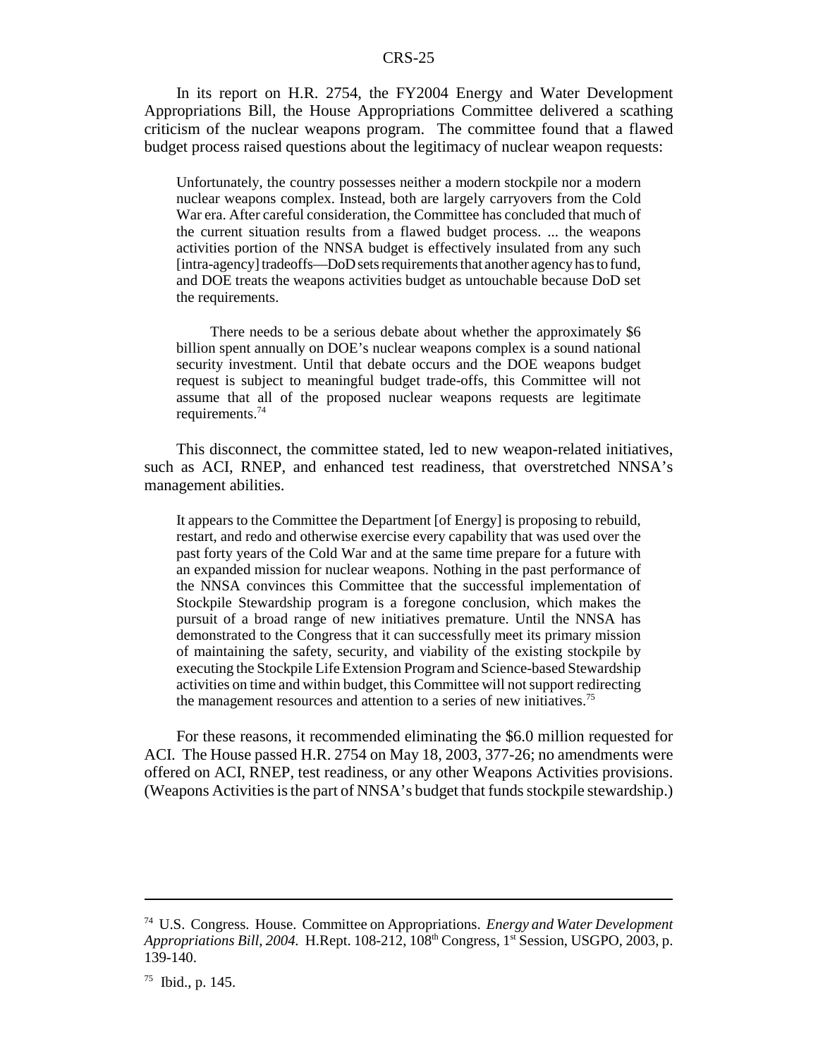In its report on H.R. 2754, the FY2004 Energy and Water Development Appropriations Bill, the House Appropriations Committee delivered a scathing criticism of the nuclear weapons program. The committee found that a flawed budget process raised questions about the legitimacy of nuclear weapon requests:

> Unfortunately, the country possesses neither a modern stockpile nor a modern nuclear weapons complex. Instead, both are largely carryovers from the Cold War era. After careful consideration, the Committee has concluded that much of the current situation results from a flawed budget process. ... the weapons activities portion of the NNSA budget is effectively insulated from any such [intra-agency] tradeoffs—DoD sets requirements that another agency has to fund, and DOE treats the weapons activities budget as untouchable because DoD set the requirements.
>
> There needs to be a serious debate about whether the approximately $6 billion spent annually on DOE's nuclear weapons complex is a sound national security investment. Until that debate occurs and the DOE weapons budget request is subject to meaningful budget trade-offs, this Committee will not assume that all of the proposed nuclear weapons requests are legitimate requirements.[74]

This disconnect, the committee stated, led to new weapon-related initiatives, such as ACI, RNEP, and enhanced test readiness, that overstretched NNSA's management abilities.

> It appears to the Committee the Department [of Energy] is proposing to rebuild, restart, and redo and otherwise exercise every capability that was used over the past forty years of the Cold War and at the same time prepare for a future with an expanded mission for nuclear weapons. Nothing in the past performance of the NNSA convinces this Committee that the successful implementation of Stockpile Stewardship program is a foregone conclusion, which makes the pursuit of a broad range of new initiatives premature. Until the NNSA has demonstrated to the Congress that it can successfully meet its primary mission of maintaining the safety, security, and viability of the existing stockpile by executing the Stockpile Life Extension Program and Science-based Stewardship activities on time and within budget, this Committee will not support redirecting the management resources and attention to a series of new initiatives.[75]

For these reasons, it recommended eliminating the $6.0 million requested for ACI. The House passed H.R. 2754 on May 18, 2003, 377-26; no amendments were offered on ACI, RNEP, test readiness, or any other Weapons Activities provisions. (Weapons Activities is the part of NNSA's budget that funds stockpile stewardship.)

---

[74] U.S. Congress. House. Committee on Appropriations. *Energy and Water Development Appropriations Bill, 2004.* H.Rept. 108-212, 108th Congress, 1st Session, USGPO, 2003, p. 139-140.

[75] Ibid., p. 145.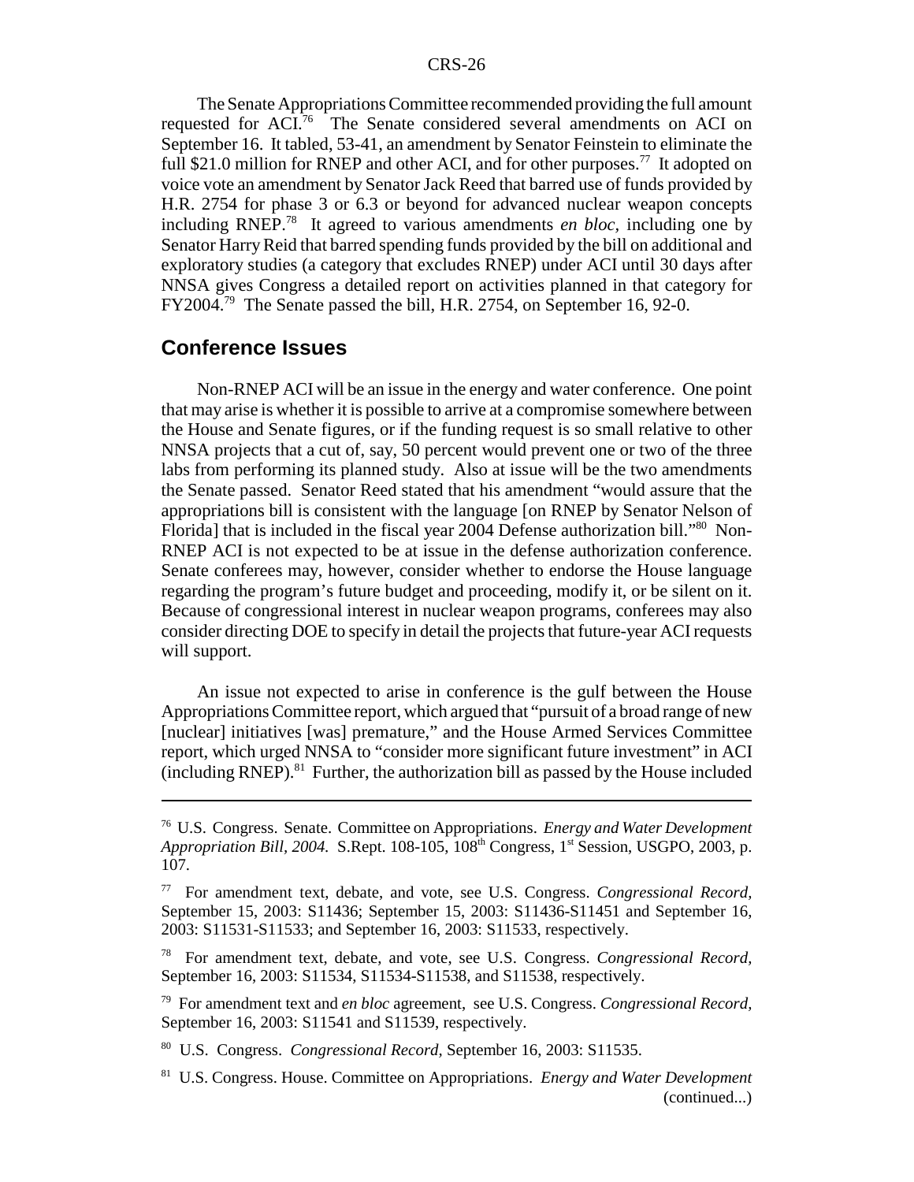The Senate Appropriations Committee recommended providing the full amount requested for ACI.[76] The Senate considered several amendments on ACI on September 16. It tabled, 53-41, an amendment by Senator Feinstein to eliminate the full $21.0 million for RNEP and other ACI, and for other purposes.[77] It adopted on voice vote an amendment by Senator Jack Reed that barred use of funds provided by H.R. 2754 for phase 3 or 6.3 or beyond for advanced nuclear weapon concepts including RNEP.[78] It agreed to various amendments *en bloc*, including one by Senator Harry Reid that barred spending funds provided by the bill on additional and exploratory studies (a category that excludes RNEP) under ACI until 30 days after NNSA gives Congress a detailed report on activities planned in that category for FY2004.[79] The Senate passed the bill, H.R. 2754, on September 16, 92-0.

## Conference Issues

Non-RNEP ACI will be an issue in the energy and water conference. One point that may arise is whether it is possible to arrive at a compromise somewhere between the House and Senate figures, or if the funding request is so small relative to other NNSA projects that a cut of, say, 50 percent would prevent one or two of the three labs from performing its planned study. Also at issue will be the two amendments the Senate passed. Senator Reed stated that his amendment "would assure that the appropriations bill is consistent with the language [on RNEP by Senator Nelson of Florida] that is included in the fiscal year 2004 Defense authorization bill."[80] Non-RNEP ACI is not expected to be at issue in the defense authorization conference. Senate conferees may, however, consider whether to endorse the House language regarding the program's future budget and proceeding, modify it, or be silent on it. Because of congressional interest in nuclear weapon programs, conferees may also consider directing DOE to specify in detail the projects that future-year ACI requests will support.

An issue not expected to arise in conference is the gulf between the House Appropriations Committee report, which argued that "pursuit of a broad range of new [nuclear] initiatives [was] premature," and the House Armed Services Committee report, which urged NNSA to "consider more significant future investment" in ACI (including RNEP).[81] Further, the authorization bill as passed by the House included

---

[76] U.S. Congress. Senate. Committee on Appropriations. *Energy and Water Development Appropriation Bill, 2004.* S.Rept. 108-105, 108th Congress, 1st Session, USGPO, 2003, p. 107.

[77] For amendment text, debate, and vote, see U.S. Congress. *Congressional Record,* September 15, 2003: S11436; September 15, 2003: S11436-S11451 and September 16, 2003: S11531-S11533; and September 16, 2003: S11533, respectively.

[78] For amendment text, debate, and vote, see U.S. Congress. *Congressional Record,* September 16, 2003: S11534, S11534-S11538, and S11538, respectively.

[79] For amendment text and *en bloc* agreement, see U.S. Congress. *Congressional Record,* September 16, 2003: S11541 and S11539, respectively.

[80] U.S. Congress. *Congressional Record,* September 16, 2003: S11535.

[81] U.S. Congress. House. Committee on Appropriations. *Energy and Water Development* (continued...)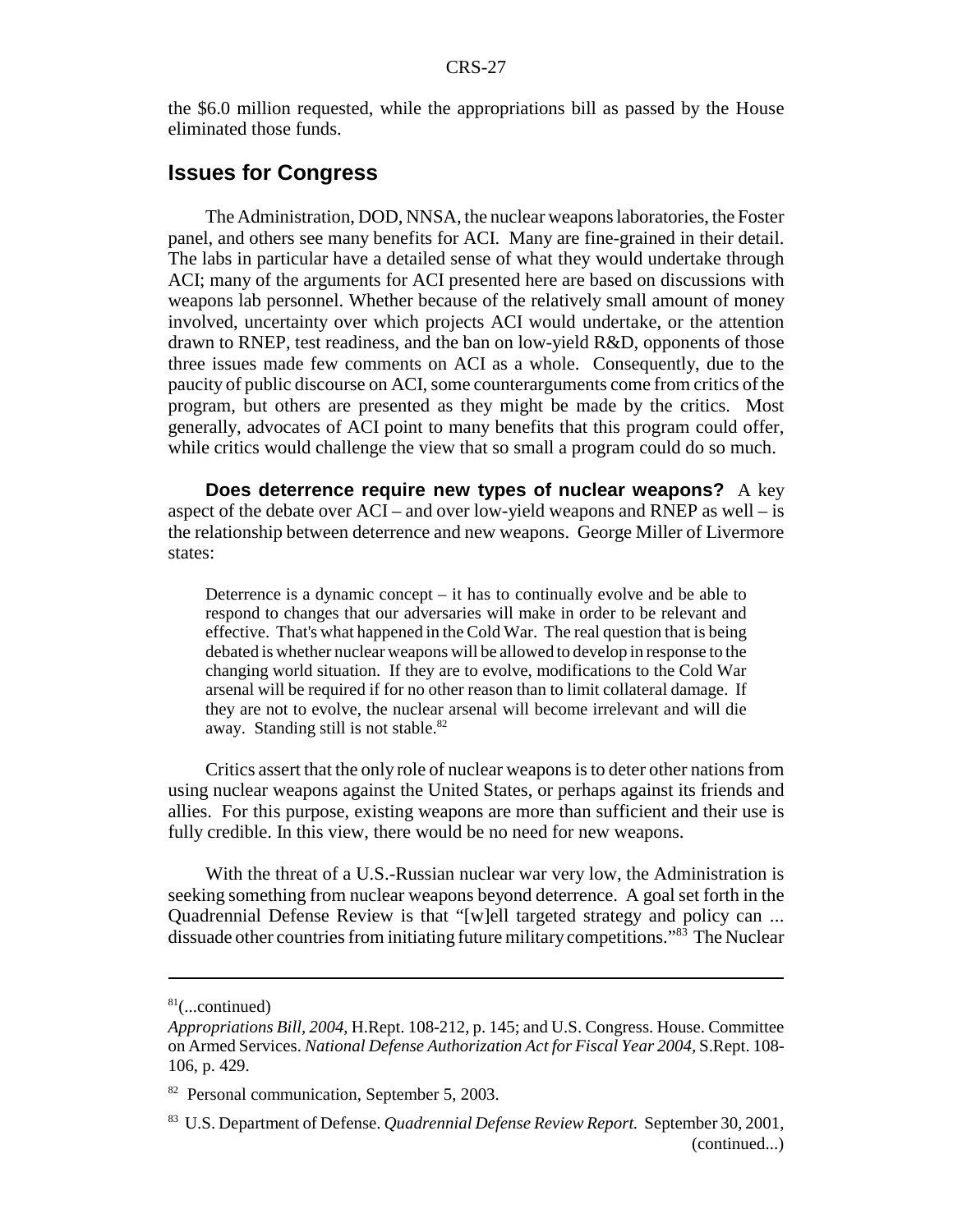the $6.0 million requested, while the appropriations bill as passed by the House eliminated those funds.

## Issues for Congress

The Administration, DOD, NNSA, the nuclear weapons laboratories, the Foster panel, and others see many benefits for ACI. Many are fine-grained in their detail. The labs in particular have a detailed sense of what they would undertake through ACI; many of the arguments for ACI presented here are based on discussions with weapons lab personnel. Whether because of the relatively small amount of money involved, uncertainty over which projects ACI would undertake, or the attention drawn to RNEP, test readiness, and the ban on low-yield R&D, opponents of those three issues made few comments on ACI as a whole. Consequently, due to the paucity of public discourse on ACI, some counterarguments come from critics of the program, but others are presented as they might be made by the critics. Most generally, advocates of ACI point to many benefits that this program could offer, while critics would challenge the view that so small a program could do so much.

**Does deterrence require new types of nuclear weapons?** A key aspect of the debate over ACI – and over low-yield weapons and RNEP as well – is the relationship between deterrence and new weapons. George Miller of Livermore states:

> Deterrence is a dynamic concept – it has to continually evolve and be able to respond to changes that our adversaries will make in order to be relevant and effective. That's what happened in the Cold War. The real question that is being debated is whether nuclear weapons will be allowed to develop in response to the changing world situation. If they are to evolve, modifications to the Cold War arsenal will be required if for no other reason than to limit collateral damage. If they are not to evolve, the nuclear arsenal will become irrelevant and will die away. Standing still is not stable.[82]

Critics assert that the only role of nuclear weapons is to deter other nations from using nuclear weapons against the United States, or perhaps against its friends and allies. For this purpose, existing weapons are more than sufficient and their use is fully credible. In this view, there would be no need for new weapons.

With the threat of a U.S.-Russian nuclear war very low, the Administration is seeking something from nuclear weapons beyond deterrence. A goal set forth in the Quadrennial Defense Review is that "[w]ell targeted strategy and policy can ... dissuade other countries from initiating future military competitions."[83] The Nuclear

---

[81](...continued)
*Appropriations Bill, 2004,* H.Rept. 108-212, p. 145; and U.S. Congress. House. Committee on Armed Services. *National Defense Authorization Act for Fiscal Year 2004,* S.Rept. 108-106, p. 429.

[82] Personal communication, September 5, 2003.

[83] U.S. Department of Defense. *Quadrennial Defense Review Report.* September 30, 2001, (continued...)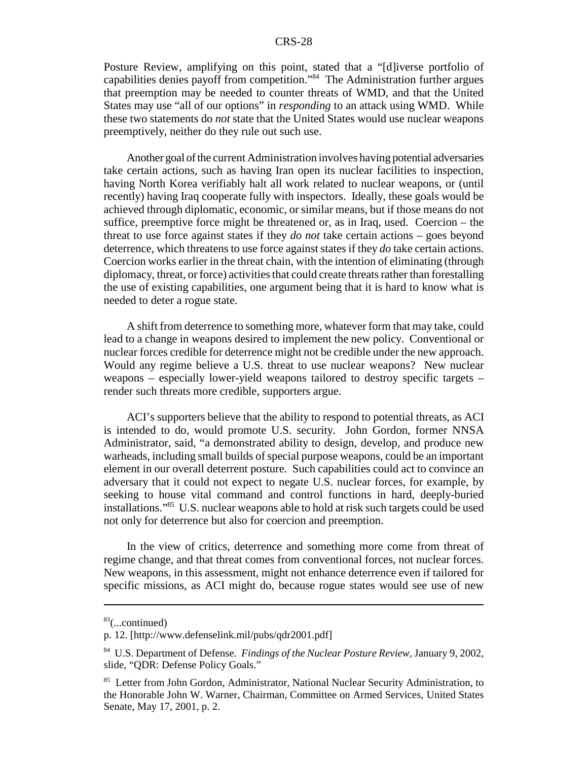Posture Review, amplifying on this point, stated that a "[d]iverse portfolio of capabilities denies payoff from competition."[84] The Administration further argues that preemption may be needed to counter threats of WMD, and that the United States may use "all of our options" in *responding* to an attack using WMD. While these two statements do *not* state that the United States would use nuclear weapons preemptively, neither do they rule out such use.

Another goal of the current Administration involves having potential adversaries take certain actions, such as having Iran open its nuclear facilities to inspection, having North Korea verifiably halt all work related to nuclear weapons, or (until recently) having Iraq cooperate fully with inspectors. Ideally, these goals would be achieved through diplomatic, economic, or similar means, but if those means do not suffice, preemptive force might be threatened or, as in Iraq, used. Coercion – the threat to use force against states if they *do not* take certain actions – goes beyond deterrence, which threatens to use force against states if they *do* take certain actions. Coercion works earlier in the threat chain, with the intention of eliminating (through diplomacy, threat, or force) activities that could create threats rather than forestalling the use of existing capabilities, one argument being that it is hard to know what is needed to deter a rogue state.

A shift from deterrence to something more, whatever form that may take, could lead to a change in weapons desired to implement the new policy. Conventional or nuclear forces credible for deterrence might not be credible under the new approach. Would any regime believe a U.S. threat to use nuclear weapons? New nuclear weapons – especially lower-yield weapons tailored to destroy specific targets – render such threats more credible, supporters argue.

ACI's supporters believe that the ability to respond to potential threats, as ACI is intended to do, would promote U.S. security. John Gordon, former NNSA Administrator, said, "a demonstrated ability to design, develop, and produce new warheads, including small builds of special purpose weapons, could be an important element in our overall deterrent posture. Such capabilities could act to convince an adversary that it could not expect to negate U.S. nuclear forces, for example, by seeking to house vital command and control functions in hard, deeply-buried installations."[85] U.S. nuclear weapons able to hold at risk such targets could be used not only for deterrence but also for coercion and preemption.

In the view of critics, deterrence and something more come from threat of regime change, and that threat comes from conventional forces, not nuclear forces. New weapons, in this assessment, might not enhance deterrence even if tailored for specific missions, as ACI might do, because rogue states would see use of new

---

[83](...continued)
p. 12. [http://www.defenselink.mil/pubs/qdr2001.pdf]

[84] U.S. Department of Defense. *Findings of the Nuclear Posture Review*, January 9, 2002, slide, "QDR: Defense Policy Goals."

[85] Letter from John Gordon, Administrator, National Nuclear Security Administration, to the Honorable John W. Warner, Chairman, Committee on Armed Services, United States Senate, May 17, 2001, p. 2.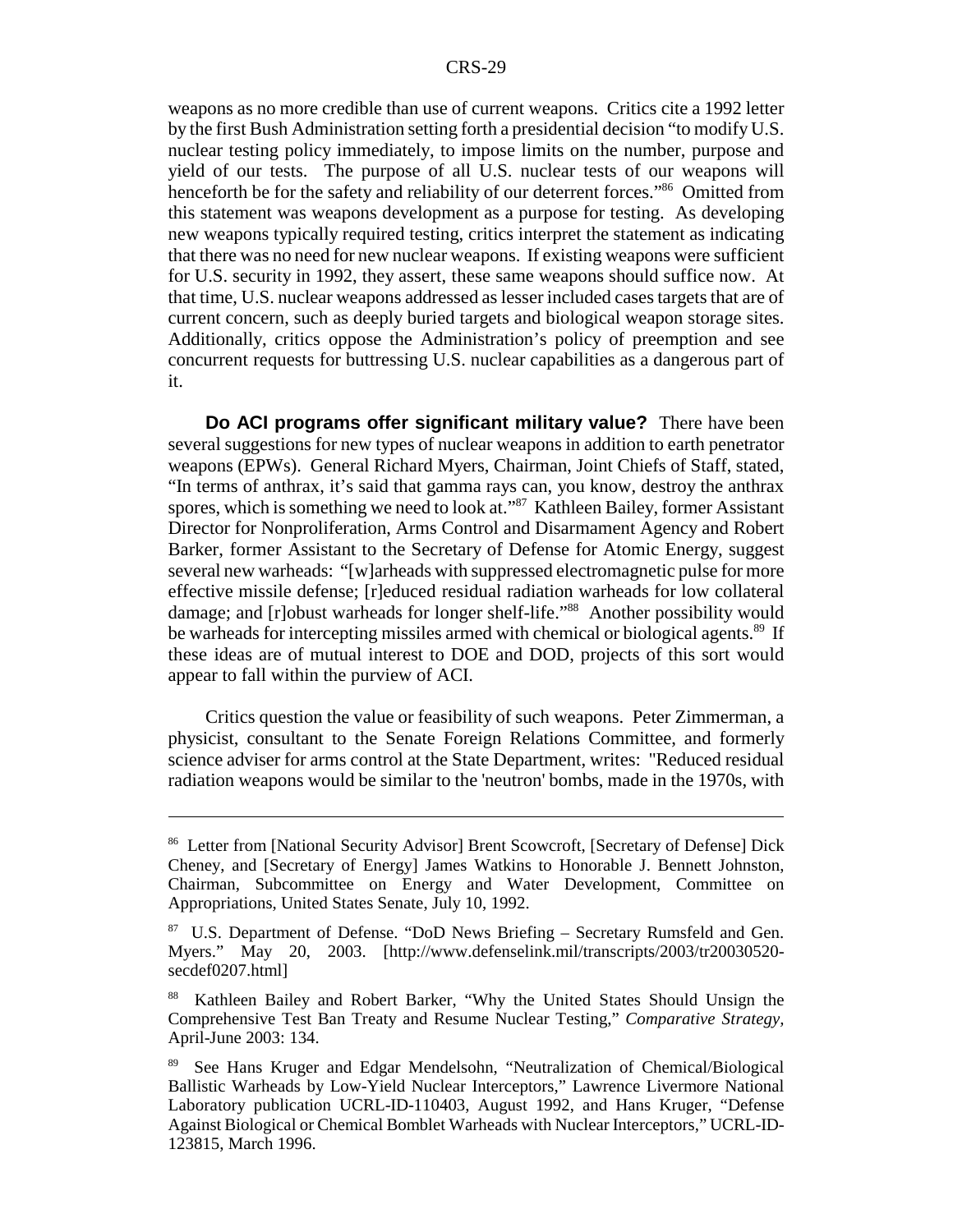weapons as no more credible than use of current weapons. Critics cite a 1992 letter by the first Bush Administration setting forth a presidential decision "to modify U.S. nuclear testing policy immediately, to impose limits on the number, purpose and yield of our tests. The purpose of all U.S. nuclear tests of our weapons will henceforth be for the safety and reliability of our deterrent forces."[86] Omitted from this statement was weapons development as a purpose for testing. As developing new weapons typically required testing, critics interpret the statement as indicating that there was no need for new nuclear weapons. If existing weapons were sufficient for U.S. security in 1992, they assert, these same weapons should suffice now. At that time, U.S. nuclear weapons addressed as lesser included cases targets that are of current concern, such as deeply buried targets and biological weapon storage sites. Additionally, critics oppose the Administration's policy of preemption and see concurrent requests for buttressing U.S. nuclear capabilities as a dangerous part of it.

**Do ACI programs offer significant military value?** There have been several suggestions for new types of nuclear weapons in addition to earth penetrator weapons (EPWs). General Richard Myers, Chairman, Joint Chiefs of Staff, stated, "In terms of anthrax, it's said that gamma rays can, you know, destroy the anthrax spores, which is something we need to look at."[87] Kathleen Bailey, former Assistant Director for Nonproliferation, Arms Control and Disarmament Agency and Robert Barker, former Assistant to the Secretary of Defense for Atomic Energy, suggest several new warheads: "[w]arheads with suppressed electromagnetic pulse for more effective missile defense; [r]educed residual radiation warheads for low collateral damage; and [r]obust warheads for longer shelf-life."[88] Another possibility would be warheads for intercepting missiles armed with chemical or biological agents.[89] If these ideas are of mutual interest to DOE and DOD, projects of this sort would appear to fall within the purview of ACI.

Critics question the value or feasibility of such weapons. Peter Zimmerman, a physicist, consultant to the Senate Foreign Relations Committee, and formerly science adviser for arms control at the State Department, writes: "Reduced residual radiation weapons would be similar to the 'neutron' bombs, made in the 1970s, with

---

[86] Letter from [National Security Advisor] Brent Scowcroft, [Secretary of Defense] Dick Cheney, and [Secretary of Energy] James Watkins to Honorable J. Bennett Johnston, Chairman, Subcommittee on Energy and Water Development, Committee on Appropriations, United States Senate, July 10, 1992.

[87] U.S. Department of Defense. "DoD News Briefing – Secretary Rumsfeld and Gen. Myers." May 20, 2003. [http://www.defenselink.mil/transcripts/2003/tr20030520-secdef0207.html]

[88] Kathleen Bailey and Robert Barker, "Why the United States Should Unsign the Comprehensive Test Ban Treaty and Resume Nuclear Testing," *Comparative Strategy*, April-June 2003: 134.

[89] See Hans Kruger and Edgar Mendelsohn, "Neutralization of Chemical/Biological Ballistic Warheads by Low-Yield Nuclear Interceptors," Lawrence Livermore National Laboratory publication UCRL-ID-110403, August 1992, and Hans Kruger, "Defense Against Biological or Chemical Bomblet Warheads with Nuclear Interceptors," UCRL-ID-123815, March 1996.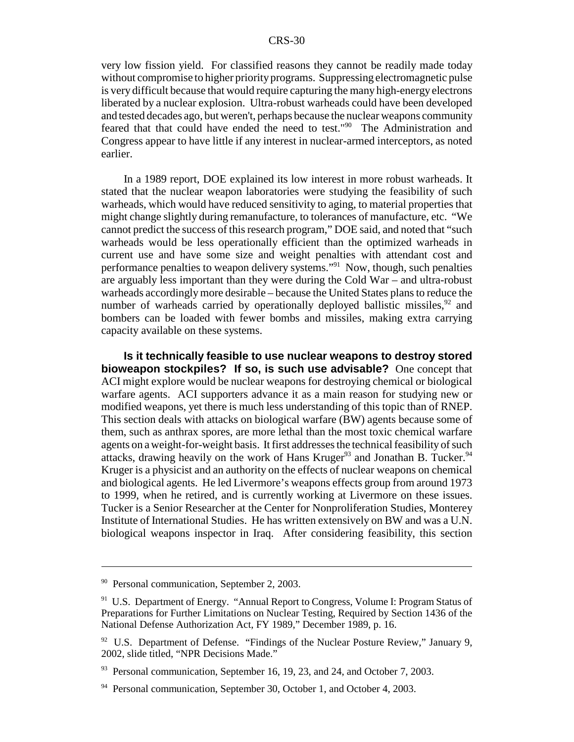very low fission yield. For classified reasons they cannot be readily made today without compromise to higher priority programs. Suppressing electromagnetic pulse is very difficult because that would require capturing the many high-energy electrons liberated by a nuclear explosion. Ultra-robust warheads could have been developed and tested decades ago, but weren't, perhaps because the nuclear weapons community feared that that could have ended the need to test."[90] The Administration and Congress appear to have little if any interest in nuclear-armed interceptors, as noted earlier.

In a 1989 report, DOE explained its low interest in more robust warheads. It stated that the nuclear weapon laboratories were studying the feasibility of such warheads, which would have reduced sensitivity to aging, to material properties that might change slightly during remanufacture, to tolerances of manufacture, etc. "We cannot predict the success of this research program," DOE said, and noted that "such warheads would be less operationally efficient than the optimized warheads in current use and have some size and weight penalties with attendant cost and performance penalties to weapon delivery systems."[91] Now, though, such penalties are arguably less important than they were during the Cold War – and ultra-robust warheads accordingly more desirable – because the United States plans to reduce the number of warheads carried by operationally deployed ballistic missiles,[92] and bombers can be loaded with fewer bombs and missiles, making extra carrying capacity available on these systems.

**Is it technically feasible to use nuclear weapons to destroy stored bioweapon stockpiles? If so, is such use advisable?** One concept that ACI might explore would be nuclear weapons for destroying chemical or biological warfare agents. ACI supporters advance it as a main reason for studying new or modified weapons, yet there is much less understanding of this topic than of RNEP. This section deals with attacks on biological warfare (BW) agents because some of them, such as anthrax spores, are more lethal than the most toxic chemical warfare agents on a weight-for-weight basis. It first addresses the technical feasibility of such attacks, drawing heavily on the work of Hans Kruger[93] and Jonathan B. Tucker.[94] Kruger is a physicist and an authority on the effects of nuclear weapons on chemical and biological agents. He led Livermore's weapons effects group from around 1973 to 1999, when he retired, and is currently working at Livermore on these issues. Tucker is a Senior Researcher at the Center for Nonproliferation Studies, Monterey Institute of International Studies. He has written extensively on BW and was a U.N. biological weapons inspector in Iraq. After considering feasibility, this section

---

[90] Personal communication, September 2, 2003.

[91] U.S. Department of Energy. "Annual Report to Congress, Volume I: Program Status of Preparations for Further Limitations on Nuclear Testing, Required by Section 1436 of the National Defense Authorization Act, FY 1989," December 1989, p. 16.

[92] U.S. Department of Defense. "Findings of the Nuclear Posture Review," January 9, 2002, slide titled, "NPR Decisions Made."

[93] Personal communication, September 16, 19, 23, and 24, and October 7, 2003.

[94] Personal communication, September 30, October 1, and October 4, 2003.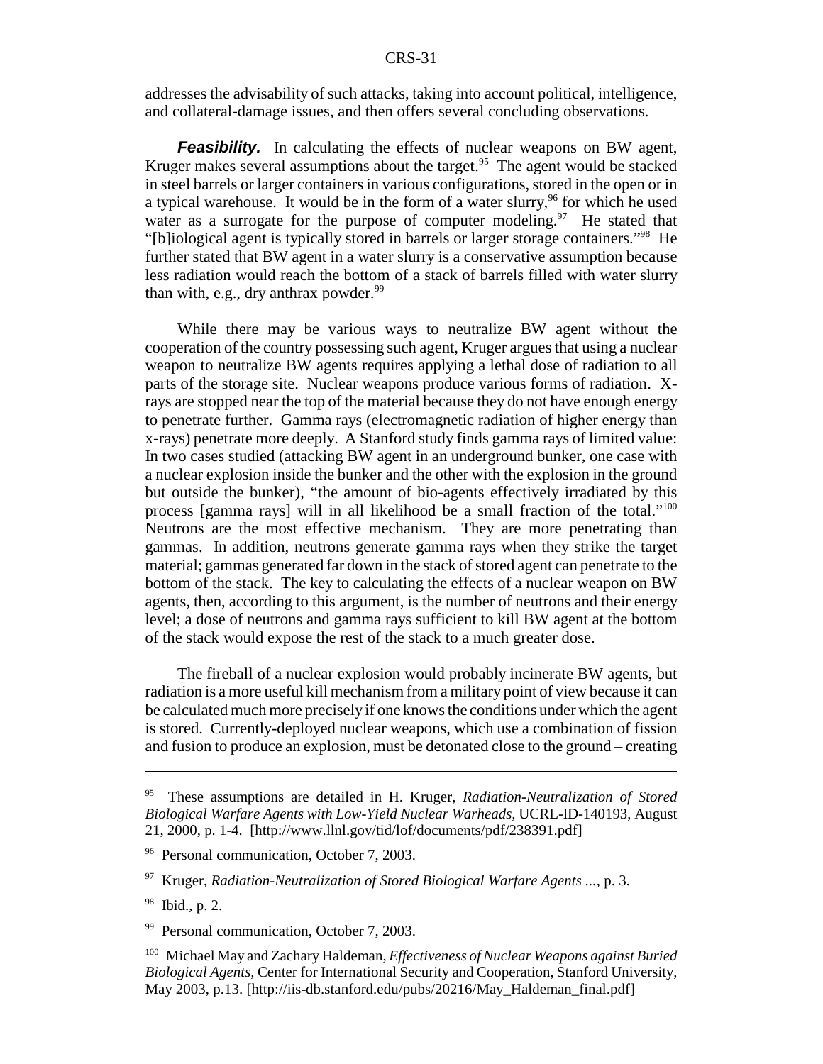addresses the advisability of such attacks, taking into account political, intelligence, and collateral-damage issues, and then offers several concluding observations.

***Feasibility.*** In calculating the effects of nuclear weapons on BW agent, Kruger makes several assumptions about the target.[95] The agent would be stacked in steel barrels or larger containers in various configurations, stored in the open or in a typical warehouse. It would be in the form of a water slurry,[96] for which he used water as a surrogate for the purpose of computer modeling.[97] He stated that "[b]iological agent is typically stored in barrels or larger storage containers."[98] He further stated that BW agent in a water slurry is a conservative assumption because less radiation would reach the bottom of a stack of barrels filled with water slurry than with, e.g., dry anthrax powder.[99]

While there may be various ways to neutralize BW agent without the cooperation of the country possessing such agent, Kruger argues that using a nuclear weapon to neutralize BW agents requires applying a lethal dose of radiation to all parts of the storage site. Nuclear weapons produce various forms of radiation. X-rays are stopped near the top of the material because they do not have enough energy to penetrate further. Gamma rays (electromagnetic radiation of higher energy than x-rays) penetrate more deeply. A Stanford study finds gamma rays of limited value: In two cases studied (attacking BW agent in an underground bunker, one case with a nuclear explosion inside the bunker and the other with the explosion in the ground but outside the bunker), "the amount of bio-agents effectively irradiated by this process [gamma rays] will in all likelihood be a small fraction of the total."[100] Neutrons are the most effective mechanism. They are more penetrating than gammas. In addition, neutrons generate gamma rays when they strike the target material; gammas generated far down in the stack of stored agent can penetrate to the bottom of the stack. The key to calculating the effects of a nuclear weapon on BW agents, then, according to this argument, is the number of neutrons and their energy level; a dose of neutrons and gamma rays sufficient to kill BW agent at the bottom of the stack would expose the rest of the stack to a much greater dose.

The fireball of a nuclear explosion would probably incinerate BW agents, but radiation is a more useful kill mechanism from a military point of view because it can be calculated much more precisely if one knows the conditions under which the agent is stored. Currently-deployed nuclear weapons, which use a combination of fission and fusion to produce an explosion, must be detonated close to the ground – creating

---

[95] These assumptions are detailed in H. Kruger, *Radiation-Neutralization of Stored Biological Warfare Agents with Low-Yield Nuclear Warheads,* UCRL-ID-140193, August 21, 2000, p. 1-4. [http://www.llnl.gov/tid/lof/documents/pdf/238391.pdf]

[96] Personal communication, October 7, 2003.

[97] Kruger, *Radiation-Neutralization of Stored Biological Warfare Agents ...*, p. 3.

[98] Ibid., p. 2.

[99] Personal communication, October 7, 2003.

[100] Michael May and Zachary Haldeman, *Effectiveness of Nuclear Weapons against Buried Biological Agents,* Center for International Security and Cooperation, Stanford University, May 2003, p.13. [http://iis-db.stanford.edu/pubs/20216/May_Haldeman_final.pdf]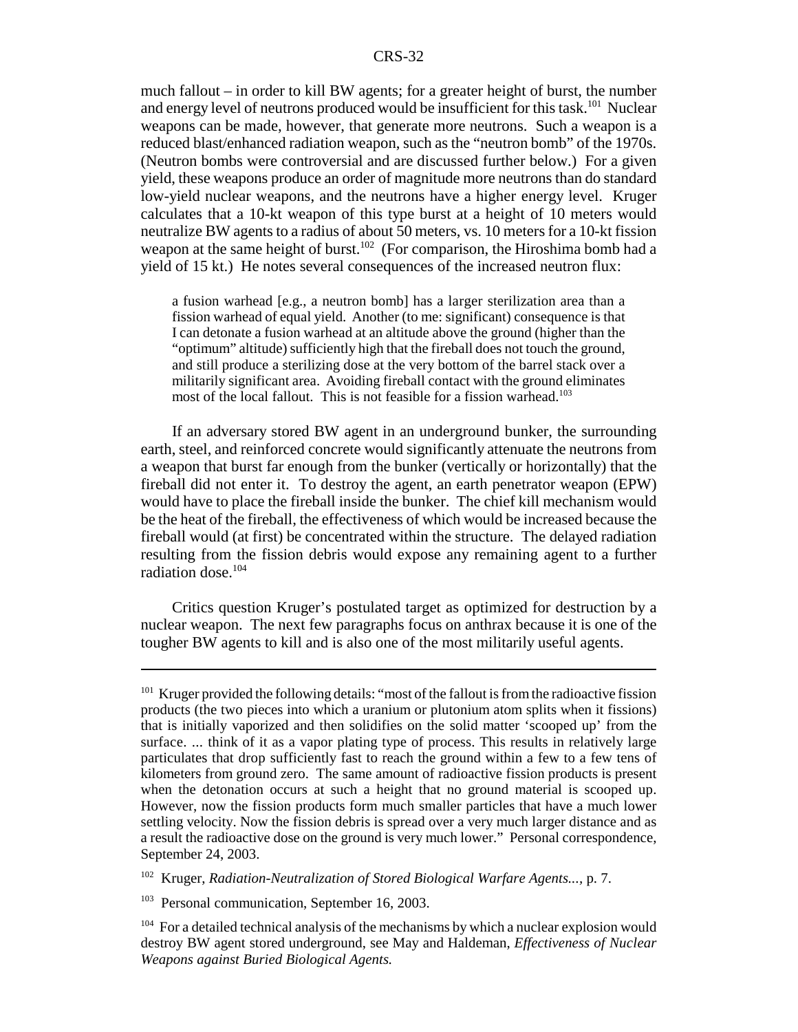much fallout – in order to kill BW agents; for a greater height of burst, the number and energy level of neutrons produced would be insufficient for this task.[101] Nuclear weapons can be made, however, that generate more neutrons. Such a weapon is a reduced blast/enhanced radiation weapon, such as the "neutron bomb" of the 1970s. (Neutron bombs were controversial and are discussed further below.) For a given yield, these weapons produce an order of magnitude more neutrons than do standard low-yield nuclear weapons, and the neutrons have a higher energy level. Kruger calculates that a 10-kt weapon of this type burst at a height of 10 meters would neutralize BW agents to a radius of about 50 meters, vs. 10 meters for a 10-kt fission weapon at the same height of burst.[102] (For comparison, the Hiroshima bomb had a yield of 15 kt.) He notes several consequences of the increased neutron flux:

> a fusion warhead [e.g., a neutron bomb] has a larger sterilization area than a fission warhead of equal yield. Another (to me: significant) consequence is that I can detonate a fusion warhead at an altitude above the ground (higher than the "optimum" altitude) sufficiently high that the fireball does not touch the ground, and still produce a sterilizing dose at the very bottom of the barrel stack over a militarily significant area. Avoiding fireball contact with the ground eliminates most of the local fallout. This is not feasible for a fission warhead.[103]

If an adversary stored BW agent in an underground bunker, the surrounding earth, steel, and reinforced concrete would significantly attenuate the neutrons from a weapon that burst far enough from the bunker (vertically or horizontally) that the fireball did not enter it. To destroy the agent, an earth penetrator weapon (EPW) would have to place the fireball inside the bunker. The chief kill mechanism would be the heat of the fireball, the effectiveness of which would be increased because the fireball would (at first) be concentrated within the structure. The delayed radiation resulting from the fission debris would expose any remaining agent to a further radiation dose.[104]

Critics question Kruger's postulated target as optimized for destruction by a nuclear weapon. The next few paragraphs focus on anthrax because it is one of the tougher BW agents to kill and is also one of the most militarily useful agents.

---

[101] Kruger provided the following details: "most of the fallout is from the radioactive fission products (the two pieces into which a uranium or plutonium atom splits when it fissions) that is initially vaporized and then solidifies on the solid matter 'scooped up' from the surface. ... think of it as a vapor plating type of process. This results in relatively large particulates that drop sufficiently fast to reach the ground within a few to a few tens of kilometers from ground zero. The same amount of radioactive fission products is present when the detonation occurs at such a height that no ground material is scooped up. However, now the fission products form much smaller particles that have a much lower settling velocity. Now the fission debris is spread over a very much larger distance and as a result the radioactive dose on the ground is very much lower." Personal correspondence, September 24, 2003.

[102] Kruger, *Radiation-Neutralization of Stored Biological Warfare Agents...*, p. 7.

[103] Personal communication, September 16, 2003.

[104] For a detailed technical analysis of the mechanisms by which a nuclear explosion would destroy BW agent stored underground, see May and Haldeman, *Effectiveness of Nuclear Weapons against Buried Biological Agents.*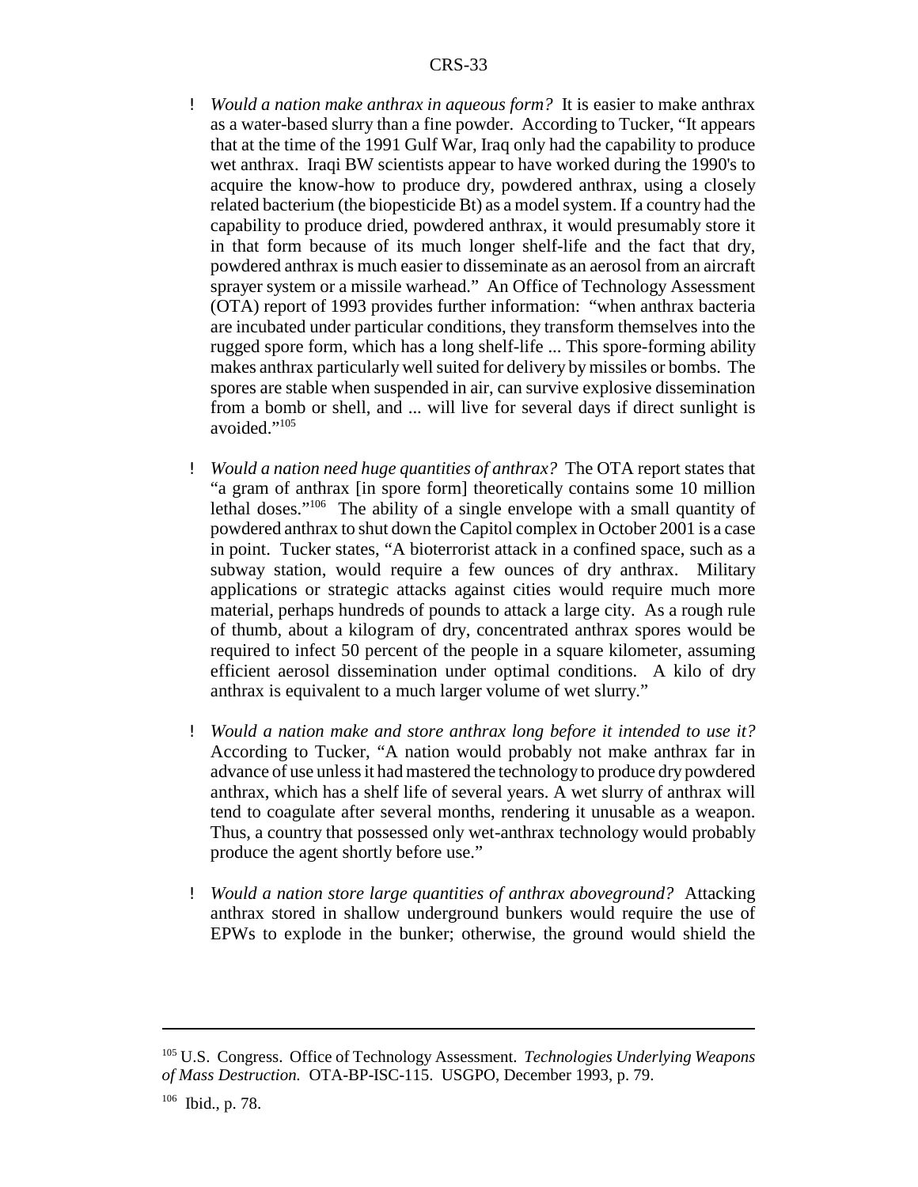- *Would a nation make anthrax in aqueous form?* It is easier to make anthrax as a water-based slurry than a fine powder. According to Tucker, "It appears that at the time of the 1991 Gulf War, Iraq only had the capability to produce wet anthrax. Iraqi BW scientists appear to have worked during the 1990's to acquire the know-how to produce dry, powdered anthrax, using a closely related bacterium (the biopesticide Bt) as a model system. If a country had the capability to produce dried, powdered anthrax, it would presumably store it in that form because of its much longer shelf-life and the fact that dry, powdered anthrax is much easier to disseminate as an aerosol from an aircraft sprayer system or a missile warhead." An Office of Technology Assessment (OTA) report of 1993 provides further information: "when anthrax bacteria are incubated under particular conditions, they transform themselves into the rugged spore form, which has a long shelf-life ... This spore-forming ability makes anthrax particularly well suited for delivery by missiles or bombs. The spores are stable when suspended in air, can survive explosive dissemination from a bomb or shell, and ... will live for several days if direct sunlight is avoided."[105]

- *Would a nation need huge quantities of anthrax?* The OTA report states that "a gram of anthrax [in spore form] theoretically contains some 10 million lethal doses."[106] The ability of a single envelope with a small quantity of powdered anthrax to shut down the Capitol complex in October 2001 is a case in point. Tucker states, "A bioterrorist attack in a confined space, such as a subway station, would require a few ounces of dry anthrax. Military applications or strategic attacks against cities would require much more material, perhaps hundreds of pounds to attack a large city. As a rough rule of thumb, about a kilogram of dry, concentrated anthrax spores would be required to infect 50 percent of the people in a square kilometer, assuming efficient aerosol dissemination under optimal conditions. A kilo of dry anthrax is equivalent to a much larger volume of wet slurry."

- *Would a nation make and store anthrax long before it intended to use it?* According to Tucker, "A nation would probably not make anthrax far in advance of use unless it had mastered the technology to produce dry powdered anthrax, which has a shelf life of several years. A wet slurry of anthrax will tend to coagulate after several months, rendering it unusable as a weapon. Thus, a country that possessed only wet-anthrax technology would probably produce the agent shortly before use."

- *Would a nation store large quantities of anthrax aboveground?* Attacking anthrax stored in shallow underground bunkers would require the use of EPWs to explode in the bunker; otherwise, the ground would shield the

---

[105] U.S. Congress. Office of Technology Assessment. *Technologies Underlying Weapons of Mass Destruction.* OTA-BP-ISC-115. USGPO, December 1993, p. 79.

[106] Ibid., p. 78.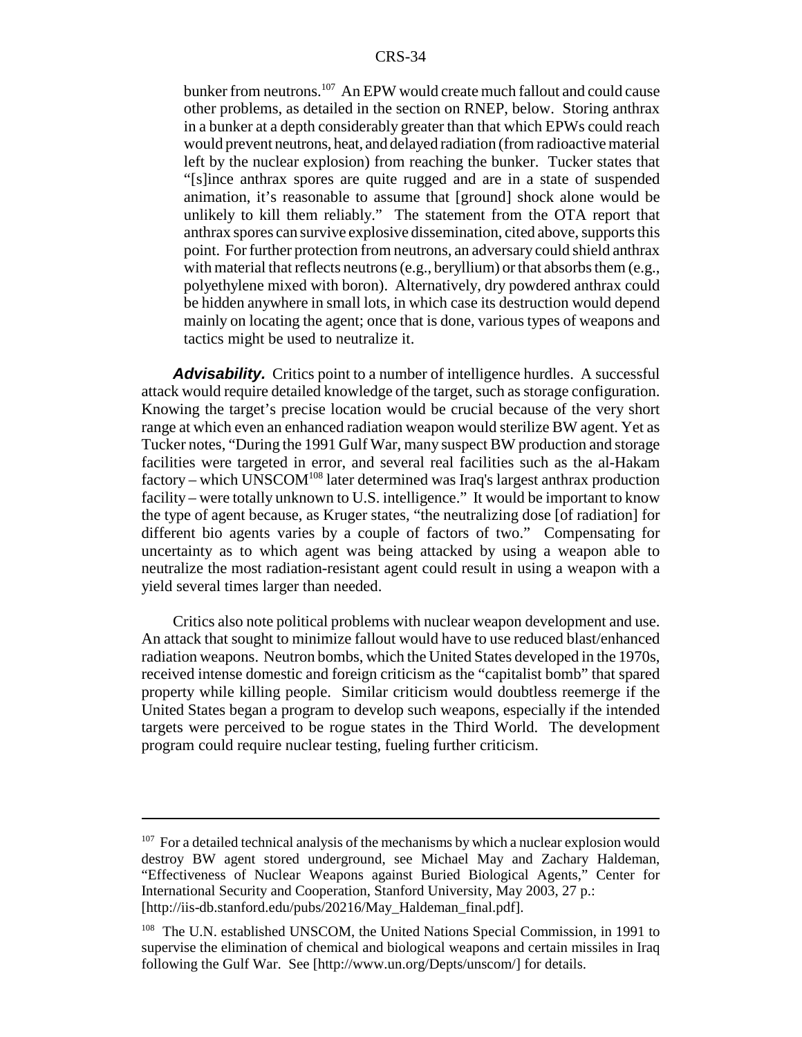bunker from neutrons.[107] An EPW would create much fallout and could cause other problems, as detailed in the section on RNEP, below. Storing anthrax in a bunker at a depth considerably greater than that which EPWs could reach would prevent neutrons, heat, and delayed radiation (from radioactive material left by the nuclear explosion) from reaching the bunker. Tucker states that "[s]ince anthrax spores are quite rugged and are in a state of suspended animation, it's reasonable to assume that [ground] shock alone would be unlikely to kill them reliably." The statement from the OTA report that anthrax spores can survive explosive dissemination, cited above, supports this point. For further protection from neutrons, an adversary could shield anthrax with material that reflects neutrons (e.g., beryllium) or that absorbs them (e.g., polyethylene mixed with boron). Alternatively, dry powdered anthrax could be hidden anywhere in small lots, in which case its destruction would depend mainly on locating the agent; once that is done, various types of weapons and tactics might be used to neutralize it.

***Advisability.*** Critics point to a number of intelligence hurdles. A successful attack would require detailed knowledge of the target, such as storage configuration. Knowing the target's precise location would be crucial because of the very short range at which even an enhanced radiation weapon would sterilize BW agent. Yet as Tucker notes, "During the 1991 Gulf War, many suspect BW production and storage facilities were targeted in error, and several real facilities such as the al-Hakam factory – which UNSCOM[108] later determined was Iraq's largest anthrax production facility – were totally unknown to U.S. intelligence." It would be important to know the type of agent because, as Kruger states, "the neutralizing dose [of radiation] for different bio agents varies by a couple of factors of two." Compensating for uncertainty as to which agent was being attacked by using a weapon able to neutralize the most radiation-resistant agent could result in using a weapon with a yield several times larger than needed.

Critics also note political problems with nuclear weapon development and use. An attack that sought to minimize fallout would have to use reduced blast/enhanced radiation weapons. Neutron bombs, which the United States developed in the 1970s, received intense domestic and foreign criticism as the "capitalist bomb" that spared property while killing people. Similar criticism would doubtless reemerge if the United States began a program to develop such weapons, especially if the intended targets were perceived to be rogue states in the Third World. The development program could require nuclear testing, fueling further criticism.

---

[107] For a detailed technical analysis of the mechanisms by which a nuclear explosion would destroy BW agent stored underground, see Michael May and Zachary Haldeman, "Effectiveness of Nuclear Weapons against Buried Biological Agents," Center for International Security and Cooperation, Stanford University, May 2003, 27 p.: [http://iis-db.stanford.edu/pubs/20216/May_Haldeman_final.pdf].

[108] The U.N. established UNSCOM, the United Nations Special Commission, in 1991 to supervise the elimination of chemical and biological weapons and certain missiles in Iraq following the Gulf War. See [http://www.un.org/Depts/unscom/] for details.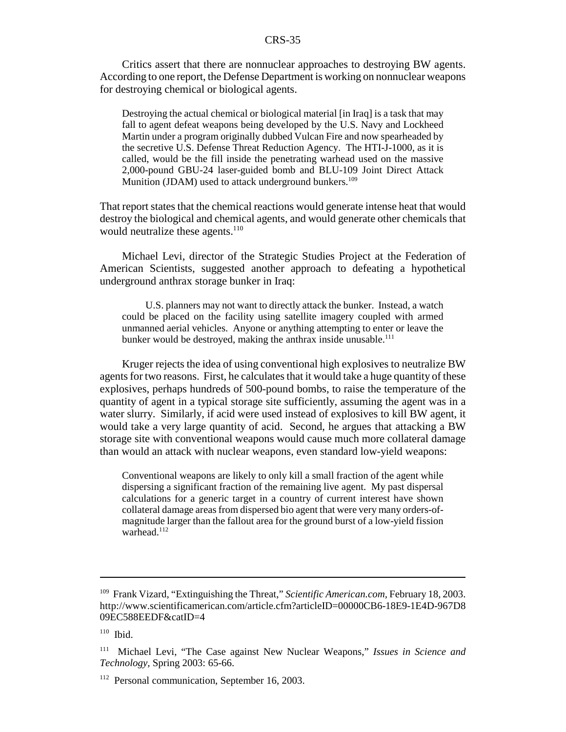Critics assert that there are nonnuclear approaches to destroying BW agents. According to one report, the Defense Department is working on nonnuclear weapons for destroying chemical or biological agents.

> Destroying the actual chemical or biological material [in Iraq] is a task that may fall to agent defeat weapons being developed by the U.S. Navy and Lockheed Martin under a program originally dubbed Vulcan Fire and now spearheaded by the secretive U.S. Defense Threat Reduction Agency. The HTI-J-1000, as it is called, would be the fill inside the penetrating warhead used on the massive 2,000-pound GBU-24 laser-guided bomb and BLU-109 Joint Direct Attack Munition (JDAM) used to attack underground bunkers.[109]

That report states that the chemical reactions would generate intense heat that would destroy the biological and chemical agents, and would generate other chemicals that would neutralize these agents.[110]

Michael Levi, director of the Strategic Studies Project at the Federation of American Scientists, suggested another approach to defeating a hypothetical underground anthrax storage bunker in Iraq:

> U.S. planners may not want to directly attack the bunker. Instead, a watch could be placed on the facility using satellite imagery coupled with armed unmanned aerial vehicles. Anyone or anything attempting to enter or leave the bunker would be destroyed, making the anthrax inside unusable.[111]

Kruger rejects the idea of using conventional high explosives to neutralize BW agents for two reasons. First, he calculates that it would take a huge quantity of these explosives, perhaps hundreds of 500-pound bombs, to raise the temperature of the quantity of agent in a typical storage site sufficiently, assuming the agent was in a water slurry. Similarly, if acid were used instead of explosives to kill BW agent, it would take a very large quantity of acid. Second, he argues that attacking a BW storage site with conventional weapons would cause much more collateral damage than would an attack with nuclear weapons, even standard low-yield weapons:

> Conventional weapons are likely to only kill a small fraction of the agent while dispersing a significant fraction of the remaining live agent. My past dispersal calculations for a generic target in a country of current interest have shown collateral damage areas from dispersed bio agent that were very many orders-of-magnitude larger than the fallout area for the ground burst of a low-yield fission warhead.[112]

---

[109] Frank Vizard, "Extinguishing the Threat," *Scientific American.com,* February 18, 2003. http://www.scientificamerican.com/article.cfm?articleID=00000CB6-18E9-1E4D-967D809EC588EEDF&catID=4

[110] Ibid.

[111] Michael Levi, "The Case against New Nuclear Weapons," *Issues in Science and Technology,* Spring 2003: 65-66.

[112] Personal communication, September 16, 2003.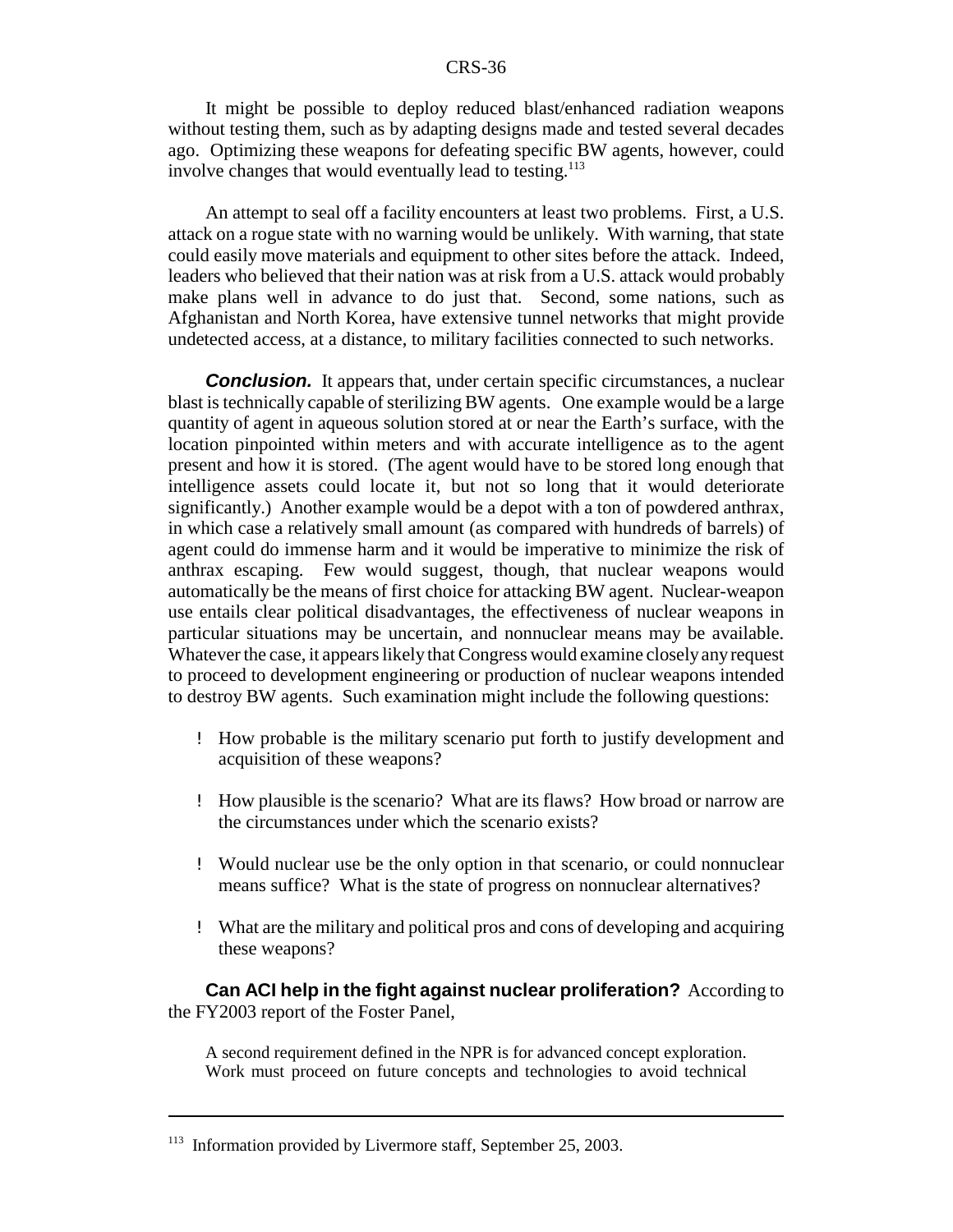It might be possible to deploy reduced blast/enhanced radiation weapons without testing them, such as by adapting designs made and tested several decades ago. Optimizing these weapons for defeating specific BW agents, however, could involve changes that would eventually lead to testing.[113]

An attempt to seal off a facility encounters at least two problems. First, a U.S. attack on a rogue state with no warning would be unlikely. With warning, that state could easily move materials and equipment to other sites before the attack. Indeed, leaders who believed that their nation was at risk from a U.S. attack would probably make plans well in advance to do just that. Second, some nations, such as Afghanistan and North Korea, have extensive tunnel networks that might provide undetected access, at a distance, to military facilities connected to such networks.

***Conclusion.*** It appears that, under certain specific circumstances, a nuclear blast is technically capable of sterilizing BW agents. One example would be a large quantity of agent in aqueous solution stored at or near the Earth's surface, with the location pinpointed within meters and with accurate intelligence as to the agent present and how it is stored. (The agent would have to be stored long enough that intelligence assets could locate it, but not so long that it would deteriorate significantly.) Another example would be a depot with a ton of powdered anthrax, in which case a relatively small amount (as compared with hundreds of barrels) of agent could do immense harm and it would be imperative to minimize the risk of anthrax escaping. Few would suggest, though, that nuclear weapons would automatically be the means of first choice for attacking BW agent. Nuclear-weapon use entails clear political disadvantages, the effectiveness of nuclear weapons in particular situations may be uncertain, and nonnuclear means may be available. Whatever the case, it appears likely that Congress would examine closely any request to proceed to development engineering or production of nuclear weapons intended to destroy BW agents. Such examination might include the following questions:

- How probable is the military scenario put forth to justify development and acquisition of these weapons?
- How plausible is the scenario? What are its flaws? How broad or narrow are the circumstances under which the scenario exists?
- Would nuclear use be the only option in that scenario, or could nonnuclear means suffice? What is the state of progress on nonnuclear alternatives?
- What are the military and political pros and cons of developing and acquiring these weapons?

**Can ACI help in the fight against nuclear proliferation?** According to the FY2003 report of the Foster Panel,

> A second requirement defined in the NPR is for advanced concept exploration. Work must proceed on future concepts and technologies to avoid technical

---

[113] Information provided by Livermore staff, September 25, 2003.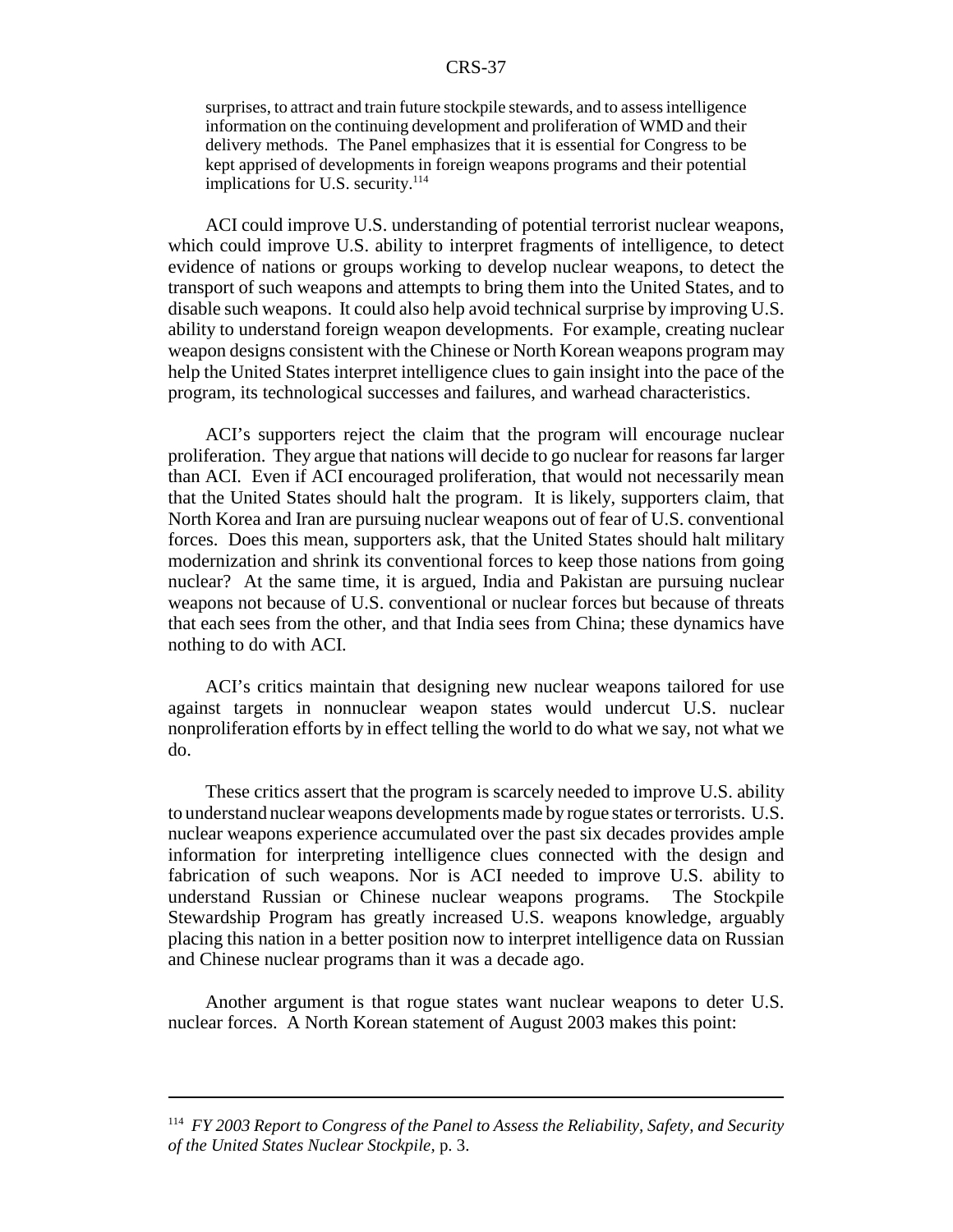> surprises, to attract and train future stockpile stewards, and to assess intelligence information on the continuing development and proliferation of WMD and their delivery methods. The Panel emphasizes that it is essential for Congress to be kept apprised of developments in foreign weapons programs and their potential implications for U.S. security.[114]

ACI could improve U.S. understanding of potential terrorist nuclear weapons, which could improve U.S. ability to interpret fragments of intelligence, to detect evidence of nations or groups working to develop nuclear weapons, to detect the transport of such weapons and attempts to bring them into the United States, and to disable such weapons. It could also help avoid technical surprise by improving U.S. ability to understand foreign weapon developments. For example, creating nuclear weapon designs consistent with the Chinese or North Korean weapons program may help the United States interpret intelligence clues to gain insight into the pace of the program, its technological successes and failures, and warhead characteristics.

ACI's supporters reject the claim that the program will encourage nuclear proliferation. They argue that nations will decide to go nuclear for reasons far larger than ACI. Even if ACI encouraged proliferation, that would not necessarily mean that the United States should halt the program. It is likely, supporters claim, that North Korea and Iran are pursuing nuclear weapons out of fear of U.S. conventional forces. Does this mean, supporters ask, that the United States should halt military modernization and shrink its conventional forces to keep those nations from going nuclear? At the same time, it is argued, India and Pakistan are pursuing nuclear weapons not because of U.S. conventional or nuclear forces but because of threats that each sees from the other, and that India sees from China; these dynamics have nothing to do with ACI.

ACI's critics maintain that designing new nuclear weapons tailored for use against targets in nonnuclear weapon states would undercut U.S. nuclear nonproliferation efforts by in effect telling the world to do what we say, not what we do.

These critics assert that the program is scarcely needed to improve U.S. ability to understand nuclear weapons developments made by rogue states or terrorists. U.S. nuclear weapons experience accumulated over the past six decades provides ample information for interpreting intelligence clues connected with the design and fabrication of such weapons. Nor is ACI needed to improve U.S. ability to understand Russian or Chinese nuclear weapons programs. The Stockpile Stewardship Program has greatly increased U.S. weapons knowledge, arguably placing this nation in a better position now to interpret intelligence data on Russian and Chinese nuclear programs than it was a decade ago.

Another argument is that rogue states want nuclear weapons to deter U.S. nuclear forces. A North Korean statement of August 2003 makes this point:

---

[114] *FY 2003 Report to Congress of the Panel to Assess the Reliability, Safety, and Security of the United States Nuclear Stockpile*, p. 3.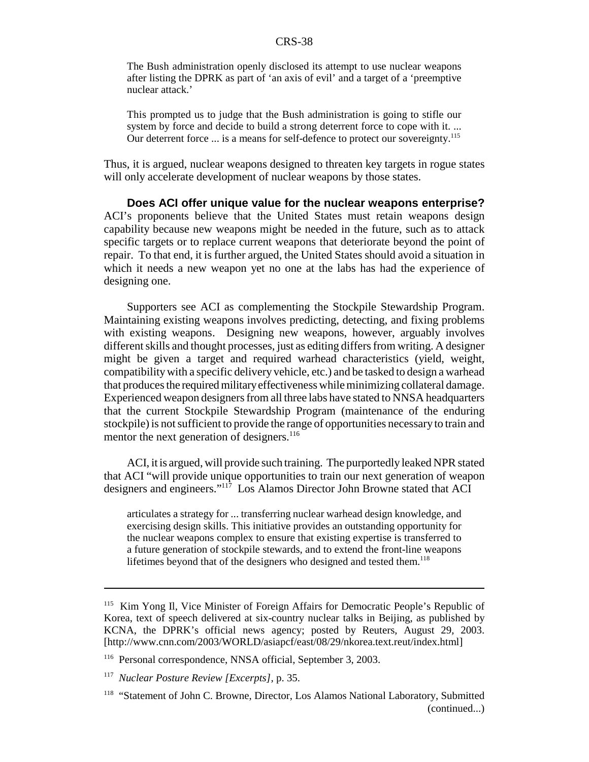> The Bush administration openly disclosed its attempt to use nuclear weapons after listing the DPRK as part of 'an axis of evil' and a target of a 'preemptive nuclear attack.'
>
> This prompted us to judge that the Bush administration is going to stifle our system by force and decide to build a strong deterrent force to cope with it. ... Our deterrent force ... is a means for self-defence to protect our sovereignty.[115]

Thus, it is argued, nuclear weapons designed to threaten key targets in rogue states will only accelerate development of nuclear weapons by those states.

**Does ACI offer unique value for the nuclear weapons enterprise?** ACI's proponents believe that the United States must retain weapons design capability because new weapons might be needed in the future, such as to attack specific targets or to replace current weapons that deteriorate beyond the point of repair. To that end, it is further argued, the United States should avoid a situation in which it needs a new weapon yet no one at the labs has had the experience of designing one.

Supporters see ACI as complementing the Stockpile Stewardship Program. Maintaining existing weapons involves predicting, detecting, and fixing problems with existing weapons. Designing new weapons, however, arguably involves different skills and thought processes, just as editing differs from writing. A designer might be given a target and required warhead characteristics (yield, weight, compatibility with a specific delivery vehicle, etc.) and be tasked to design a warhead that produces the required military effectiveness while minimizing collateral damage. Experienced weapon designers from all three labs have stated to NNSA headquarters that the current Stockpile Stewardship Program (maintenance of the enduring stockpile) is not sufficient to provide the range of opportunities necessary to train and mentor the next generation of designers.[116]

ACI, it is argued, will provide such training. The purportedly leaked NPR stated that ACI "will provide unique opportunities to train our next generation of weapon designers and engineers."[117] Los Alamos Director John Browne stated that ACI

> articulates a strategy for ... transferring nuclear warhead design knowledge, and exercising design skills. This initiative provides an outstanding opportunity for the nuclear weapons complex to ensure that existing expertise is transferred to a future generation of stockpile stewards, and to extend the front-line weapons lifetimes beyond that of the designers who designed and tested them.[118]

---

[115] Kim Yong Il, Vice Minister of Foreign Affairs for Democratic People's Republic of Korea, text of speech delivered at six-country nuclear talks in Beijing, as published by KCNA, the DPRK's official news agency; posted by Reuters, August 29, 2003. [http://www.cnn.com/2003/WORLD/asiapcf/east/08/29/nkorea.text.reut/index.html]

[116] Personal correspondence, NNSA official, September 3, 2003.

[117] *Nuclear Posture Review [Excerpts]*, p. 35.

[118] "Statement of John C. Browne, Director, Los Alamos National Laboratory, Submitted (continued...)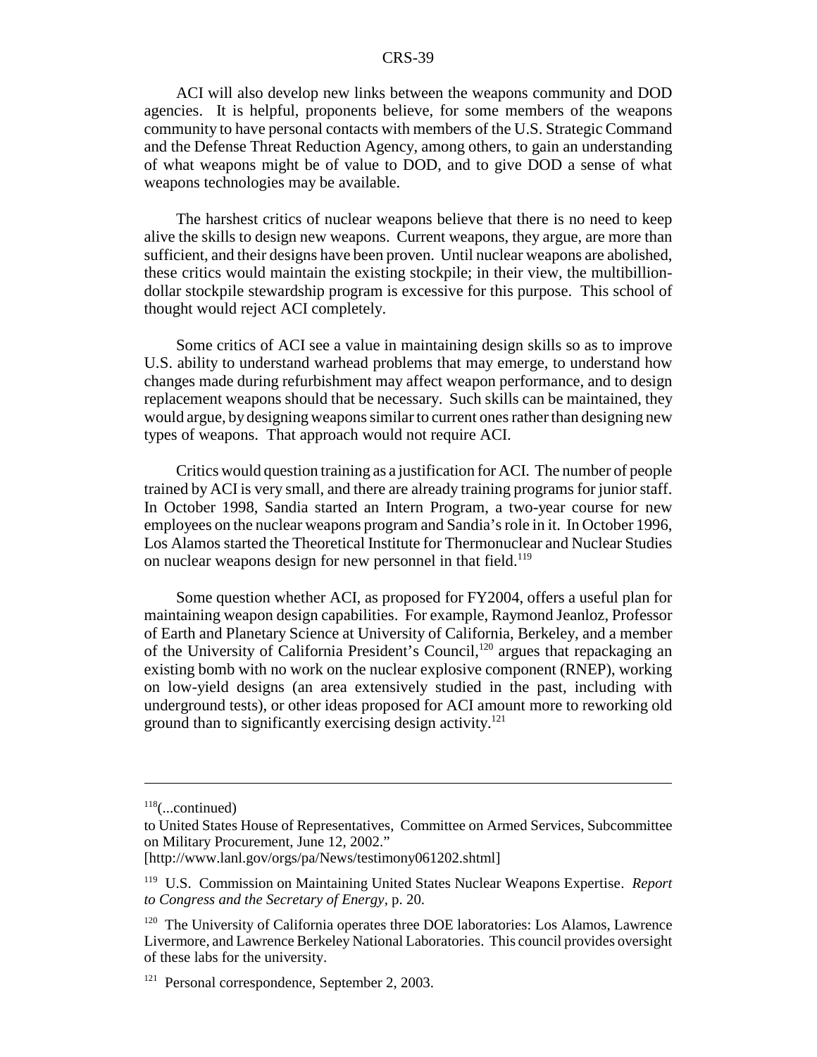ACI will also develop new links between the weapons community and DOD agencies. It is helpful, proponents believe, for some members of the weapons community to have personal contacts with members of the U.S. Strategic Command and the Defense Threat Reduction Agency, among others, to gain an understanding of what weapons might be of value to DOD, and to give DOD a sense of what weapons technologies may be available.

The harshest critics of nuclear weapons believe that there is no need to keep alive the skills to design new weapons. Current weapons, they argue, are more than sufficient, and their designs have been proven. Until nuclear weapons are abolished, these critics would maintain the existing stockpile; in their view, the multibillion-dollar stockpile stewardship program is excessive for this purpose. This school of thought would reject ACI completely.

Some critics of ACI see a value in maintaining design skills so as to improve U.S. ability to understand warhead problems that may emerge, to understand how changes made during refurbishment may affect weapon performance, and to design replacement weapons should that be necessary. Such skills can be maintained, they would argue, by designing weapons similar to current ones rather than designing new types of weapons. That approach would not require ACI.

Critics would question training as a justification for ACI. The number of people trained by ACI is very small, and there are already training programs for junior staff. In October 1998, Sandia started an Intern Program, a two-year course for new employees on the nuclear weapons program and Sandia's role in it. In October 1996, Los Alamos started the Theoretical Institute for Thermonuclear and Nuclear Studies on nuclear weapons design for new personnel in that field.[119]

Some question whether ACI, as proposed for FY2004, offers a useful plan for maintaining weapon design capabilities. For example, Raymond Jeanloz, Professor of Earth and Planetary Science at University of California, Berkeley, and a member of the University of California President's Council,[120] argues that repackaging an existing bomb with no work on the nuclear explosive component (RNEP), working on low-yield designs (an area extensively studied in the past, including with underground tests), or other ideas proposed for ACI amount more to reworking old ground than to significantly exercising design activity.[121]

---

[118](...continued)

to United States House of Representatives, Committee on Armed Services, Subcommittee on Military Procurement, June 12, 2002."
[http://www.lanl.gov/orgs/pa/News/testimony061202.shtml]

[119] U.S. Commission on Maintaining United States Nuclear Weapons Expertise. *Report to Congress and the Secretary of Energy*, p. 20.

[120] The University of California operates three DOE laboratories: Los Alamos, Lawrence Livermore, and Lawrence Berkeley National Laboratories. This council provides oversight of these labs for the university.

[121] Personal correspondence, September 2, 2003.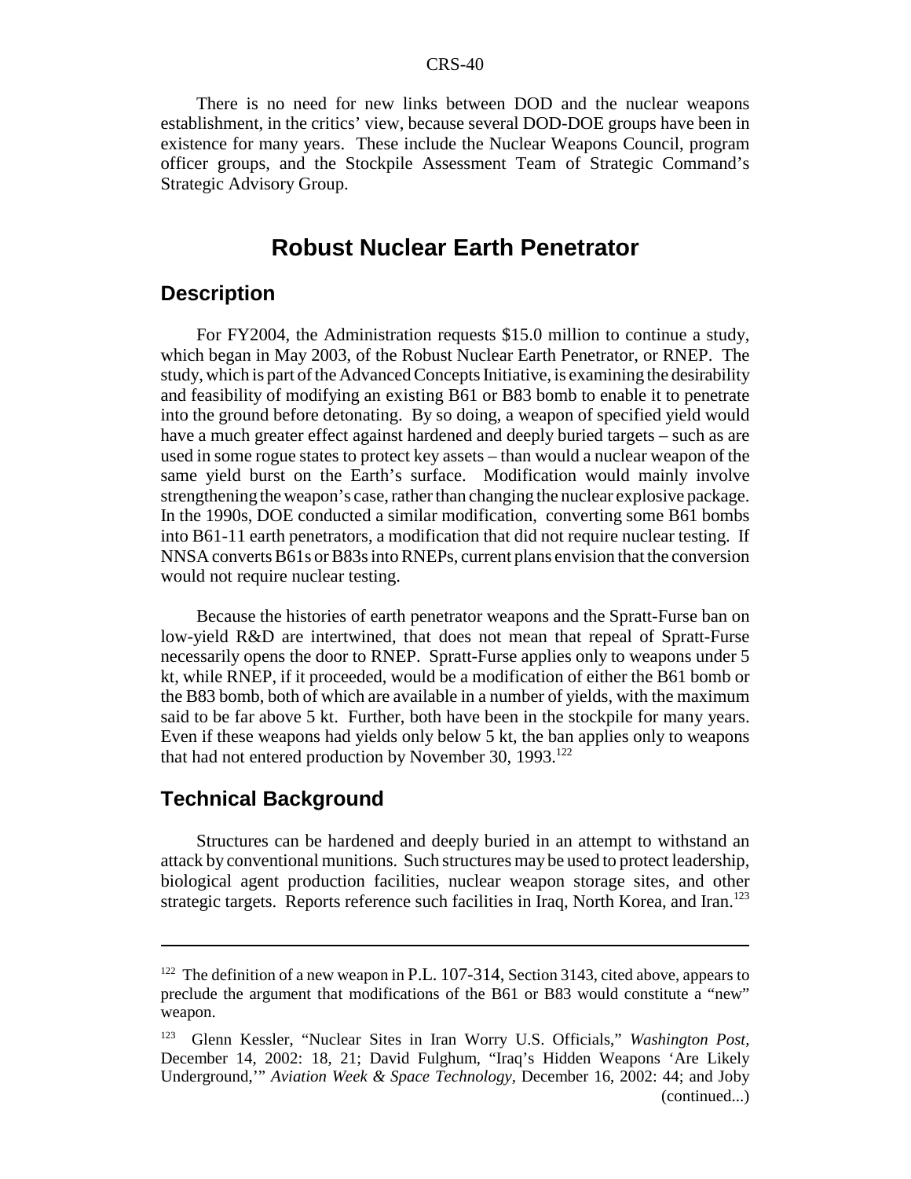There is no need for new links between DOD and the nuclear weapons establishment, in the critics' view, because several DOD-DOE groups have been in existence for many years. These include the Nuclear Weapons Council, program officer groups, and the Stockpile Assessment Team of Strategic Command's Strategic Advisory Group.

# Robust Nuclear Earth Penetrator

## Description

For FY2004, the Administration requests $15.0 million to continue a study, which began in May 2003, of the Robust Nuclear Earth Penetrator, or RNEP. The study, which is part of the Advanced Concepts Initiative, is examining the desirability and feasibility of modifying an existing B61 or B83 bomb to enable it to penetrate into the ground before detonating. By so doing, a weapon of specified yield would have a much greater effect against hardened and deeply buried targets – such as are used in some rogue states to protect key assets – than would a nuclear weapon of the same yield burst on the Earth's surface. Modification would mainly involve strengthening the weapon's case, rather than changing the nuclear explosive package. In the 1990s, DOE conducted a similar modification, converting some B61 bombs into B61-11 earth penetrators, a modification that did not require nuclear testing. If NNSA converts B61s or B83s into RNEPs, current plans envision that the conversion would not require nuclear testing.

Because the histories of earth penetrator weapons and the Spratt-Furse ban on low-yield R&D are intertwined, that does not mean that repeal of Spratt-Furse necessarily opens the door to RNEP. Spratt-Furse applies only to weapons under 5 kt, while RNEP, if it proceeded, would be a modification of either the B61 bomb or the B83 bomb, both of which are available in a number of yields, with the maximum said to be far above 5 kt. Further, both have been in the stockpile for many years. Even if these weapons had yields only below 5 kt, the ban applies only to weapons that had not entered production by November 30, 1993.[122]

## Technical Background

Structures can be hardened and deeply buried in an attempt to withstand an attack by conventional munitions. Such structures may be used to protect leadership, biological agent production facilities, nuclear weapon storage sites, and other strategic targets. Reports reference such facilities in Iraq, North Korea, and Iran.[123]

---

[122] The definition of a new weapon in P.L. 107-314, Section 3143, cited above, appears to preclude the argument that modifications of the B61 or B83 would constitute a "new" weapon.

[123] Glenn Kessler, "Nuclear Sites in Iran Worry U.S. Officials," *Washington Post*, December 14, 2002: 18, 21; David Fulghum, "Iraq's Hidden Weapons 'Are Likely Underground,'" *Aviation Week & Space Technology*, December 16, 2002: 44; and Joby (continued...)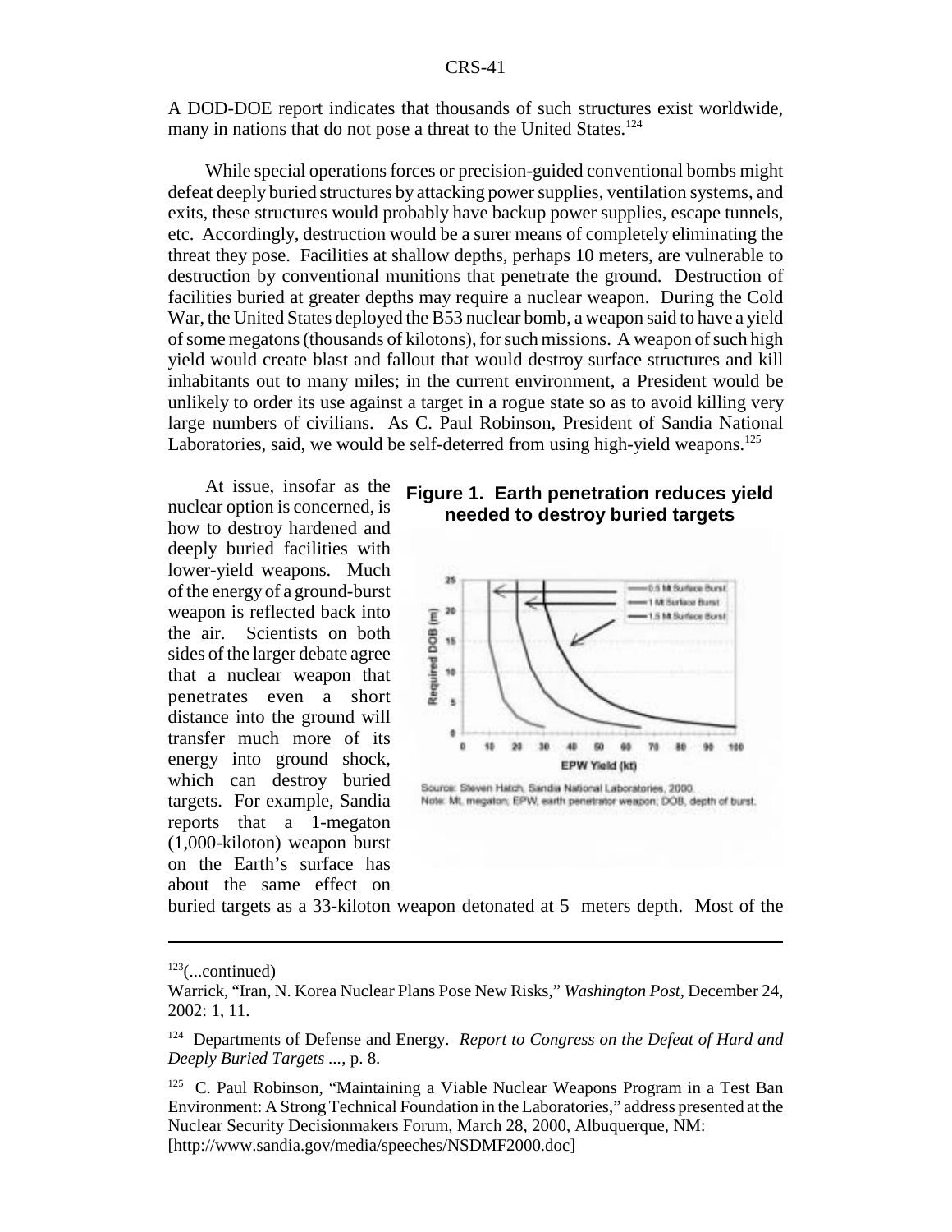A DOD-DOE report indicates that thousands of such structures exist worldwide, many in nations that do not pose a threat to the United States.[124]

While special operations forces or precision-guided conventional bombs might defeat deeply buried structures by attacking power supplies, ventilation systems, and exits, these structures would probably have backup power supplies, escape tunnels, etc. Accordingly, destruction would be a surer means of completely eliminating the threat they pose. Facilities at shallow depths, perhaps 10 meters, are vulnerable to destruction by conventional munitions that penetrate the ground. Destruction of facilities buried at greater depths may require a nuclear weapon. During the Cold War, the United States deployed the B53 nuclear bomb, a weapon said to have a yield of some megatons (thousands of kilotons), for such missions. A weapon of such high yield would create blast and fallout that would destroy surface structures and kill inhabitants out to many miles; in the current environment, a President would be unlikely to order its use against a target in a rogue state so as to avoid killing very large numbers of civilians. As C. Paul Robinson, President of Sandia National Laboratories, said, we would be self-deterred from using high-yield weapons.[125]

At issue, insofar as the nuclear option is concerned, is how to destroy hardened and deeply buried facilities with lower-yield weapons. Much of the energy of a ground-burst weapon is reflected back into the air. Scientists on both sides of the larger debate agree that a nuclear weapon that penetrates even a short distance into the ground will transfer much more of its energy into ground shock, which can destroy buried targets. For example, Sandia reports that a 1-megaton (1,000-kiloton) weapon burst on the Earth's surface has about the same effect on buried targets as a 33-kiloton weapon detonated at 5 meters depth. Most of the

**Figure 1. Earth penetration reduces yield needed to destroy buried targets**

Source: Steven Hatch, Sandia National Laboratories, 2000.
Note: Mt, megaton; EPW, earth penetrator weapon; DOB, depth of burst.

---

[123](...continued)
Warrick, "Iran, N. Korea Nuclear Plans Pose New Risks," *Washington Post*, December 24, 2002: 1, 11.

[124] Departments of Defense and Energy. *Report to Congress on the Defeat of Hard and Deeply Buried Targets* ..., p. 8.

[125] C. Paul Robinson, "Maintaining a Viable Nuclear Weapons Program in a Test Ban Environment: A Strong Technical Foundation in the Laboratories," address presented at the Nuclear Security Decisionmakers Forum, March 28, 2000, Albuquerque, NM: [http://www.sandia.gov/media/speeches/NSDMF2000.doc]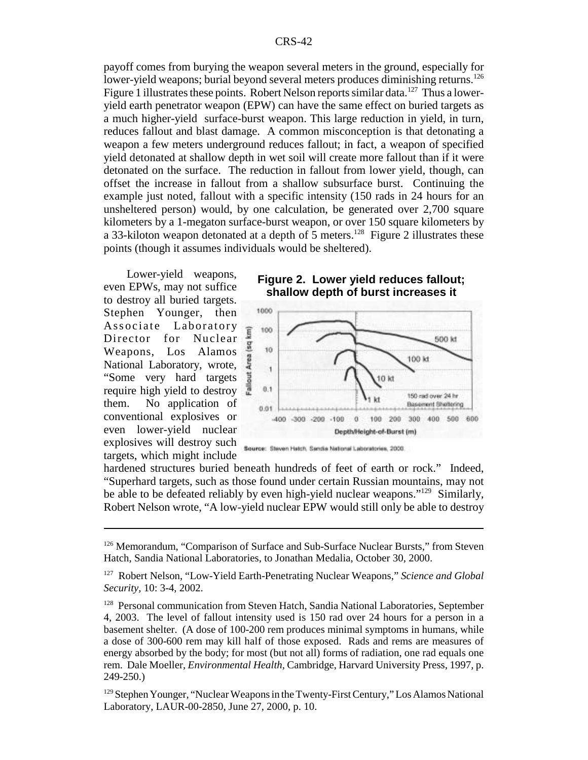payoff comes from burying the weapon several meters in the ground, especially for lower-yield weapons; burial beyond several meters produces diminishing returns.[126] Figure 1 illustrates these points. Robert Nelson reports similar data.[127] Thus a lower-yield earth penetrator weapon (EPW) can have the same effect on buried targets as a much higher-yield surface-burst weapon. This large reduction in yield, in turn, reduces fallout and blast damage. A common misconception is that detonating a weapon a few meters underground reduces fallout; in fact, a weapon of specified yield detonated at shallow depth in wet soil will create more fallout than if it were detonated on the surface. The reduction in fallout from lower yield, though, can offset the increase in fallout from a shallow subsurface burst. Continuing the example just noted, fallout with a specific intensity (150 rads in 24 hours for an unsheltered person) would, by one calculation, be generated over 2,700 square kilometers by a 1-megaton surface-burst weapon, or over 150 square kilometers by a 33-kiloton weapon detonated at a depth of 5 meters.[128] Figure 2 illustrates these points (though it assumes individuals would be sheltered).

**Figure 2. Lower yield reduces fallout; shallow depth of burst increases it**

Source: Steven Hatch, Sandia National Laboratories, 2000.

Lower-yield weapons, even EPWs, may not suffice to destroy all buried targets. Stephen Younger, then Associate Laboratory Director for Nuclear Weapons, Los Alamos National Laboratory, wrote, "Some very hard targets require high yield to destroy them. No application of conventional explosives or even lower-yield nuclear explosives will destroy such targets, which might include hardened structures buried beneath hundreds of feet of earth or rock." Indeed, "Superhard targets, such as those found under certain Russian mountains, may not be able to be defeated reliably by even high-yield nuclear weapons."[129] Similarly, Robert Nelson wrote, "A low-yield nuclear EPW would still only be able to destroy

---

[126] Memorandum, "Comparison of Surface and Sub-Surface Nuclear Bursts," from Steven Hatch, Sandia National Laboratories, to Jonathan Medalia, October 30, 2000.

[127] Robert Nelson, "Low-Yield Earth-Penetrating Nuclear Weapons," *Science and Global Security,* 10: 3-4, 2002.

[128] Personal communication from Steven Hatch, Sandia National Laboratories, September 4, 2003. The level of fallout intensity used is 150 rad over 24 hours for a person in a basement shelter. (A dose of 100-200 rem produces minimal symptoms in humans, while a dose of 300-600 rem may kill half of those exposed. Rads and rems are measures of energy absorbed by the body; for most (but not all) forms of radiation, one rad equals one rem. Dale Moeller, *Environmental Health,* Cambridge, Harvard University Press, 1997, p. 249-250.)

[129] Stephen Younger, "Nuclear Weapons in the Twenty-First Century," Los Alamos National Laboratory, LAUR-00-2850, June 27, 2000, p. 10.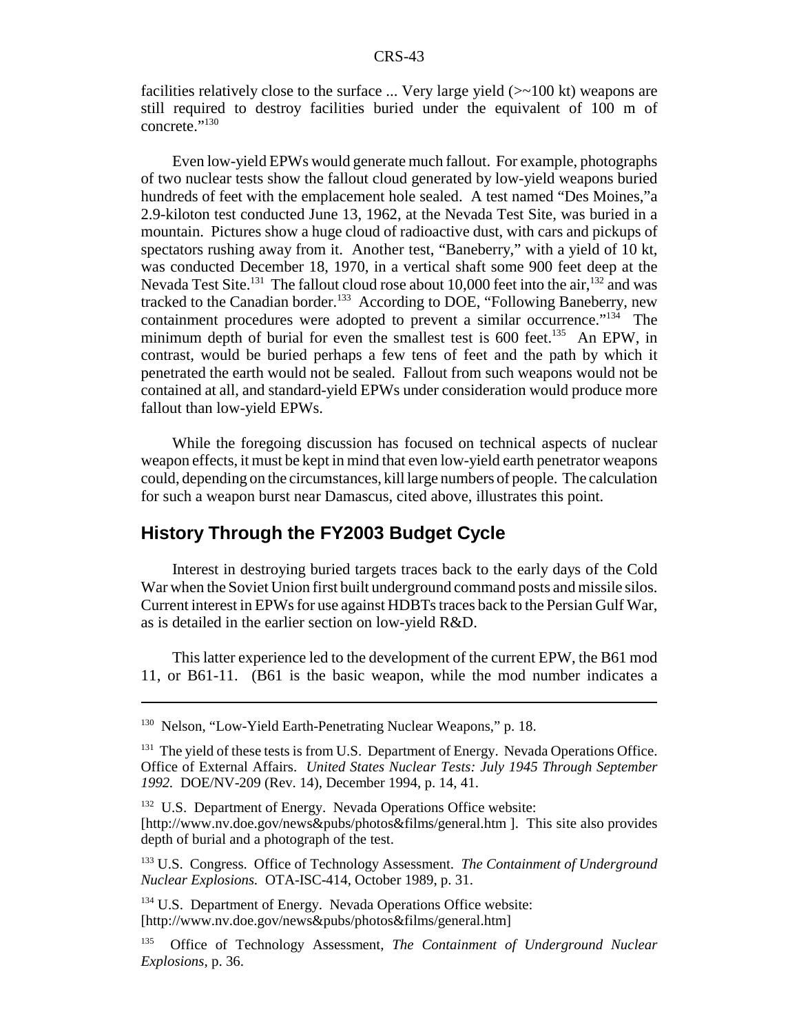facilities relatively close to the surface ... Very large yield (>~100 kt) weapons are still required to destroy facilities buried under the equivalent of 100 m of concrete."[130]

Even low-yield EPWs would generate much fallout. For example, photographs of two nuclear tests show the fallout cloud generated by low-yield weapons buried hundreds of feet with the emplacement hole sealed. A test named "Des Moines,"a 2.9-kiloton test conducted June 13, 1962, at the Nevada Test Site, was buried in a mountain. Pictures show a huge cloud of radioactive dust, with cars and pickups of spectators rushing away from it. Another test, "Baneberry," with a yield of 10 kt, was conducted December 18, 1970, in a vertical shaft some 900 feet deep at the Nevada Test Site.[131] The fallout cloud rose about 10,000 feet into the air,[132] and was tracked to the Canadian border.[133] According to DOE, "Following Baneberry, new containment procedures were adopted to prevent a similar occurrence."[134] The minimum depth of burial for even the smallest test is 600 feet.[135] An EPW, in contrast, would be buried perhaps a few tens of feet and the path by which it penetrated the earth would not be sealed. Fallout from such weapons would not be contained at all, and standard-yield EPWs under consideration would produce more fallout than low-yield EPWs.

While the foregoing discussion has focused on technical aspects of nuclear weapon effects, it must be kept in mind that even low-yield earth penetrator weapons could, depending on the circumstances, kill large numbers of people. The calculation for such a weapon burst near Damascus, cited above, illustrates this point.

## History Through the FY2003 Budget Cycle

Interest in destroying buried targets traces back to the early days of the Cold War when the Soviet Union first built underground command posts and missile silos. Current interest in EPWs for use against HDBTs traces back to the Persian Gulf War, as is detailed in the earlier section on low-yield R&D.

This latter experience led to the development of the current EPW, the B61 mod 11, or B61-11. (B61 is the basic weapon, while the mod number indicates a

---

[130] Nelson, "Low-Yield Earth-Penetrating Nuclear Weapons," p. 18.

[131] The yield of these tests is from U.S. Department of Energy. Nevada Operations Office. Office of External Affairs. *United States Nuclear Tests: July 1945 Through September 1992.* DOE/NV-209 (Rev. 14), December 1994, p. 14, 41.

[132] U.S. Department of Energy. Nevada Operations Office website: [http://www.nv.doe.gov/news&pubs/photos&films/general.htm ]. This site also provides depth of burial and a photograph of the test.

[133] U.S. Congress. Office of Technology Assessment. *The Containment of Underground Nuclear Explosions.* OTA-ISC-414, October 1989, p. 31.

[134] U.S. Department of Energy. Nevada Operations Office website: [http://www.nv.doe.gov/news&pubs/photos&films/general.htm]

[135] Office of Technology Assessment, *The Containment of Underground Nuclear Explosions,* p. 36.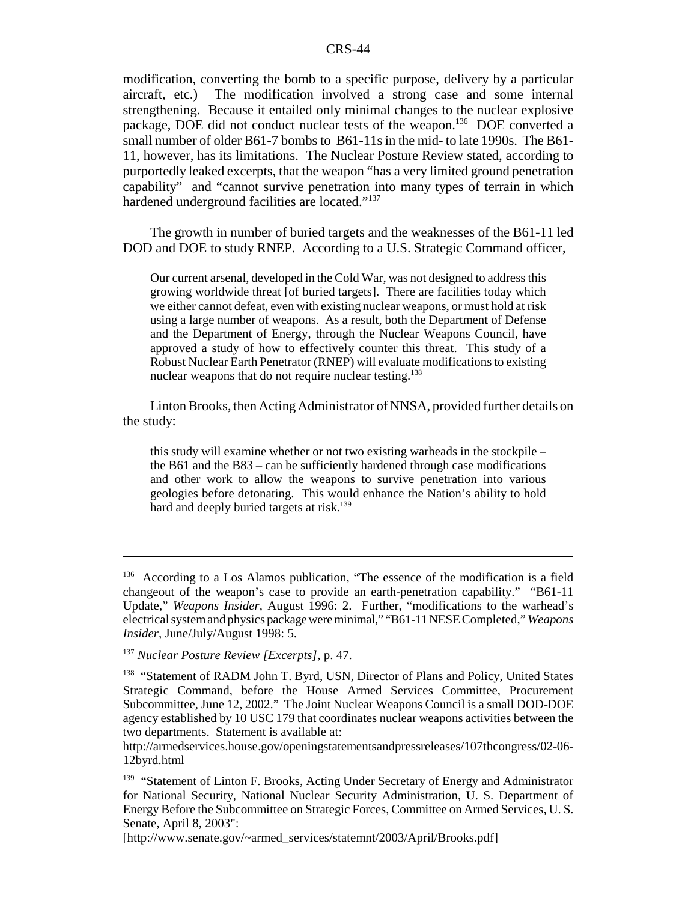modification, converting the bomb to a specific purpose, delivery by a particular aircraft, etc.) The modification involved a strong case and some internal strengthening. Because it entailed only minimal changes to the nuclear explosive package, DOE did not conduct nuclear tests of the weapon.[136] DOE converted a small number of older B61-7 bombs to B61-11s in the mid- to late 1990s. The B61-11, however, has its limitations. The Nuclear Posture Review stated, according to purportedly leaked excerpts, that the weapon "has a very limited ground penetration capability" and "cannot survive penetration into many types of terrain in which hardened underground facilities are located."[137]

The growth in number of buried targets and the weaknesses of the B61-11 led DOD and DOE to study RNEP. According to a U.S. Strategic Command officer,

> Our current arsenal, developed in the Cold War, was not designed to address this growing worldwide threat [of buried targets]. There are facilities today which we either cannot defeat, even with existing nuclear weapons, or must hold at risk using a large number of weapons. As a result, both the Department of Defense and the Department of Energy, through the Nuclear Weapons Council, have approved a study of how to effectively counter this threat. This study of a Robust Nuclear Earth Penetrator (RNEP) will evaluate modifications to existing nuclear weapons that do not require nuclear testing.[138]

Linton Brooks, then Acting Administrator of NNSA, provided further details on the study:

> this study will examine whether or not two existing warheads in the stockpile – the B61 and the B83 – can be sufficiently hardened through case modifications and other work to allow the weapons to survive penetration into various geologies before detonating. This would enhance the Nation's ability to hold hard and deeply buried targets at risk.[139]

---

[136] According to a Los Alamos publication, "The essence of the modification is a field changeout of the weapon's case to provide an earth-penetration capability." "B61-11 Update," *Weapons Insider*, August 1996: 2. Further, "modifications to the warhead's electrical system and physics package were minimal," "B61-11 NESE Completed," *Weapons Insider*, June/July/August 1998: 5.

[137] *Nuclear Posture Review [Excerpts]*, p. 47.

[138] "Statement of RADM John T. Byrd, USN, Director of Plans and Policy, United States Strategic Command, before the House Armed Services Committee, Procurement Subcommittee, June 12, 2002." The Joint Nuclear Weapons Council is a small DOD-DOE agency established by 10 USC 179 that coordinates nuclear weapons activities between the two departments. Statement is available at:
http://armedservices.house.gov/openingstatementsandpressreleases/107thcongress/02-06-12byrd.html

[139] "Statement of Linton F. Brooks, Acting Under Secretary of Energy and Administrator for National Security, National Nuclear Security Administration, U. S. Department of Energy Before the Subcommittee on Strategic Forces, Committee on Armed Services, U. S. Senate, April 8, 2003":
[http://www.senate.gov/~armed_services/statemnt/2003/April/Brooks.pdf]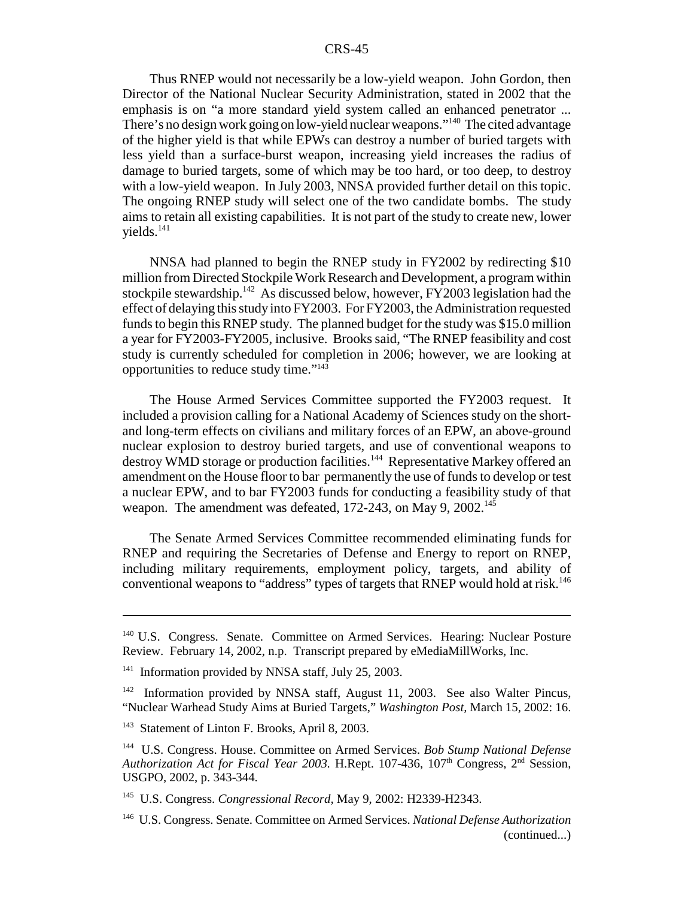Thus RNEP would not necessarily be a low-yield weapon. John Gordon, then Director of the National Nuclear Security Administration, stated in 2002 that the emphasis is on "a more standard yield system called an enhanced penetrator ... There's no design work going on low-yield nuclear weapons."[140] The cited advantage of the higher yield is that while EPWs can destroy a number of buried targets with less yield than a surface-burst weapon, increasing yield increases the radius of damage to buried targets, some of which may be too hard, or too deep, to destroy with a low-yield weapon. In July 2003, NNSA provided further detail on this topic. The ongoing RNEP study will select one of the two candidate bombs. The study aims to retain all existing capabilities. It is not part of the study to create new, lower yields.[141]

NNSA had planned to begin the RNEP study in FY2002 by redirecting $10 million from Directed Stockpile Work Research and Development, a program within stockpile stewardship.[142] As discussed below, however, FY2003 legislation had the effect of delaying this study into FY2003. For FY2003, the Administration requested funds to begin this RNEP study. The planned budget for the study was $15.0 million a year for FY2003-FY2005, inclusive. Brooks said, "The RNEP feasibility and cost study is currently scheduled for completion in 2006; however, we are looking at opportunities to reduce study time."[143]

The House Armed Services Committee supported the FY2003 request. It included a provision calling for a National Academy of Sciences study on the short- and long-term effects on civilians and military forces of an EPW, an above-ground nuclear explosion to destroy buried targets, and use of conventional weapons to destroy WMD storage or production facilities.[144] Representative Markey offered an amendment on the House floor to bar permanently the use of funds to develop or test a nuclear EPW, and to bar FY2003 funds for conducting a feasibility study of that weapon. The amendment was defeated, 172-243, on May 9, 2002.[145]

The Senate Armed Services Committee recommended eliminating funds for RNEP and requiring the Secretaries of Defense and Energy to report on RNEP, including military requirements, employment policy, targets, and ability of conventional weapons to "address" types of targets that RNEP would hold at risk.[146]

---

[140] U.S. Congress. Senate. Committee on Armed Services. Hearing: Nuclear Posture Review. February 14, 2002, n.p. Transcript prepared by eMediaMillWorks, Inc.

[141] Information provided by NNSA staff, July 25, 2003.

[142] Information provided by NNSA staff, August 11, 2003. See also Walter Pincus, "Nuclear Warhead Study Aims at Buried Targets," *Washington Post,* March 15, 2002: 16.

[143] Statement of Linton F. Brooks, April 8, 2003.

[144] U.S. Congress. House. Committee on Armed Services. *Bob Stump National Defense Authorization Act for Fiscal Year 2003.* H.Rept. 107-436, 107th Congress, 2nd Session, USGPO, 2002, p. 343-344.

[145] U.S. Congress. *Congressional Record,* May 9, 2002: H2339-H2343.

[146] U.S. Congress. Senate. Committee on Armed Services. *National Defense Authorization* (continued...)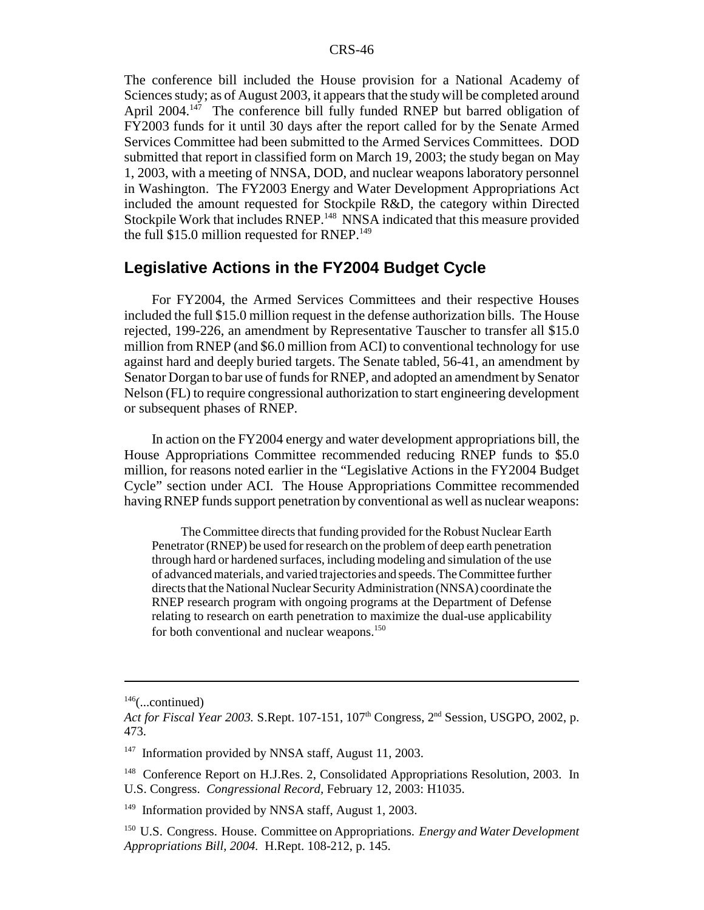The conference bill included the House provision for a National Academy of Sciences study; as of August 2003, it appears that the study will be completed around April 2004.[147] The conference bill fully funded RNEP but barred obligation of FY2003 funds for it until 30 days after the report called for by the Senate Armed Services Committee had been submitted to the Armed Services Committees. DOD submitted that report in classified form on March 19, 2003; the study began on May 1, 2003, with a meeting of NNSA, DOD, and nuclear weapons laboratory personnel in Washington. The FY2003 Energy and Water Development Appropriations Act included the amount requested for Stockpile R&D, the category within Directed Stockpile Work that includes RNEP.[148] NNSA indicated that this measure provided the full $15.0 million requested for RNEP.[149]

## Legislative Actions in the FY2004 Budget Cycle

For FY2004, the Armed Services Committees and their respective Houses included the full $15.0 million request in the defense authorization bills. The House rejected, 199-226, an amendment by Representative Tauscher to transfer all $15.0 million from RNEP (and $6.0 million from ACI) to conventional technology for use against hard and deeply buried targets. The Senate tabled, 56-41, an amendment by Senator Dorgan to bar use of funds for RNEP, and adopted an amendment by Senator Nelson (FL) to require congressional authorization to start engineering development or subsequent phases of RNEP.

In action on the FY2004 energy and water development appropriations bill, the House Appropriations Committee recommended reducing RNEP funds to $5.0 million, for reasons noted earlier in the "Legislative Actions in the FY2004 Budget Cycle" section under ACI. The House Appropriations Committee recommended having RNEP funds support penetration by conventional as well as nuclear weapons:

> The Committee directs that funding provided for the Robust Nuclear Earth Penetrator (RNEP) be used for research on the problem of deep earth penetration through hard or hardened surfaces, including modeling and simulation of the use of advanced materials, and varied trajectories and speeds. The Committee further directs that the National Nuclear Security Administration (NNSA) coordinate the RNEP research program with ongoing programs at the Department of Defense relating to research on earth penetration to maximize the dual-use applicability for both conventional and nuclear weapons.[150]

---

[146](...continued)
*Act for Fiscal Year 2003.* S.Rept. 107-151, 107th Congress, 2nd Session, USGPO, 2002, p. 473.

[147] Information provided by NNSA staff, August 11, 2003.

[148] Conference Report on H.J.Res. 2, Consolidated Appropriations Resolution, 2003. In U.S. Congress. *Congressional Record,* February 12, 2003: H1035.

[149] Information provided by NNSA staff, August 1, 2003.

[150] U.S. Congress. House. Committee on Appropriations. *Energy and Water Development Appropriations Bill, 2004.* H.Rept. 108-212, p. 145.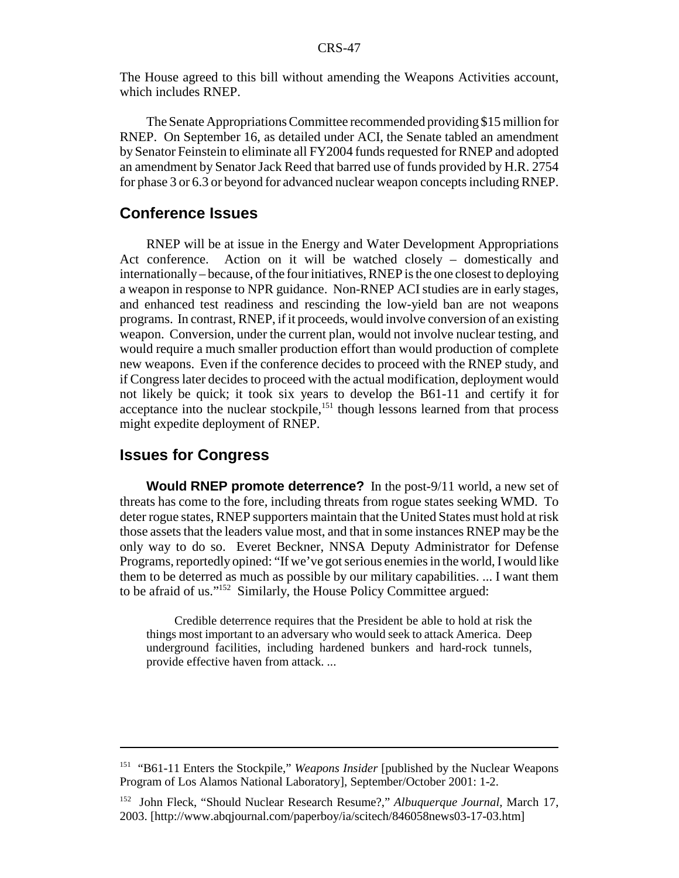The House agreed to this bill without amending the Weapons Activities account, which includes RNEP.

The Senate Appropriations Committee recommended providing $15 million for RNEP. On September 16, as detailed under ACI, the Senate tabled an amendment by Senator Feinstein to eliminate all FY2004 funds requested for RNEP and adopted an amendment by Senator Jack Reed that barred use of funds provided by H.R. 2754 for phase 3 or 6.3 or beyond for advanced nuclear weapon concepts including RNEP.

## Conference Issues

RNEP will be at issue in the Energy and Water Development Appropriations Act conference. Action on it will be watched closely – domestically and internationally – because, of the four initiatives, RNEP is the one closest to deploying a weapon in response to NPR guidance. Non-RNEP ACI studies are in early stages, and enhanced test readiness and rescinding the low-yield ban are not weapons programs. In contrast, RNEP, if it proceeds, would involve conversion of an existing weapon. Conversion, under the current plan, would not involve nuclear testing, and would require a much smaller production effort than would production of complete new weapons. Even if the conference decides to proceed with the RNEP study, and if Congress later decides to proceed with the actual modification, deployment would not likely be quick; it took six years to develop the B61-11 and certify it for acceptance into the nuclear stockpile,[151] though lessons learned from that process might expedite deployment of RNEP.

## Issues for Congress

**Would RNEP promote deterrence?** In the post-9/11 world, a new set of threats has come to the fore, including threats from rogue states seeking WMD. To deter rogue states, RNEP supporters maintain that the United States must hold at risk those assets that the leaders value most, and that in some instances RNEP may be the only way to do so. Everet Beckner, NNSA Deputy Administrator for Defense Programs, reportedly opined: "If we've got serious enemies in the world, I would like them to be deterred as much as possible by our military capabilities. ... I want them to be afraid of us."[152] Similarly, the House Policy Committee argued:

> Credible deterrence requires that the President be able to hold at risk the things most important to an adversary who would seek to attack America. Deep underground facilities, including hardened bunkers and hard-rock tunnels, provide effective haven from attack. ...

---

[151] "B61-11 Enters the Stockpile," *Weapons Insider* [published by the Nuclear Weapons Program of Los Alamos National Laboratory], September/October 2001: 1-2.

[152] John Fleck, "Should Nuclear Research Resume?," *Albuquerque Journal,* March 17, 2003. [http://www.abqjournal.com/paperboy/ia/scitech/846058news03-17-03.htm]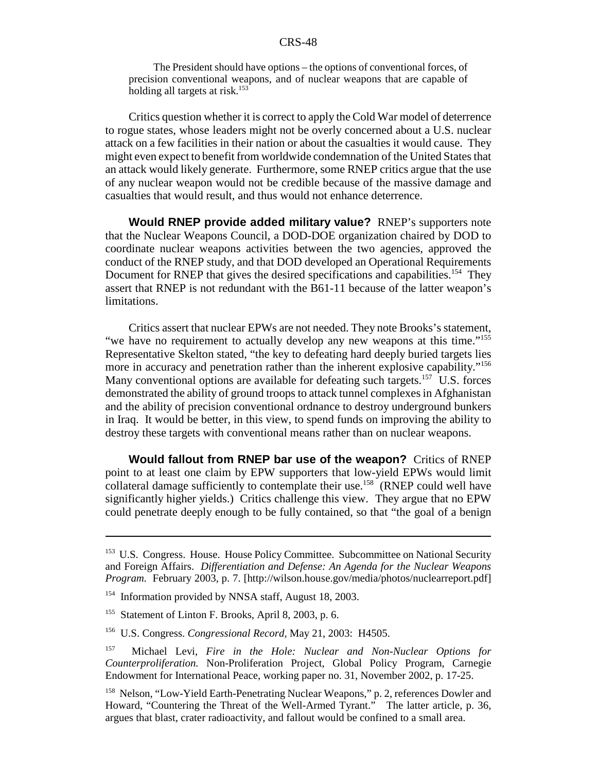> The President should have options – the options of conventional forces, of precision conventional weapons, and of nuclear weapons that are capable of holding all targets at risk.[153]

Critics question whether it is correct to apply the Cold War model of deterrence to rogue states, whose leaders might not be overly concerned about a U.S. nuclear attack on a few facilities in their nation or about the casualties it would cause. They might even expect to benefit from worldwide condemnation of the United States that an attack would likely generate. Furthermore, some RNEP critics argue that the use of any nuclear weapon would not be credible because of the massive damage and casualties that would result, and thus would not enhance deterrence.

**Would RNEP provide added military value?** RNEP's supporters note that the Nuclear Weapons Council, a DOD-DOE organization chaired by DOD to coordinate nuclear weapons activities between the two agencies, approved the conduct of the RNEP study, and that DOD developed an Operational Requirements Document for RNEP that gives the desired specifications and capabilities.[154] They assert that RNEP is not redundant with the B61-11 because of the latter weapon's limitations.

Critics assert that nuclear EPWs are not needed. They note Brooks's statement, "we have no requirement to actually develop any new weapons at this time."[155] Representative Skelton stated, "the key to defeating hard deeply buried targets lies more in accuracy and penetration rather than the inherent explosive capability."[156] Many conventional options are available for defeating such targets.[157] U.S. forces demonstrated the ability of ground troops to attack tunnel complexes in Afghanistan and the ability of precision conventional ordnance to destroy underground bunkers in Iraq. It would be better, in this view, to spend funds on improving the ability to destroy these targets with conventional means rather than on nuclear weapons.

**Would fallout from RNEP bar use of the weapon?** Critics of RNEP point to at least one claim by EPW supporters that low-yield EPWs would limit collateral damage sufficiently to contemplate their use.[158] (RNEP could well have significantly higher yields.) Critics challenge this view. They argue that no EPW could penetrate deeply enough to be fully contained, so that "the goal of a benign

---

[153] U.S. Congress. House. House Policy Committee. Subcommittee on National Security and Foreign Affairs. *Differentiation and Defense: An Agenda for the Nuclear Weapons Program.* February 2003, p. 7. [http://wilson.house.gov/media/photos/nuclearreport.pdf]

[154] Information provided by NNSA staff, August 18, 2003.

[155] Statement of Linton F. Brooks, April 8, 2003, p. 6.

[156] U.S. Congress. *Congressional Record,* May 21, 2003: H4505.

[157] Michael Levi, *Fire in the Hole: Nuclear and Non-Nuclear Options for Counterproliferation.* Non-Proliferation Project, Global Policy Program, Carnegie Endowment for International Peace, working paper no. 31, November 2002, p. 17-25.

[158] Nelson, "Low-Yield Earth-Penetrating Nuclear Weapons," p. 2, references Dowler and Howard, "Countering the Threat of the Well-Armed Tyrant." The latter article, p. 36, argues that blast, crater radioactivity, and fallout would be confined to a small area.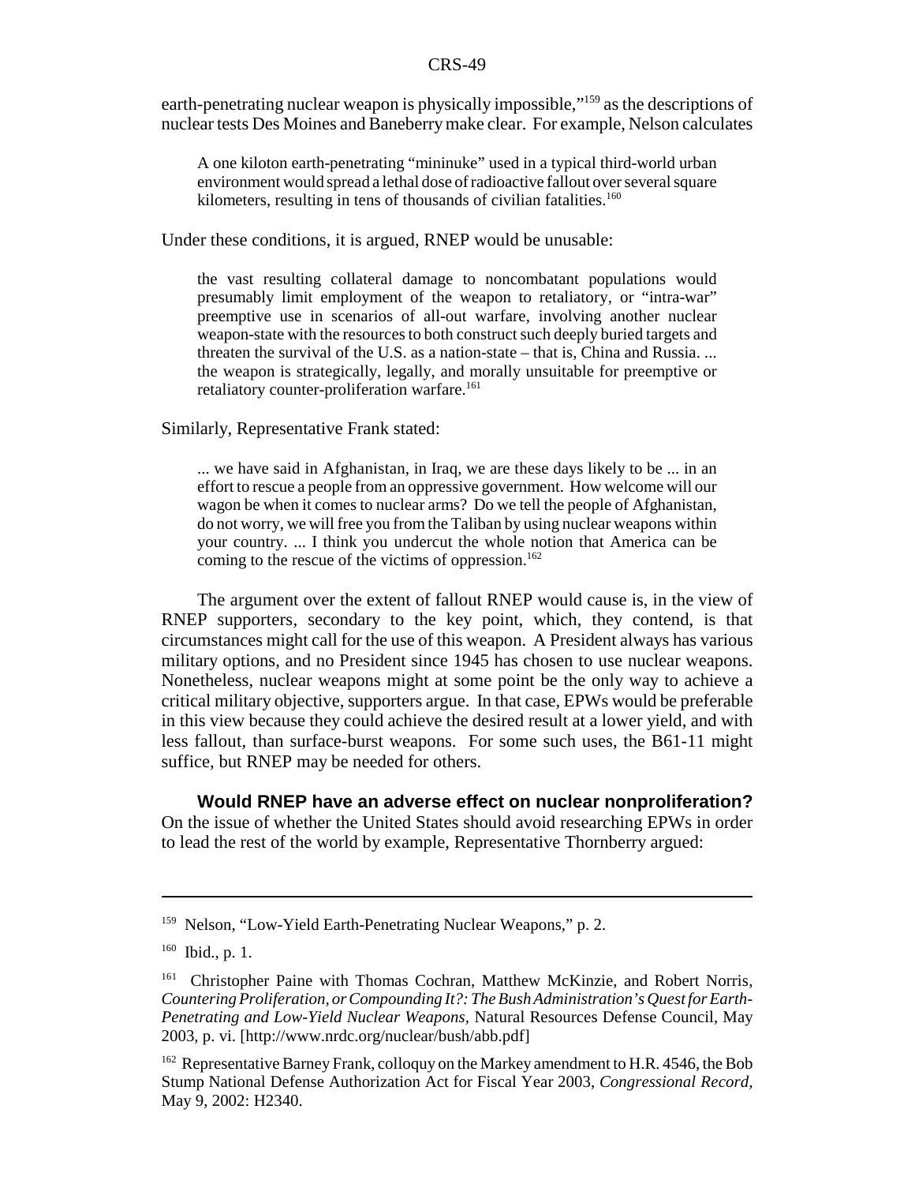earth-penetrating nuclear weapon is physically impossible,"[159] as the descriptions of nuclear tests Des Moines and Baneberry make clear. For example, Nelson calculates

> A one kiloton earth-penetrating "mininuke" used in a typical third-world urban environment would spread a lethal dose of radioactive fallout over several square kilometers, resulting in tens of thousands of civilian fatalities.[160]

Under these conditions, it is argued, RNEP would be unusable:

> the vast resulting collateral damage to noncombatant populations would presumably limit employment of the weapon to retaliatory, or "intra-war" preemptive use in scenarios of all-out warfare, involving another nuclear weapon-state with the resources to both construct such deeply buried targets and threaten the survival of the U.S. as a nation-state – that is, China and Russia. ... the weapon is strategically, legally, and morally unsuitable for preemptive or retaliatory counter-proliferation warfare.[161]

Similarly, Representative Frank stated:

> ... we have said in Afghanistan, in Iraq, we are these days likely to be ... in an effort to rescue a people from an oppressive government. How welcome will our wagon be when it comes to nuclear arms? Do we tell the people of Afghanistan, do not worry, we will free you from the Taliban by using nuclear weapons within your country. ... I think you undercut the whole notion that America can be coming to the rescue of the victims of oppression.[162]

The argument over the extent of fallout RNEP would cause is, in the view of RNEP supporters, secondary to the key point, which, they contend, is that circumstances might call for the use of this weapon. A President always has various military options, and no President since 1945 has chosen to use nuclear weapons. Nonetheless, nuclear weapons might at some point be the only way to achieve a critical military objective, supporters argue. In that case, EPWs would be preferable in this view because they could achieve the desired result at a lower yield, and with less fallout, than surface-burst weapons. For some such uses, the B61-11 might suffice, but RNEP may be needed for others.

**Would RNEP have an adverse effect on nuclear nonproliferation?** On the issue of whether the United States should avoid researching EPWs in order to lead the rest of the world by example, Representative Thornberry argued:

---

[159] Nelson, "Low-Yield Earth-Penetrating Nuclear Weapons," p. 2.

[160] Ibid., p. 1.

[161] Christopher Paine with Thomas Cochran, Matthew McKinzie, and Robert Norris, *Countering Proliferation, or Compounding It?: The Bush Administration's Quest for Earth-Penetrating and Low-Yield Nuclear Weapons,* Natural Resources Defense Council, May 2003, p. vi. [http://www.nrdc.org/nuclear/bush/abb.pdf]

[162] Representative Barney Frank, colloquy on the Markey amendment to H.R. 4546, the Bob Stump National Defense Authorization Act for Fiscal Year 2003, *Congressional Record,* May 9, 2002: H2340.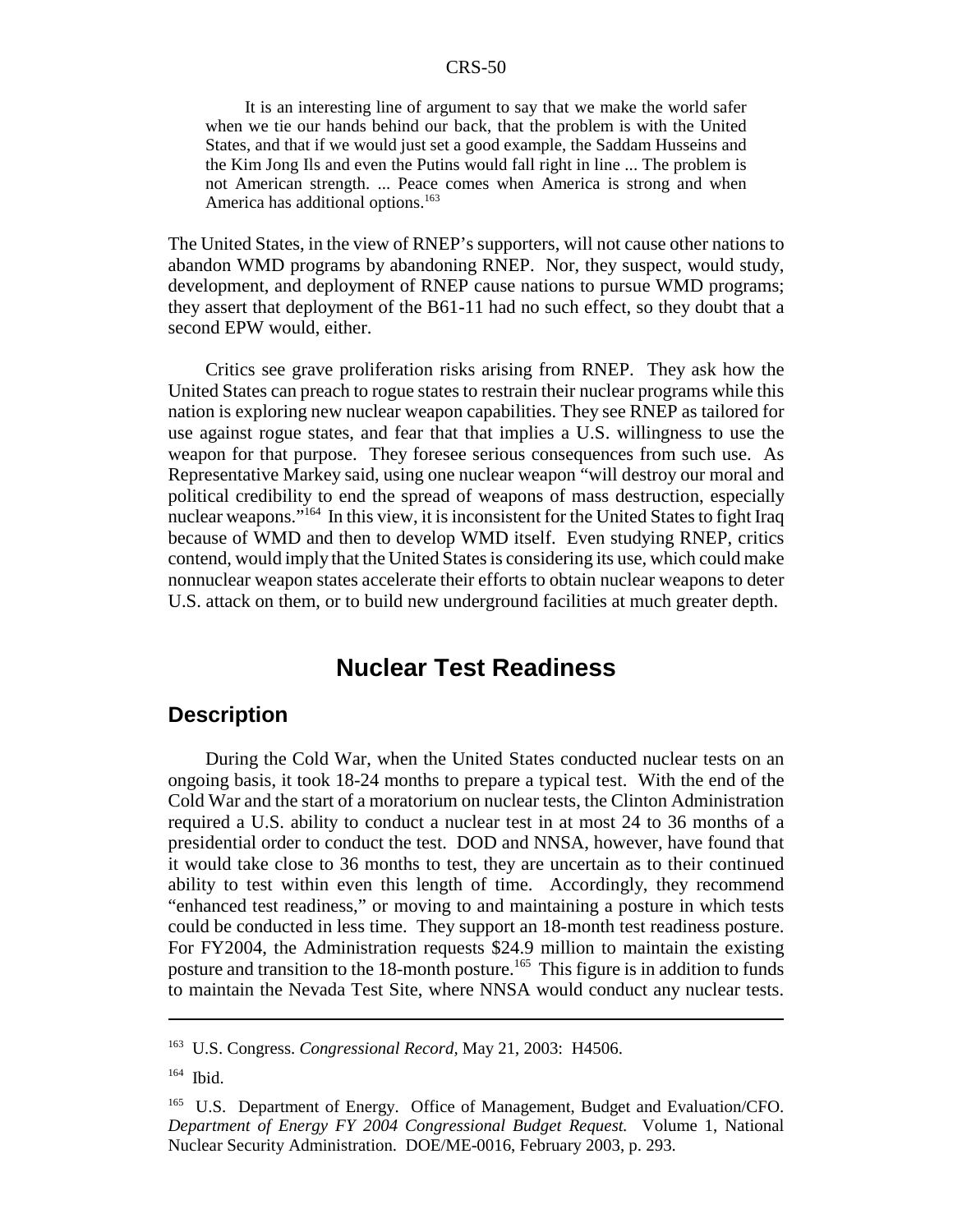> It is an interesting line of argument to say that we make the world safer when we tie our hands behind our back, that the problem is with the United States, and that if we would just set a good example, the Saddam Husseins and the Kim Jong Ils and even the Putins would fall right in line ... The problem is not American strength. ... Peace comes when America is strong and when America has additional options.[163]

The United States, in the view of RNEP's supporters, will not cause other nations to abandon WMD programs by abandoning RNEP. Nor, they suspect, would study, development, and deployment of RNEP cause nations to pursue WMD programs; they assert that deployment of the B61-11 had no such effect, so they doubt that a second EPW would, either.

Critics see grave proliferation risks arising from RNEP. They ask how the United States can preach to rogue states to restrain their nuclear programs while this nation is exploring new nuclear weapon capabilities. They see RNEP as tailored for use against rogue states, and fear that that implies a U.S. willingness to use the weapon for that purpose. They foresee serious consequences from such use. As Representative Markey said, using one nuclear weapon "will destroy our moral and political credibility to end the spread of weapons of mass destruction, especially nuclear weapons."[164] In this view, it is inconsistent for the United States to fight Iraq because of WMD and then to develop WMD itself. Even studying RNEP, critics contend, would imply that the United States is considering its use, which could make nonnuclear weapon states accelerate their efforts to obtain nuclear weapons to deter U.S. attack on them, or to build new underground facilities at much greater depth.

# Nuclear Test Readiness

## Description

During the Cold War, when the United States conducted nuclear tests on an ongoing basis, it took 18-24 months to prepare a typical test. With the end of the Cold War and the start of a moratorium on nuclear tests, the Clinton Administration required a U.S. ability to conduct a nuclear test in at most 24 to 36 months of a presidential order to conduct the test. DOD and NNSA, however, have found that it would take close to 36 months to test, they are uncertain as to their continued ability to test within even this length of time. Accordingly, they recommend "enhanced test readiness," or moving to and maintaining a posture in which tests could be conducted in less time. They support an 18-month test readiness posture. For FY2004, the Administration requests $24.9 million to maintain the existing posture and transition to the 18-month posture.[165] This figure is in addition to funds to maintain the Nevada Test Site, where NNSA would conduct any nuclear tests.

---

[163] U.S. Congress. *Congressional Record,* May 21, 2003: H4506.

[164] Ibid.

[165] U.S. Department of Energy. Office of Management, Budget and Evaluation/CFO. *Department of Energy FY 2004 Congressional Budget Request.* Volume 1, National Nuclear Security Administration. DOE/ME-0016, February 2003, p. 293.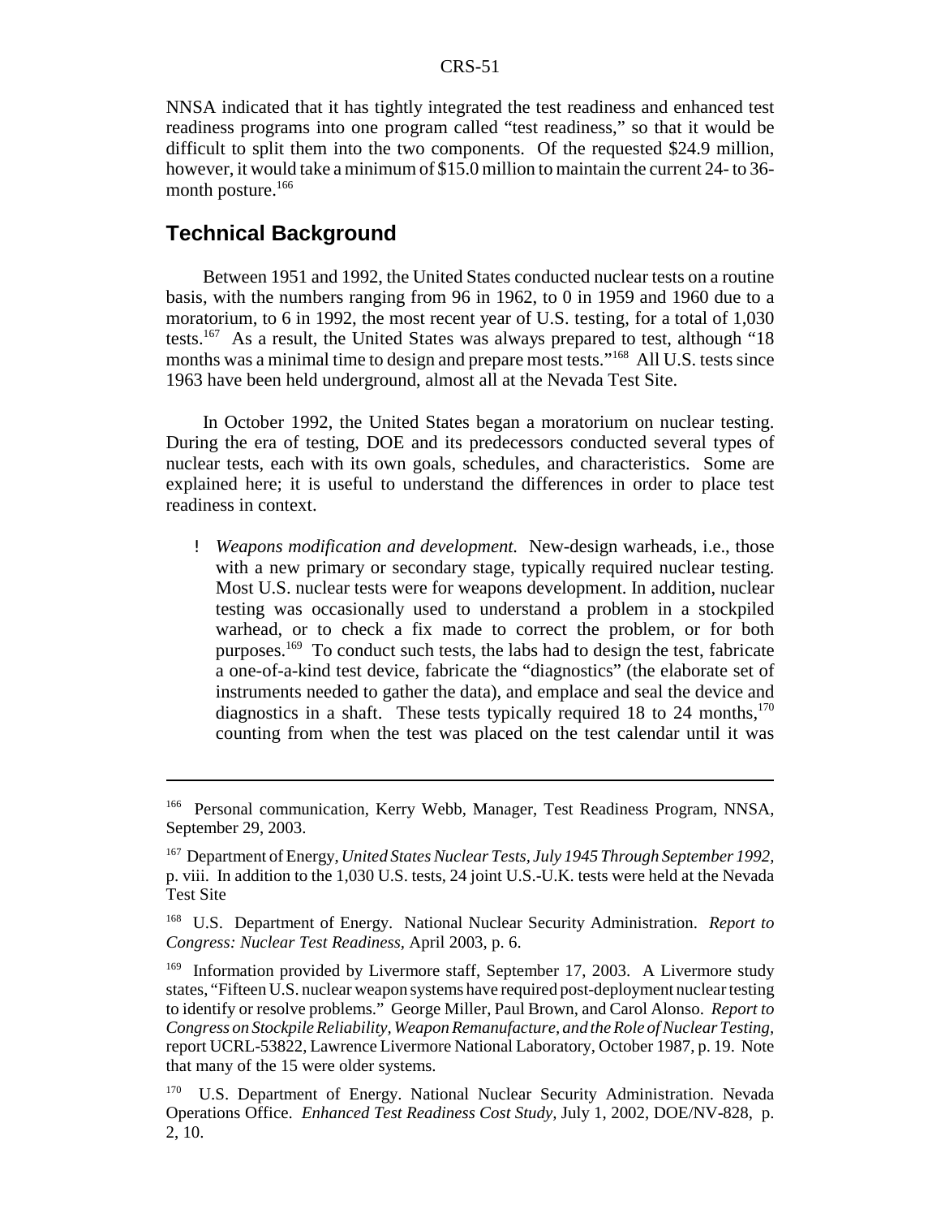NNSA indicated that it has tightly integrated the test readiness and enhanced test readiness programs into one program called "test readiness," so that it would be difficult to split them into the two components. Of the requested $24.9 million, however, it would take a minimum of $15.0 million to maintain the current 24- to 36-month posture.[166]

## Technical Background

Between 1951 and 1992, the United States conducted nuclear tests on a routine basis, with the numbers ranging from 96 in 1962, to 0 in 1959 and 1960 due to a moratorium, to 6 in 1992, the most recent year of U.S. testing, for a total of 1,030 tests.[167] As a result, the United States was always prepared to test, although "18 months was a minimal time to design and prepare most tests."[168] All U.S. tests since 1963 have been held underground, almost all at the Nevada Test Site.

In October 1992, the United States began a moratorium on nuclear testing. During the era of testing, DOE and its predecessors conducted several types of nuclear tests, each with its own goals, schedules, and characteristics. Some are explained here; it is useful to understand the differences in order to place test readiness in context.

- *Weapons modification and development.* New-design warheads, i.e., those with a new primary or secondary stage, typically required nuclear testing. Most U.S. nuclear tests were for weapons development. In addition, nuclear testing was occasionally used to understand a problem in a stockpiled warhead, or to check a fix made to correct the problem, or for both purposes.[169] To conduct such tests, the labs had to design the test, fabricate a one-of-a-kind test device, fabricate the "diagnostics" (the elaborate set of instruments needed to gather the data), and emplace and seal the device and diagnostics in a shaft. These tests typically required 18 to 24 months,[170] counting from when the test was placed on the test calendar until it was

---

[166] Personal communication, Kerry Webb, Manager, Test Readiness Program, NNSA, September 29, 2003.

[167] Department of Energy, *United States Nuclear Tests, July 1945 Through September 1992*, p. viii. In addition to the 1,030 U.S. tests, 24 joint U.S.-U.K. tests were held at the Nevada Test Site

[168] U.S. Department of Energy. National Nuclear Security Administration. *Report to Congress: Nuclear Test Readiness*, April 2003, p. 6.

[169] Information provided by Livermore staff, September 17, 2003. A Livermore study states, "Fifteen U.S. nuclear weapon systems have required post-deployment nuclear testing to identify or resolve problems." George Miller, Paul Brown, and Carol Alonso. *Report to Congress on Stockpile Reliability, Weapon Remanufacture, and the Role of Nuclear Testing*, report UCRL-53822, Lawrence Livermore National Laboratory, October 1987, p. 19. Note that many of the 15 were older systems.

[170] U.S. Department of Energy. National Nuclear Security Administration. Nevada Operations Office. *Enhanced Test Readiness Cost Study*, July 1, 2002, DOE/NV-828, p. 2, 10.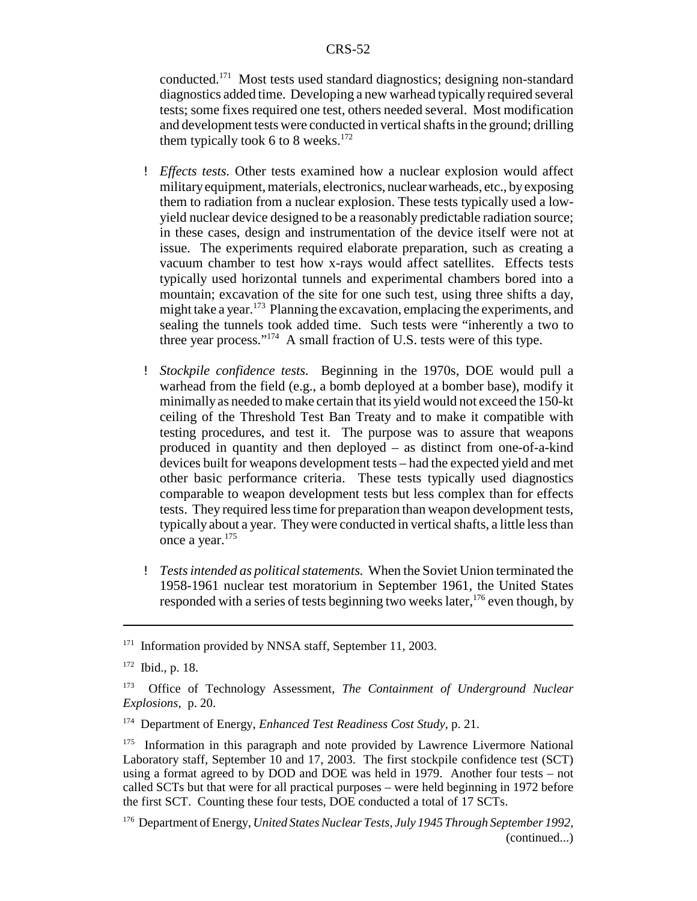conducted.[171] Most tests used standard diagnostics; designing non-standard diagnostics added time. Developing a new warhead typically required several tests; some fixes required one test, others needed several. Most modification and development tests were conducted in vertical shafts in the ground; drilling them typically took 6 to 8 weeks.[172]

- *Effects tests.* Other tests examined how a nuclear explosion would affect military equipment, materials, electronics, nuclear warheads, etc., by exposing them to radiation from a nuclear explosion. These tests typically used a low-yield nuclear device designed to be a reasonably predictable radiation source; in these cases, design and instrumentation of the device itself were not at issue. The experiments required elaborate preparation, such as creating a vacuum chamber to test how x-rays would affect satellites. Effects tests typically used horizontal tunnels and experimental chambers bored into a mountain; excavation of the site for one such test, using three shifts a day, might take a year.[173] Planning the excavation, emplacing the experiments, and sealing the tunnels took added time. Such tests were "inherently a two to three year process."[174] A small fraction of U.S. tests were of this type.

- *Stockpile confidence tests.* Beginning in the 1970s, DOE would pull a warhead from the field (e.g., a bomb deployed at a bomber base), modify it minimally as needed to make certain that its yield would not exceed the 150-kt ceiling of the Threshold Test Ban Treaty and to make it compatible with testing procedures, and test it. The purpose was to assure that weapons produced in quantity and then deployed – as distinct from one-of-a-kind devices built for weapons development tests – had the expected yield and met other basic performance criteria. These tests typically used diagnostics comparable to weapon development tests but less complex than for effects tests. They required less time for preparation than weapon development tests, typically about a year. They were conducted in vertical shafts, a little less than once a year.[175]

- *Tests intended as political statements.* When the Soviet Union terminated the 1958-1961 nuclear test moratorium in September 1961, the United States responded with a series of tests beginning two weeks later,[176] even though, by

---

[171] Information provided by NNSA staff, September 11, 2003.

[172] Ibid., p. 18.

[173] Office of Technology Assessment, *The Containment of Underground Nuclear Explosions,* p. 20.

[174] Department of Energy, *Enhanced Test Readiness Cost Study,* p. 21.

[175] Information in this paragraph and note provided by Lawrence Livermore National Laboratory staff, September 10 and 17, 2003. The first stockpile confidence test (SCT) using a format agreed to by DOD and DOE was held in 1979. Another four tests – not called SCTs but that were for all practical purposes – were held beginning in 1972 before the first SCT. Counting these four tests, DOE conducted a total of 17 SCTs.

[176] Department of Energy, *United States Nuclear Tests, July 1945 Through September 1992,* (continued...)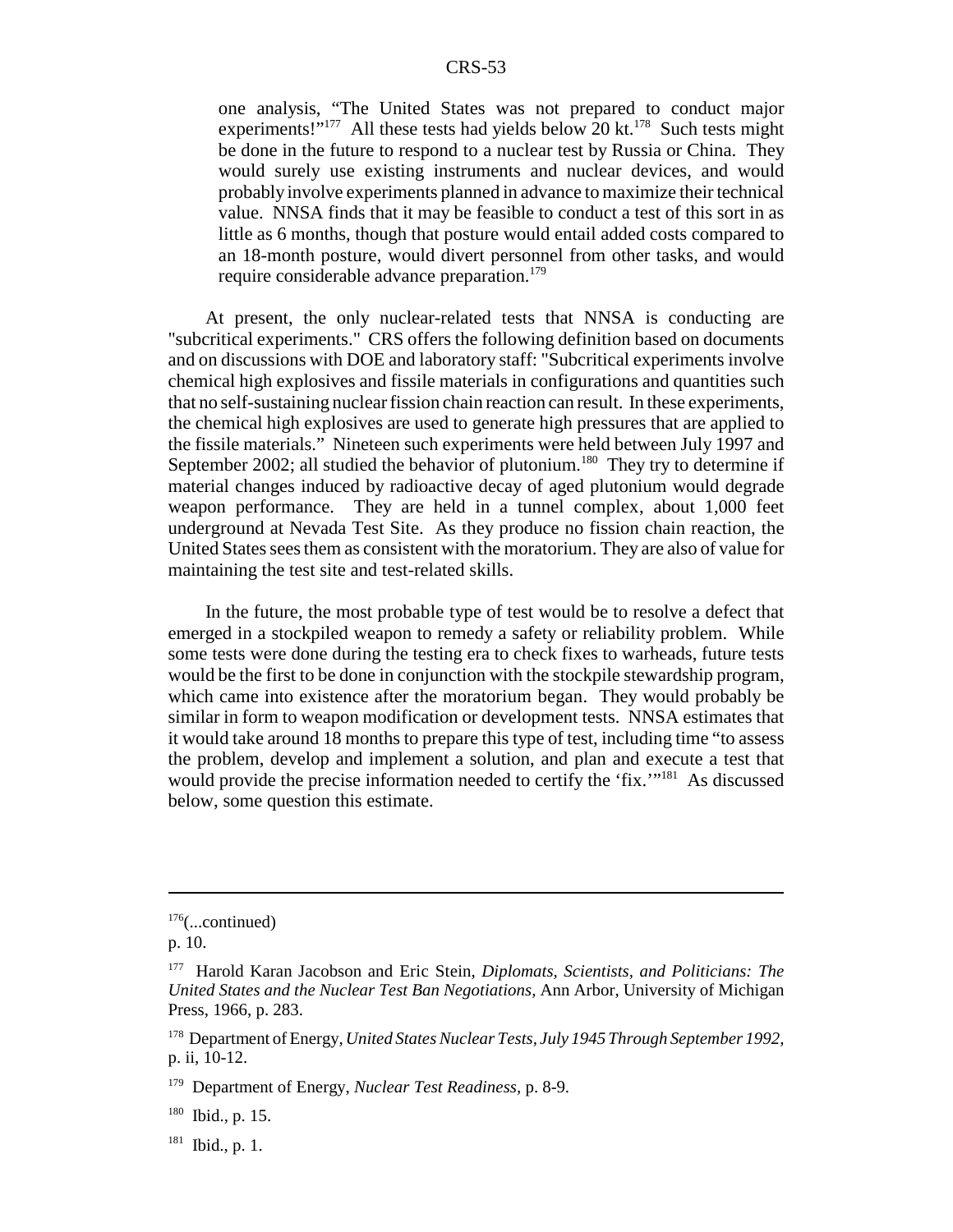> one analysis, "The United States was not prepared to conduct major experiments!"[177] All these tests had yields below 20 kt.[178] Such tests might be done in the future to respond to a nuclear test by Russia or China. They would surely use existing instruments and nuclear devices, and would probably involve experiments planned in advance to maximize their technical value. NNSA finds that it may be feasible to conduct a test of this sort in as little as 6 months, though that posture would entail added costs compared to an 18-month posture, would divert personnel from other tasks, and would require considerable advance preparation.[179]

At present, the only nuclear-related tests that NNSA is conducting are "subcritical experiments." CRS offers the following definition based on documents and on discussions with DOE and laboratory staff: "Subcritical experiments involve chemical high explosives and fissile materials in configurations and quantities such that no self-sustaining nuclear fission chain reaction can result. In these experiments, the chemical high explosives are used to generate high pressures that are applied to the fissile materials." Nineteen such experiments were held between July 1997 and September 2002; all studied the behavior of plutonium.[180] They try to determine if material changes induced by radioactive decay of aged plutonium would degrade weapon performance. They are held in a tunnel complex, about 1,000 feet underground at Nevada Test Site. As they produce no fission chain reaction, the United States sees them as consistent with the moratorium. They are also of value for maintaining the test site and test-related skills.

In the future, the most probable type of test would be to resolve a defect that emerged in a stockpiled weapon to remedy a safety or reliability problem. While some tests were done during the testing era to check fixes to warheads, future tests would be the first to be done in conjunction with the stockpile stewardship program, which came into existence after the moratorium began. They would probably be similar in form to weapon modification or development tests. NNSA estimates that it would take around 18 months to prepare this type of test, including time "to assess the problem, develop and implement a solution, and plan and execute a test that would provide the precise information needed to certify the 'fix.'"[181] As discussed below, some question this estimate.

---

[176](...continued)
p. 10.

[177] Harold Karan Jacobson and Eric Stein, *Diplomats, Scientists, and Politicians: The United States and the Nuclear Test Ban Negotiations,* Ann Arbor, University of Michigan Press, 1966, p. 283.

[178] Department of Energy, *United States Nuclear Tests, July 1945 Through September 1992,* p. ii, 10-12.

[179] Department of Energy, *Nuclear Test Readiness,* p. 8-9.

[180] Ibid., p. 15.

[181] Ibid., p. 1.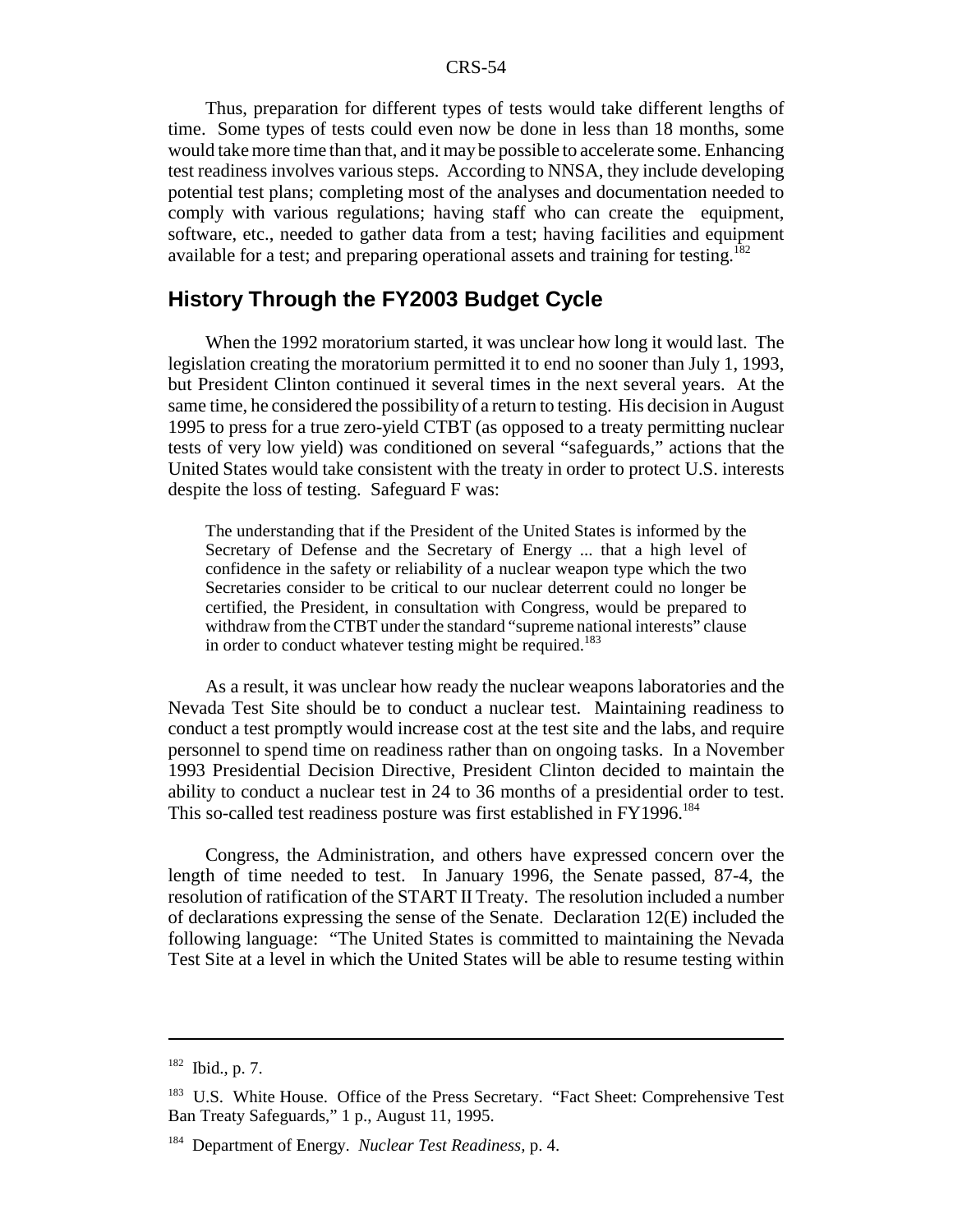Thus, preparation for different types of tests would take different lengths of time. Some types of tests could even now be done in less than 18 months, some would take more time than that, and it may be possible to accelerate some. Enhancing test readiness involves various steps. According to NNSA, they include developing potential test plans; completing most of the analyses and documentation needed to comply with various regulations; having staff who can create the equipment, software, etc., needed to gather data from a test; having facilities and equipment available for a test; and preparing operational assets and training for testing.[182]

## History Through the FY2003 Budget Cycle

When the 1992 moratorium started, it was unclear how long it would last. The legislation creating the moratorium permitted it to end no sooner than July 1, 1993, but President Clinton continued it several times in the next several years. At the same time, he considered the possibility of a return to testing. His decision in August 1995 to press for a true zero-yield CTBT (as opposed to a treaty permitting nuclear tests of very low yield) was conditioned on several "safeguards," actions that the United States would take consistent with the treaty in order to protect U.S. interests despite the loss of testing. Safeguard F was:

> The understanding that if the President of the United States is informed by the Secretary of Defense and the Secretary of Energy ... that a high level of confidence in the safety or reliability of a nuclear weapon type which the two Secretaries consider to be critical to our nuclear deterrent could no longer be certified, the President, in consultation with Congress, would be prepared to withdraw from the CTBT under the standard "supreme national interests" clause in order to conduct whatever testing might be required.[183]

As a result, it was unclear how ready the nuclear weapons laboratories and the Nevada Test Site should be to conduct a nuclear test. Maintaining readiness to conduct a test promptly would increase cost at the test site and the labs, and require personnel to spend time on readiness rather than on ongoing tasks. In a November 1993 Presidential Decision Directive, President Clinton decided to maintain the ability to conduct a nuclear test in 24 to 36 months of a presidential order to test. This so-called test readiness posture was first established in FY1996.[184]

Congress, the Administration, and others have expressed concern over the length of time needed to test. In January 1996, the Senate passed, 87-4, the resolution of ratification of the START II Treaty. The resolution included a number of declarations expressing the sense of the Senate. Declaration 12(E) included the following language: "The United States is committed to maintaining the Nevada Test Site at a level in which the United States will be able to resume testing within

---

[182] Ibid., p. 7.

[183] U.S. White House. Office of the Press Secretary. "Fact Sheet: Comprehensive Test Ban Treaty Safeguards," 1 p., August 11, 1995.

[184] Department of Energy. *Nuclear Test Readiness,* p. 4.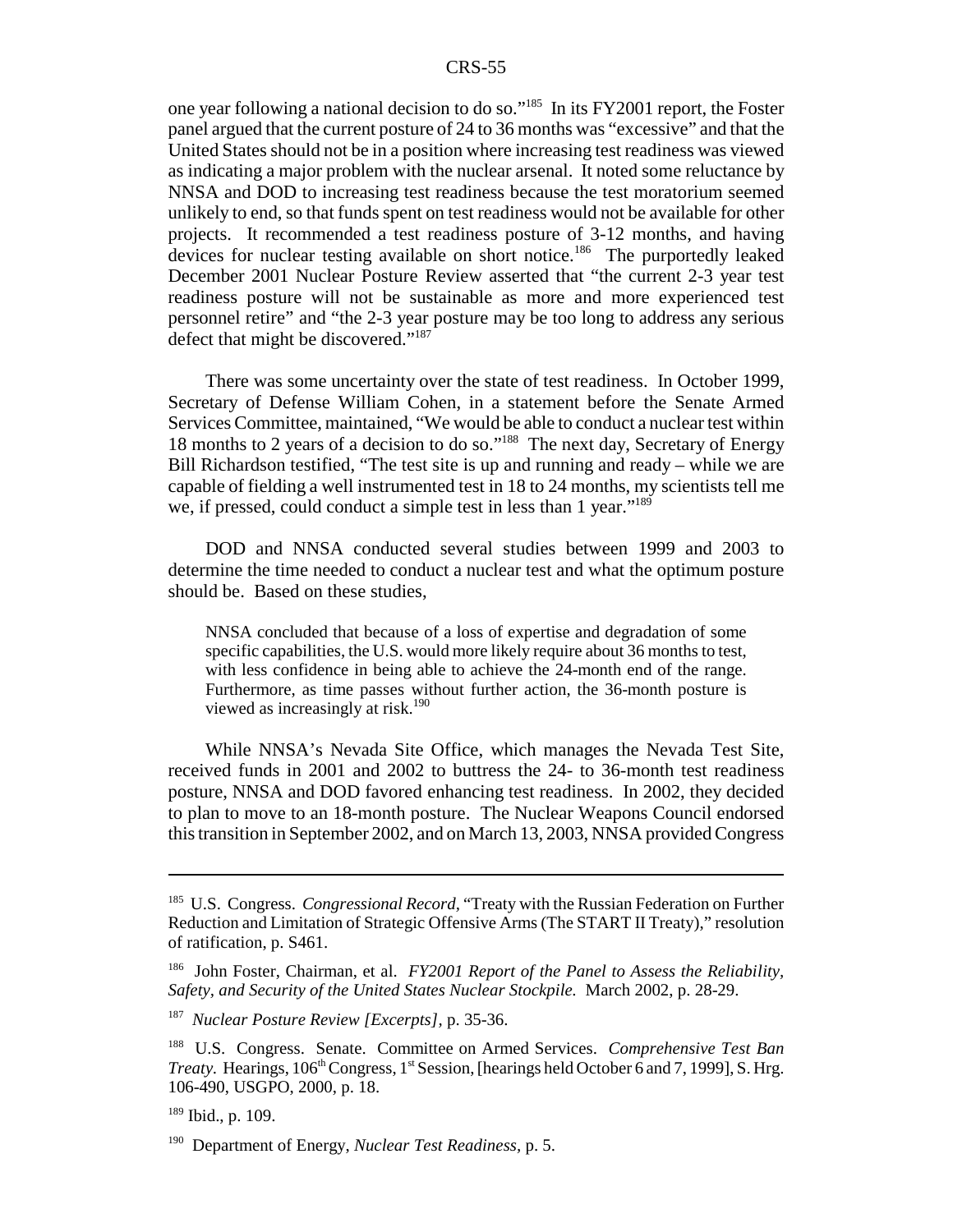one year following a national decision to do so."[185] In its FY2001 report, the Foster panel argued that the current posture of 24 to 36 months was "excessive" and that the United States should not be in a position where increasing test readiness was viewed as indicating a major problem with the nuclear arsenal. It noted some reluctance by NNSA and DOD to increasing test readiness because the test moratorium seemed unlikely to end, so that funds spent on test readiness would not be available for other projects. It recommended a test readiness posture of 3-12 months, and having devices for nuclear testing available on short notice.[186] The purportedly leaked December 2001 Nuclear Posture Review asserted that "the current 2-3 year test readiness posture will not be sustainable as more and more experienced test personnel retire" and "the 2-3 year posture may be too long to address any serious defect that might be discovered."[187]

There was some uncertainty over the state of test readiness. In October 1999, Secretary of Defense William Cohen, in a statement before the Senate Armed Services Committee, maintained, "We would be able to conduct a nuclear test within 18 months to 2 years of a decision to do so."[188] The next day, Secretary of Energy Bill Richardson testified, "The test site is up and running and ready – while we are capable of fielding a well instrumented test in 18 to 24 months, my scientists tell me we, if pressed, could conduct a simple test in less than 1 year."[189]

DOD and NNSA conducted several studies between 1999 and 2003 to determine the time needed to conduct a nuclear test and what the optimum posture should be. Based on these studies,

> NNSA concluded that because of a loss of expertise and degradation of some specific capabilities, the U.S. would more likely require about 36 months to test, with less confidence in being able to achieve the 24-month end of the range. Furthermore, as time passes without further action, the 36-month posture is viewed as increasingly at risk.[190]

While NNSA's Nevada Site Office, which manages the Nevada Test Site, received funds in 2001 and 2002 to buttress the 24- to 36-month test readiness posture, NNSA and DOD favored enhancing test readiness. In 2002, they decided to plan to move to an 18-month posture. The Nuclear Weapons Council endorsed this transition in September 2002, and on March 13, 2003, NNSA provided Congress

---

[185] U.S. Congress. *Congressional Record*, "Treaty with the Russian Federation on Further Reduction and Limitation of Strategic Offensive Arms (The START II Treaty)," resolution of ratification, p. S461.

[186] John Foster, Chairman, et al. *FY2001 Report of the Panel to Assess the Reliability, Safety, and Security of the United States Nuclear Stockpile.* March 2002, p. 28-29.

[187] *Nuclear Posture Review [Excerpts]*, p. 35-36.

[188] U.S. Congress. Senate. Committee on Armed Services. *Comprehensive Test Ban Treaty.* Hearings, 106th Congress, 1st Session, [hearings held October 6 and 7, 1999], S. Hrg. 106-490, USGPO, 2000, p. 18.

[189] Ibid., p. 109.

[190] Department of Energy, *Nuclear Test Readiness*, p. 5.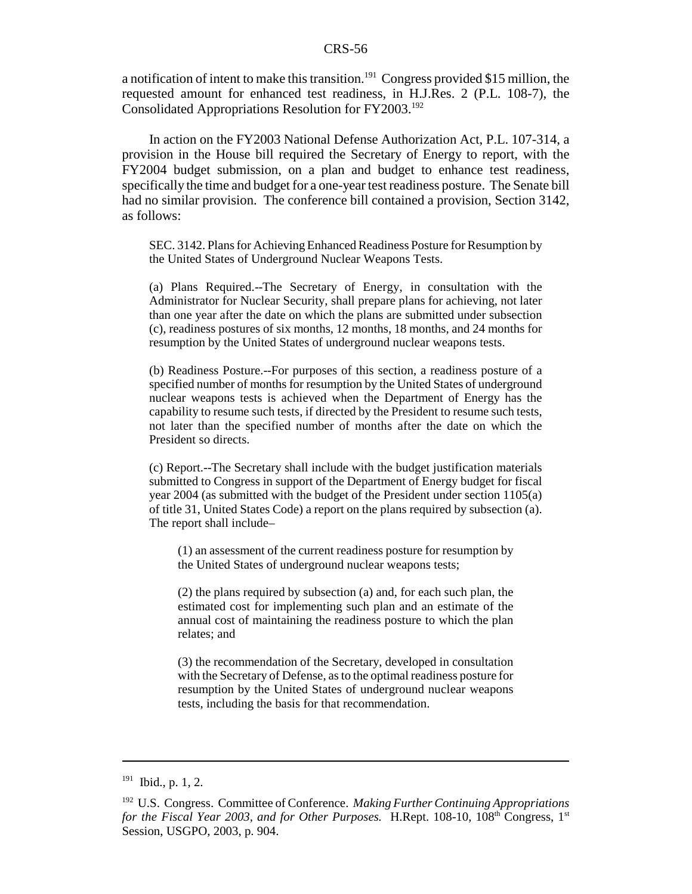a notification of intent to make this transition.[191] Congress provided $15 million, the requested amount for enhanced test readiness, in H.J.Res. 2 (P.L. 108-7), the Consolidated Appropriations Resolution for FY2003.[192]

In action on the FY2003 National Defense Authorization Act, P.L. 107-314, a provision in the House bill required the Secretary of Energy to report, with the FY2004 budget submission, on a plan and budget to enhance test readiness, specifically the time and budget for a one-year test readiness posture. The Senate bill had no similar provision. The conference bill contained a provision, Section 3142, as follows:

> SEC. 3142. Plans for Achieving Enhanced Readiness Posture for Resumption by the United States of Underground Nuclear Weapons Tests.
>
> (a) Plans Required.--The Secretary of Energy, in consultation with the Administrator for Nuclear Security, shall prepare plans for achieving, not later than one year after the date on which the plans are submitted under subsection (c), readiness postures of six months, 12 months, 18 months, and 24 months for resumption by the United States of underground nuclear weapons tests.
>
> (b) Readiness Posture.--For purposes of this section, a readiness posture of a specified number of months for resumption by the United States of underground nuclear weapons tests is achieved when the Department of Energy has the capability to resume such tests, if directed by the President to resume such tests, not later than the specified number of months after the date on which the President so directs.
>
> (c) Report.--The Secretary shall include with the budget justification materials submitted to Congress in support of the Department of Energy budget for fiscal year 2004 (as submitted with the budget of the President under section 1105(a) of title 31, United States Code) a report on the plans required by subsection (a). The report shall include–
>
> > (1) an assessment of the current readiness posture for resumption by the United States of underground nuclear weapons tests;
> >
> > (2) the plans required by subsection (a) and, for each such plan, the estimated cost for implementing such plan and an estimate of the annual cost of maintaining the readiness posture to which the plan relates; and
> >
> > (3) the recommendation of the Secretary, developed in consultation with the Secretary of Defense, as to the optimal readiness posture for resumption by the United States of underground nuclear weapons tests, including the basis for that recommendation.

---

[191] Ibid., p. 1, 2.

[192] U.S. Congress. Committee of Conference. *Making Further Continuing Appropriations for the Fiscal Year 2003, and for Other Purposes.* H.Rept. 108-10, 108th Congress, 1st Session, USGPO, 2003, p. 904.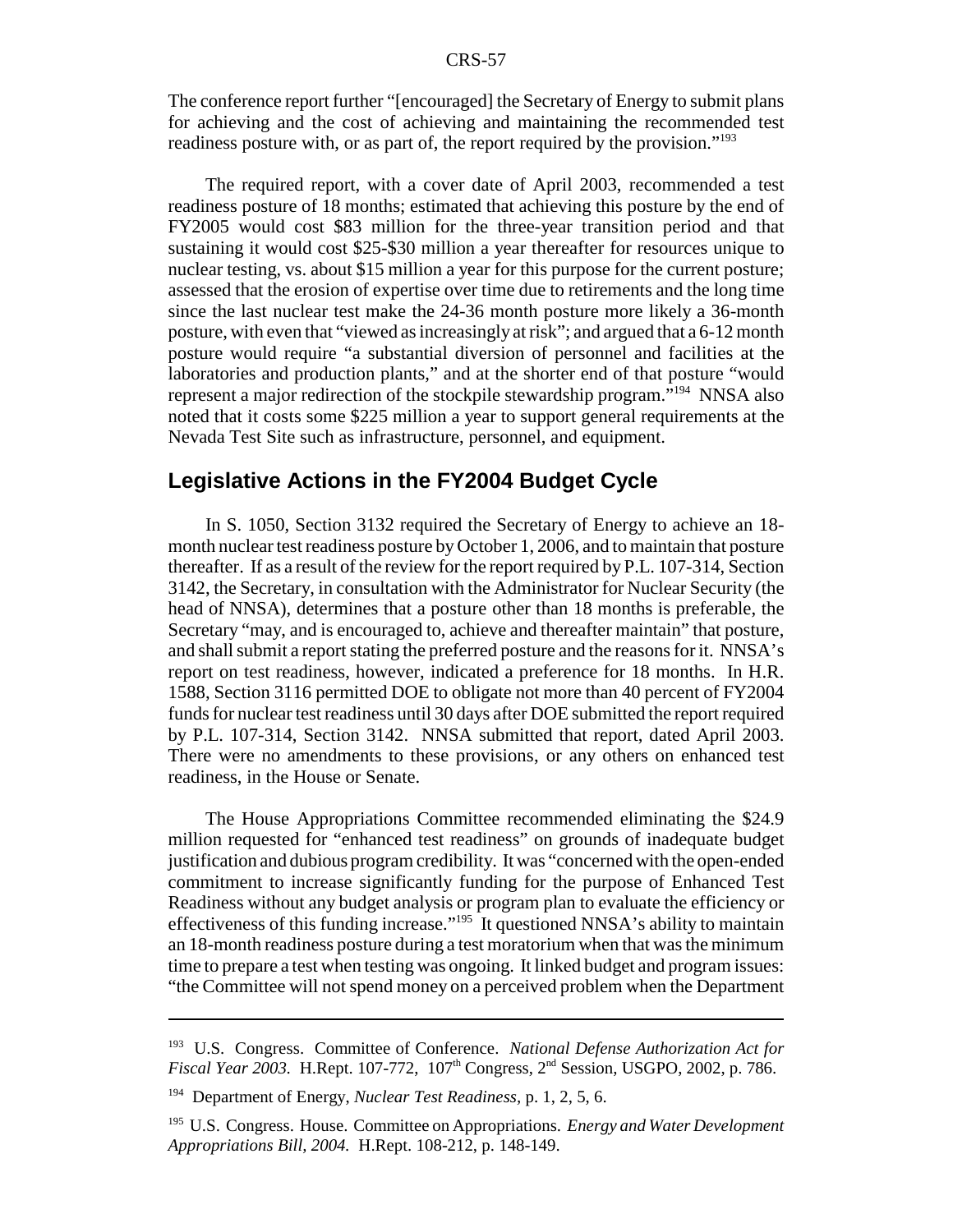The conference report further "[encouraged] the Secretary of Energy to submit plans for achieving and the cost of achieving and maintaining the recommended test readiness posture with, or as part of, the report required by the provision."[193]

The required report, with a cover date of April 2003, recommended a test readiness posture of 18 months; estimated that achieving this posture by the end of FY2005 would cost $83 million for the three-year transition period and that sustaining it would cost $25-$30 million a year thereafter for resources unique to nuclear testing, vs. about $15 million a year for this purpose for the current posture; assessed that the erosion of expertise over time due to retirements and the long time since the last nuclear test make the 24-36 month posture more likely a 36-month posture, with even that "viewed as increasingly at risk"; and argued that a 6-12 month posture would require "a substantial diversion of personnel and facilities at the laboratories and production plants," and at the shorter end of that posture "would represent a major redirection of the stockpile stewardship program."[194] NNSA also noted that it costs some $225 million a year to support general requirements at the Nevada Test Site such as infrastructure, personnel, and equipment.

## Legislative Actions in the FY2004 Budget Cycle

In S. 1050, Section 3132 required the Secretary of Energy to achieve an 18-month nuclear test readiness posture by October 1, 2006, and to maintain that posture thereafter. If as a result of the review for the report required by P.L. 107-314, Section 3142, the Secretary, in consultation with the Administrator for Nuclear Security (the head of NNSA), determines that a posture other than 18 months is preferable, the Secretary "may, and is encouraged to, achieve and thereafter maintain" that posture, and shall submit a report stating the preferred posture and the reasons for it. NNSA's report on test readiness, however, indicated a preference for 18 months. In H.R. 1588, Section 3116 permitted DOE to obligate not more than 40 percent of FY2004 funds for nuclear test readiness until 30 days after DOE submitted the report required by P.L. 107-314, Section 3142. NNSA submitted that report, dated April 2003. There were no amendments to these provisions, or any others on enhanced test readiness, in the House or Senate.

The House Appropriations Committee recommended eliminating the $24.9 million requested for "enhanced test readiness" on grounds of inadequate budget justification and dubious program credibility. It was "concerned with the open-ended commitment to increase significantly funding for the purpose of Enhanced Test Readiness without any budget analysis or program plan to evaluate the efficiency or effectiveness of this funding increase."[195] It questioned NNSA's ability to maintain an 18-month readiness posture during a test moratorium when that was the minimum time to prepare a test when testing was ongoing. It linked budget and program issues: "the Committee will not spend money on a perceived problem when the Department

---

[193] U.S. Congress. Committee of Conference. *National Defense Authorization Act for Fiscal Year 2003.* H.Rept. 107-772, 107th Congress, 2nd Session, USGPO, 2002, p. 786.

[194] Department of Energy, *Nuclear Test Readiness,* p. 1, 2, 5, 6.

[195] U.S. Congress. House. Committee on Appropriations. *Energy and Water Development Appropriations Bill, 2004.* H.Rept. 108-212, p. 148-149.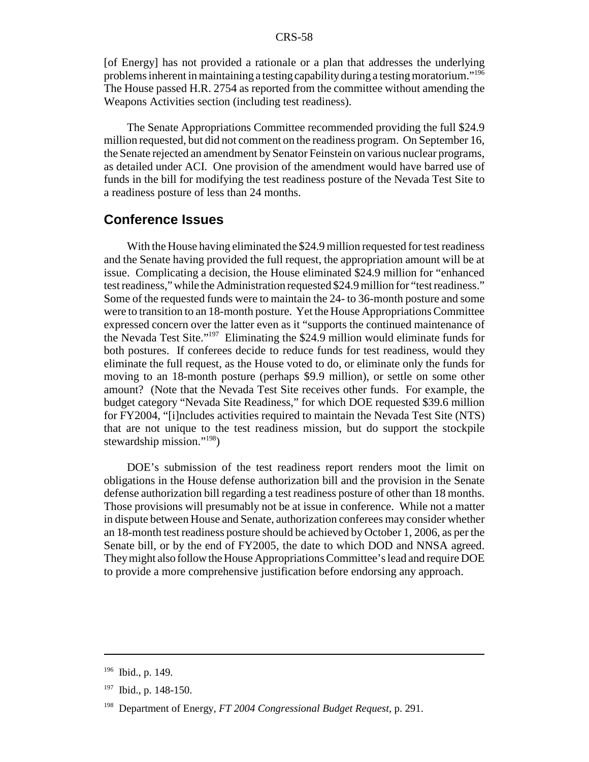[of Energy] has not provided a rationale or a plan that addresses the underlying problems inherent in maintaining a testing capability during a testing moratorium."[196] The House passed H.R. 2754 as reported from the committee without amending the Weapons Activities section (including test readiness).

The Senate Appropriations Committee recommended providing the full $24.9 million requested, but did not comment on the readiness program. On September 16, the Senate rejected an amendment by Senator Feinstein on various nuclear programs, as detailed under ACI. One provision of the amendment would have barred use of funds in the bill for modifying the test readiness posture of the Nevada Test Site to a readiness posture of less than 24 months.

## Conference Issues

With the House having eliminated the $24.9 million requested for test readiness and the Senate having provided the full request, the appropriation amount will be at issue. Complicating a decision, the House eliminated $24.9 million for "enhanced test readiness," while the Administration requested $24.9 million for "test readiness." Some of the requested funds were to maintain the 24- to 36-month posture and some were to transition to an 18-month posture. Yet the House Appropriations Committee expressed concern over the latter even as it "supports the continued maintenance of the Nevada Test Site."[197] Eliminating the $24.9 million would eliminate funds for both postures. If conferees decide to reduce funds for test readiness, would they eliminate the full request, as the House voted to do, or eliminate only the funds for moving to an 18-month posture (perhaps $9.9 million), or settle on some other amount? (Note that the Nevada Test Site receives other funds. For example, the budget category "Nevada Site Readiness," for which DOE requested $39.6 million for FY2004, "[i]ncludes activities required to maintain the Nevada Test Site (NTS) that are not unique to the test readiness mission, but do support the stockpile stewardship mission."[198])

DOE's submission of the test readiness report renders moot the limit on obligations in the House defense authorization bill and the provision in the Senate defense authorization bill regarding a test readiness posture of other than 18 months. Those provisions will presumably not be at issue in conference. While not a matter in dispute between House and Senate, authorization conferees may consider whether an 18-month test readiness posture should be achieved by October 1, 2006, as per the Senate bill, or by the end of FY2005, the date to which DOD and NNSA agreed. They might also follow the House Appropriations Committee's lead and require DOE to provide a more comprehensive justification before endorsing any approach.

---

[196] Ibid., p. 149.

[197] Ibid., p. 148-150.

[198] Department of Energy, *FT 2004 Congressional Budget Request*, p. 291.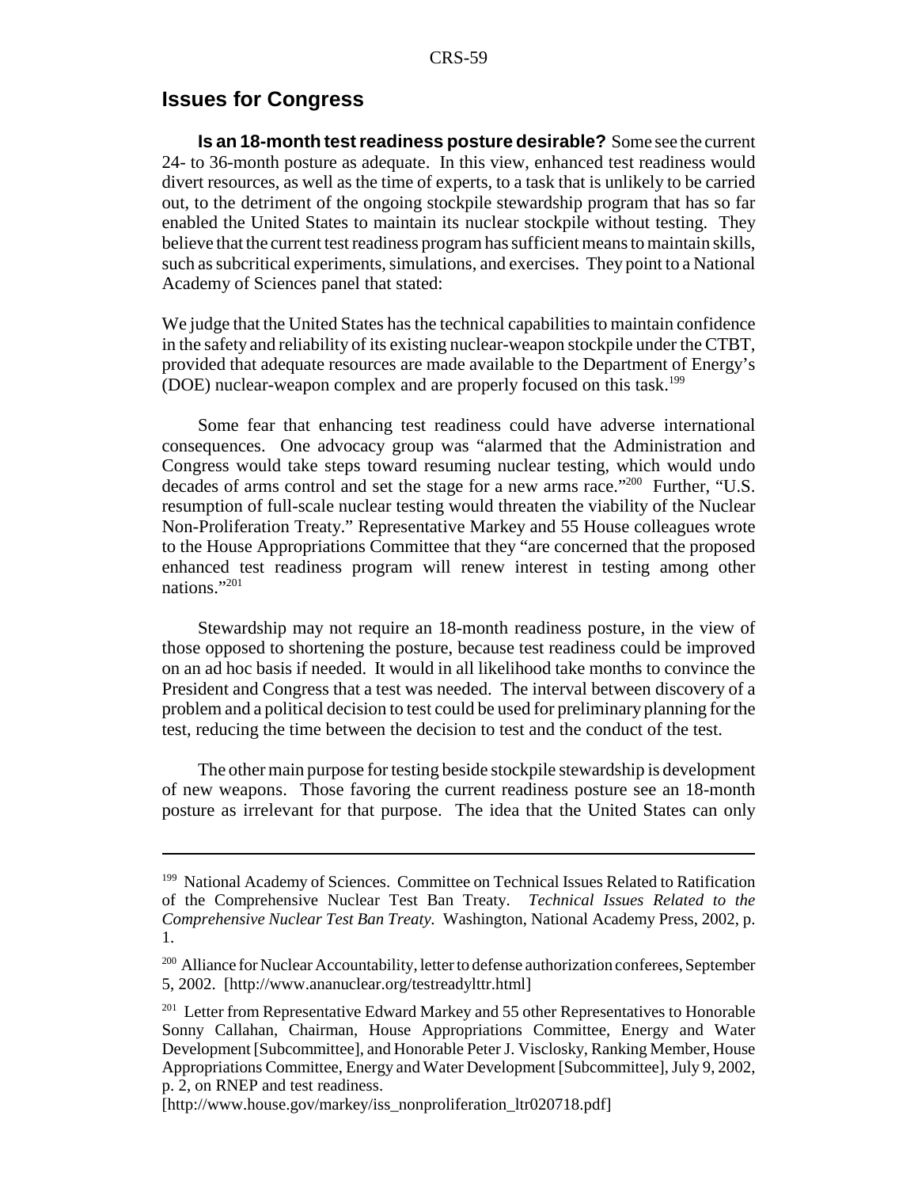## Issues for Congress

**Is an 18-month test readiness posture desirable?** Some see the current 24- to 36-month posture as adequate. In this view, enhanced test readiness would divert resources, as well as the time of experts, to a task that is unlikely to be carried out, to the detriment of the ongoing stockpile stewardship program that has so far enabled the United States to maintain its nuclear stockpile without testing. They believe that the current test readiness program has sufficient means to maintain skills, such as subcritical experiments, simulations, and exercises. They point to a National Academy of Sciences panel that stated:

We judge that the United States has the technical capabilities to maintain confidence in the safety and reliability of its existing nuclear-weapon stockpile under the CTBT, provided that adequate resources are made available to the Department of Energy's (DOE) nuclear-weapon complex and are properly focused on this task.[199]

Some fear that enhancing test readiness could have adverse international consequences. One advocacy group was "alarmed that the Administration and Congress would take steps toward resuming nuclear testing, which would undo decades of arms control and set the stage for a new arms race."[200] Further, "U.S. resumption of full-scale nuclear testing would threaten the viability of the Nuclear Non-Proliferation Treaty." Representative Markey and 55 House colleagues wrote to the House Appropriations Committee that they "are concerned that the proposed enhanced test readiness program will renew interest in testing among other nations."[201]

Stewardship may not require an 18-month readiness posture, in the view of those opposed to shortening the posture, because test readiness could be improved on an ad hoc basis if needed. It would in all likelihood take months to convince the President and Congress that a test was needed. The interval between discovery of a problem and a political decision to test could be used for preliminary planning for the test, reducing the time between the decision to test and the conduct of the test.

The other main purpose for testing beside stockpile stewardship is development of new weapons. Those favoring the current readiness posture see an 18-month posture as irrelevant for that purpose. The idea that the United States can only

---

[199] National Academy of Sciences. Committee on Technical Issues Related to Ratification of the Comprehensive Nuclear Test Ban Treaty. *Technical Issues Related to the Comprehensive Nuclear Test Ban Treaty.* Washington, National Academy Press, 2002, p. 1.

[200] Alliance for Nuclear Accountability, letter to defense authorization conferees, September 5, 2002. [http://www.ananuclear.org/testreadylttr.html]

[201] Letter from Representative Edward Markey and 55 other Representatives to Honorable Sonny Callahan, Chairman, House Appropriations Committee, Energy and Water Development [Subcommittee], and Honorable Peter J. Visclosky, Ranking Member, House Appropriations Committee, Energy and Water Development [Subcommittee], July 9, 2002, p. 2, on RNEP and test readiness. [http://www.house.gov/markey/iss_nonproliferation_ltr020718.pdf]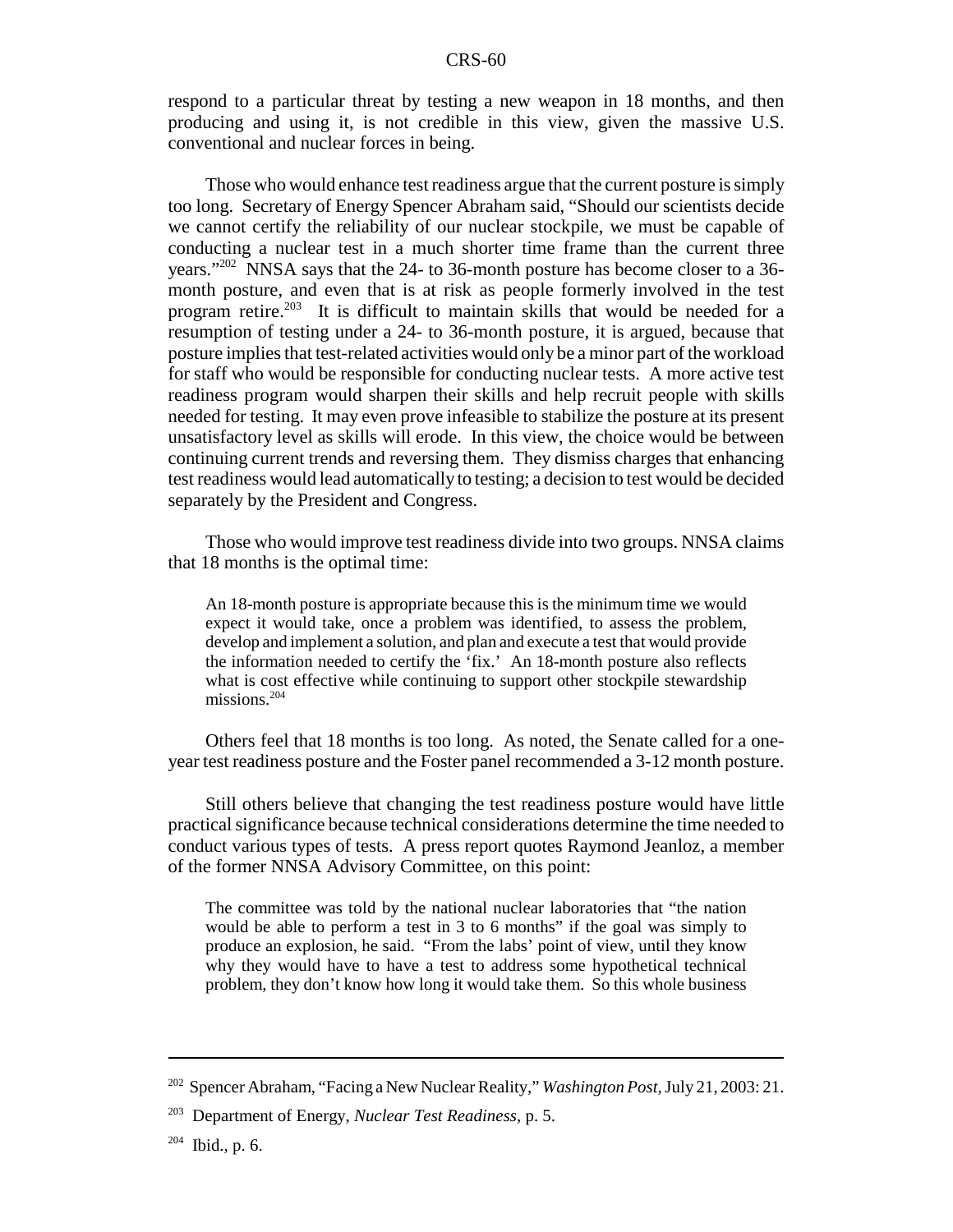respond to a particular threat by testing a new weapon in 18 months, and then producing and using it, is not credible in this view, given the massive U.S. conventional and nuclear forces in being.

Those who would enhance test readiness argue that the current posture is simply too long. Secretary of Energy Spencer Abraham said, "Should our scientists decide we cannot certify the reliability of our nuclear stockpile, we must be capable of conducting a nuclear test in a much shorter time frame than the current three years."[202] NNSA says that the 24- to 36-month posture has become closer to a 36-month posture, and even that is at risk as people formerly involved in the test program retire.[203] It is difficult to maintain skills that would be needed for a resumption of testing under a 24- to 36-month posture, it is argued, because that posture implies that test-related activities would only be a minor part of the workload for staff who would be responsible for conducting nuclear tests. A more active test readiness program would sharpen their skills and help recruit people with skills needed for testing. It may even prove infeasible to stabilize the posture at its present unsatisfactory level as skills will erode. In this view, the choice would be between continuing current trends and reversing them. They dismiss charges that enhancing test readiness would lead automatically to testing; a decision to test would be decided separately by the President and Congress.

Those who would improve test readiness divide into two groups. NNSA claims that 18 months is the optimal time:

> An 18-month posture is appropriate because this is the minimum time we would expect it would take, once a problem was identified, to assess the problem, develop and implement a solution, and plan and execute a test that would provide the information needed to certify the 'fix.' An 18-month posture also reflects what is cost effective while continuing to support other stockpile stewardship missions.[204]

Others feel that 18 months is too long. As noted, the Senate called for a one-year test readiness posture and the Foster panel recommended a 3-12 month posture.

Still others believe that changing the test readiness posture would have little practical significance because technical considerations determine the time needed to conduct various types of tests. A press report quotes Raymond Jeanloz, a member of the former NNSA Advisory Committee, on this point:

> The committee was told by the national nuclear laboratories that "the nation would be able to perform a test in 3 to 6 months" if the goal was simply to produce an explosion, he said. "From the labs' point of view, until they know why they would have to have a test to address some hypothetical technical problem, they don't know how long it would take them. So this whole business

---

[202] Spencer Abraham, "Facing a New Nuclear Reality," *Washington Post*, July 21, 2003: 21.

[203] Department of Energy, *Nuclear Test Readiness*, p. 5.

[204] Ibid., p. 6.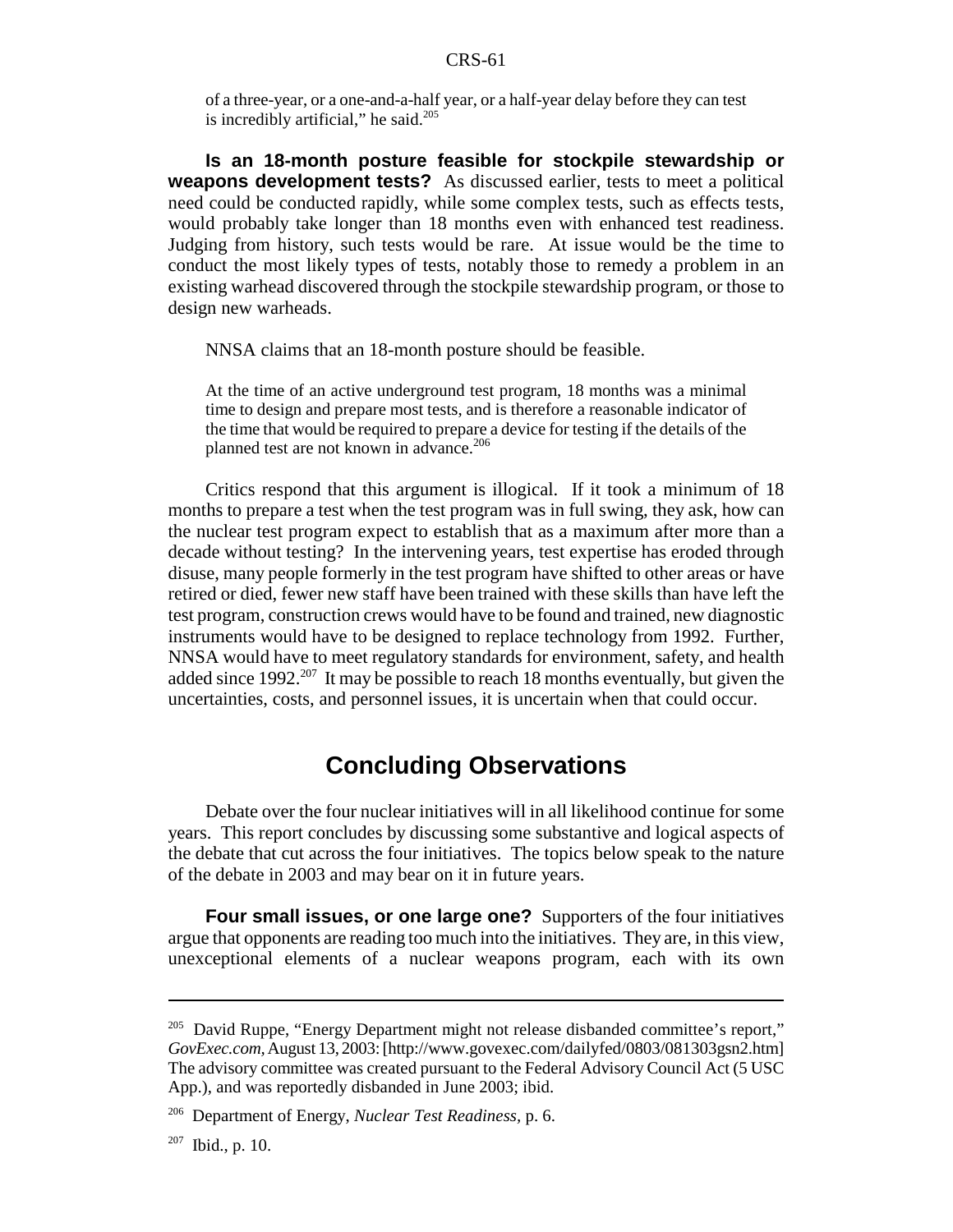of a three-year, or a one-and-a-half year, or a half-year delay before they can test is incredibly artificial," he said.[205]

**Is an 18-month posture feasible for stockpile stewardship or weapons development tests?** As discussed earlier, tests to meet a political need could be conducted rapidly, while some complex tests, such as effects tests, would probably take longer than 18 months even with enhanced test readiness. Judging from history, such tests would be rare. At issue would be the time to conduct the most likely types of tests, notably those to remedy a problem in an existing warhead discovered through the stockpile stewardship program, or those to design new warheads.

NNSA claims that an 18-month posture should be feasible.

> At the time of an active underground test program, 18 months was a minimal time to design and prepare most tests, and is therefore a reasonable indicator of the time that would be required to prepare a device for testing if the details of the planned test are not known in advance.[206]

Critics respond that this argument is illogical. If it took a minimum of 18 months to prepare a test when the test program was in full swing, they ask, how can the nuclear test program expect to establish that as a maximum after more than a decade without testing? In the intervening years, test expertise has eroded through disuse, many people formerly in the test program have shifted to other areas or have retired or died, fewer new staff have been trained with these skills than have left the test program, construction crews would have to be found and trained, new diagnostic instruments would have to be designed to replace technology from 1992. Further, NNSA would have to meet regulatory standards for environment, safety, and health added since 1992.[207] It may be possible to reach 18 months eventually, but given the uncertainties, costs, and personnel issues, it is uncertain when that could occur.

## Concluding Observations

Debate over the four nuclear initiatives will in all likelihood continue for some years. This report concludes by discussing some substantive and logical aspects of the debate that cut across the four initiatives. The topics below speak to the nature of the debate in 2003 and may bear on it in future years.

**Four small issues, or one large one?** Supporters of the four initiatives argue that opponents are reading too much into the initiatives. They are, in this view, unexceptional elements of a nuclear weapons program, each with its own

---

[205] David Ruppe, "Energy Department might not release disbanded committee's report," *GovExec.com*, August 13, 2003: [http://www.govexec.com/dailyfed/0803/081303gsn2.htm] The advisory committee was created pursuant to the Federal Advisory Council Act (5 USC App.), and was reportedly disbanded in June 2003; ibid.

[206] Department of Energy, *Nuclear Test Readiness*, p. 6.

[207] Ibid., p. 10.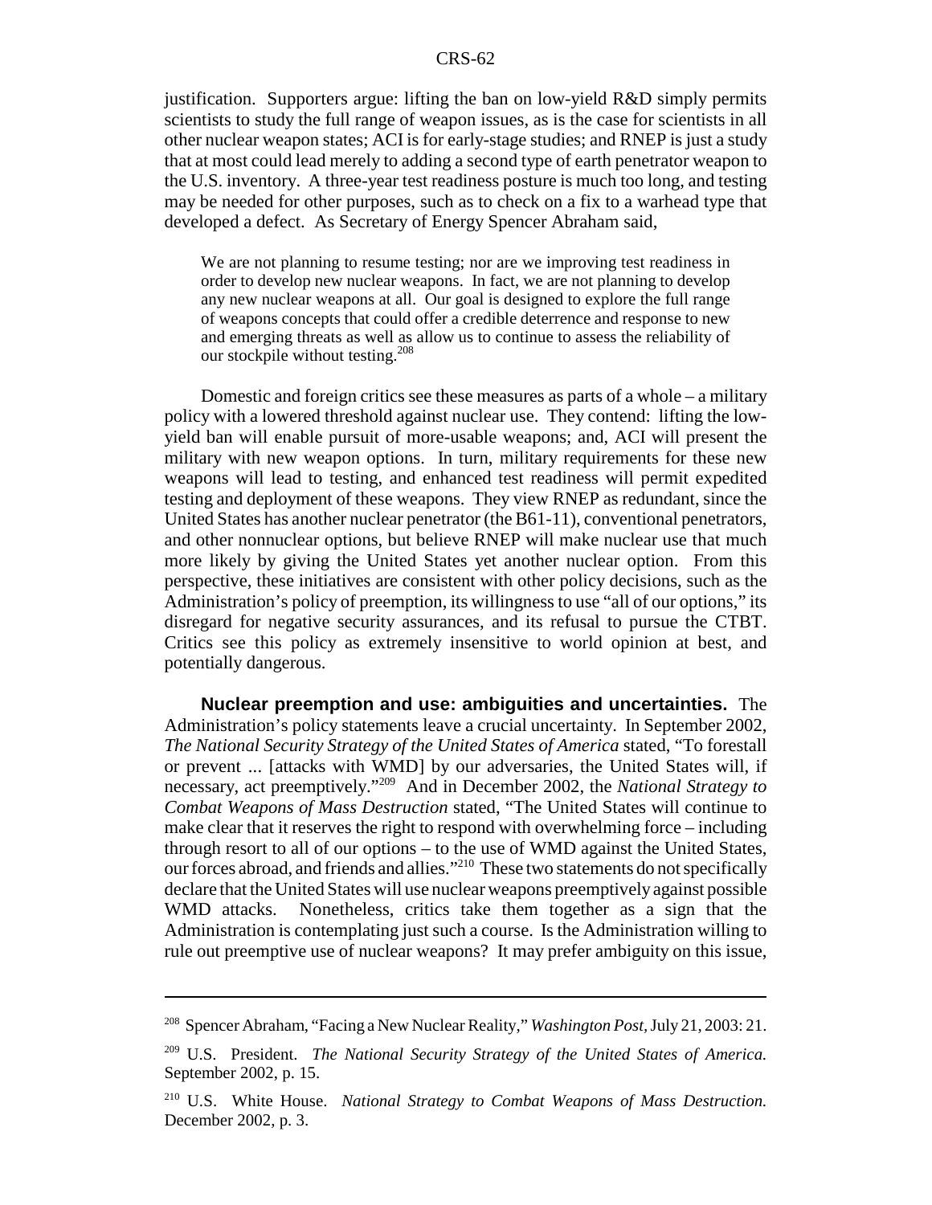justification. Supporters argue: lifting the ban on low-yield R&D simply permits scientists to study the full range of weapon issues, as is the case for scientists in all other nuclear weapon states; ACI is for early-stage studies; and RNEP is just a study that at most could lead merely to adding a second type of earth penetrator weapon to the U.S. inventory. A three-year test readiness posture is much too long, and testing may be needed for other purposes, such as to check on a fix to a warhead type that developed a defect. As Secretary of Energy Spencer Abraham said,

> We are not planning to resume testing; nor are we improving test readiness in order to develop new nuclear weapons. In fact, we are not planning to develop any new nuclear weapons at all. Our goal is designed to explore the full range of weapons concepts that could offer a credible deterrence and response to new and emerging threats as well as allow us to continue to assess the reliability of our stockpile without testing.[208]

Domestic and foreign critics see these measures as parts of a whole – a military policy with a lowered threshold against nuclear use. They contend: lifting the low-yield ban will enable pursuit of more-usable weapons; and, ACI will present the military with new weapon options. In turn, military requirements for these new weapons will lead to testing, and enhanced test readiness will permit expedited testing and deployment of these weapons. They view RNEP as redundant, since the United States has another nuclear penetrator (the B61-11), conventional penetrators, and other nonnuclear options, but believe RNEP will make nuclear use that much more likely by giving the United States yet another nuclear option. From this perspective, these initiatives are consistent with other policy decisions, such as the Administration's policy of preemption, its willingness to use "all of our options," its disregard for negative security assurances, and its refusal to pursue the CTBT. Critics see this policy as extremely insensitive to world opinion at best, and potentially dangerous.

**Nuclear preemption and use: ambiguities and uncertainties.** The Administration's policy statements leave a crucial uncertainty. In September 2002, *The National Security Strategy of the United States of America* stated, "To forestall or prevent ... [attacks with WMD] by our adversaries, the United States will, if necessary, act preemptively."[209] And in December 2002, the *National Strategy to Combat Weapons of Mass Destruction* stated, "The United States will continue to make clear that it reserves the right to respond with overwhelming force – including through resort to all of our options – to the use of WMD against the United States, our forces abroad, and friends and allies."[210] These two statements do not specifically declare that the United States will use nuclear weapons preemptively against possible WMD attacks. Nonetheless, critics take them together as a sign that the Administration is contemplating just such a course. Is the Administration willing to rule out preemptive use of nuclear weapons? It may prefer ambiguity on this issue,

---

[208] Spencer Abraham, "Facing a New Nuclear Reality," *Washington Post*, July 21, 2003: 21.

[209] U.S. President. *The National Security Strategy of the United States of America.* September 2002, p. 15.

[210] U.S. White House. *National Strategy to Combat Weapons of Mass Destruction.* December 2002, p. 3.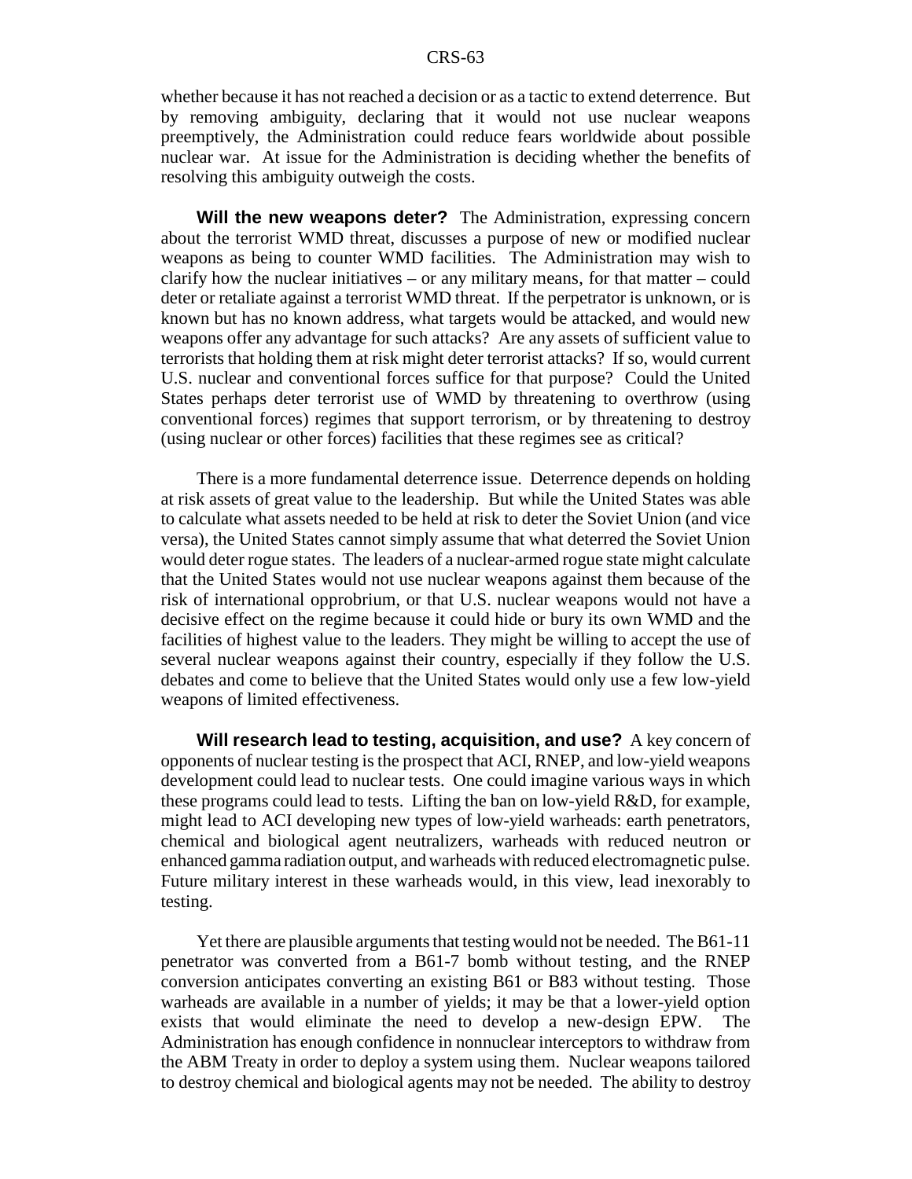whether because it has not reached a decision or as a tactic to extend deterrence. But by removing ambiguity, declaring that it would not use nuclear weapons preemptively, the Administration could reduce fears worldwide about possible nuclear war. At issue for the Administration is deciding whether the benefits of resolving this ambiguity outweigh the costs.

**Will the new weapons deter?** The Administration, expressing concern about the terrorist WMD threat, discusses a purpose of new or modified nuclear weapons as being to counter WMD facilities. The Administration may wish to clarify how the nuclear initiatives – or any military means, for that matter – could deter or retaliate against a terrorist WMD threat. If the perpetrator is unknown, or is known but has no known address, what targets would be attacked, and would new weapons offer any advantage for such attacks? Are any assets of sufficient value to terrorists that holding them at risk might deter terrorist attacks? If so, would current U.S. nuclear and conventional forces suffice for that purpose? Could the United States perhaps deter terrorist use of WMD by threatening to overthrow (using conventional forces) regimes that support terrorism, or by threatening to destroy (using nuclear or other forces) facilities that these regimes see as critical?

There is a more fundamental deterrence issue. Deterrence depends on holding at risk assets of great value to the leadership. But while the United States was able to calculate what assets needed to be held at risk to deter the Soviet Union (and vice versa), the United States cannot simply assume that what deterred the Soviet Union would deter rogue states. The leaders of a nuclear-armed rogue state might calculate that the United States would not use nuclear weapons against them because of the risk of international opprobrium, or that U.S. nuclear weapons would not have a decisive effect on the regime because it could hide or bury its own WMD and the facilities of highest value to the leaders. They might be willing to accept the use of several nuclear weapons against their country, especially if they follow the U.S. debates and come to believe that the United States would only use a few low-yield weapons of limited effectiveness.

**Will research lead to testing, acquisition, and use?** A key concern of opponents of nuclear testing is the prospect that ACI, RNEP, and low-yield weapons development could lead to nuclear tests. One could imagine various ways in which these programs could lead to tests. Lifting the ban on low-yield R&D, for example, might lead to ACI developing new types of low-yield warheads: earth penetrators, chemical and biological agent neutralizers, warheads with reduced neutron or enhanced gamma radiation output, and warheads with reduced electromagnetic pulse. Future military interest in these warheads would, in this view, lead inexorably to testing.

Yet there are plausible arguments that testing would not be needed. The B61-11 penetrator was converted from a B61-7 bomb without testing, and the RNEP conversion anticipates converting an existing B61 or B83 without testing. Those warheads are available in a number of yields; it may be that a lower-yield option exists that would eliminate the need to develop a new-design EPW. The Administration has enough confidence in nonnuclear interceptors to withdraw from the ABM Treaty in order to deploy a system using them. Nuclear weapons tailored to destroy chemical and biological agents may not be needed. The ability to destroy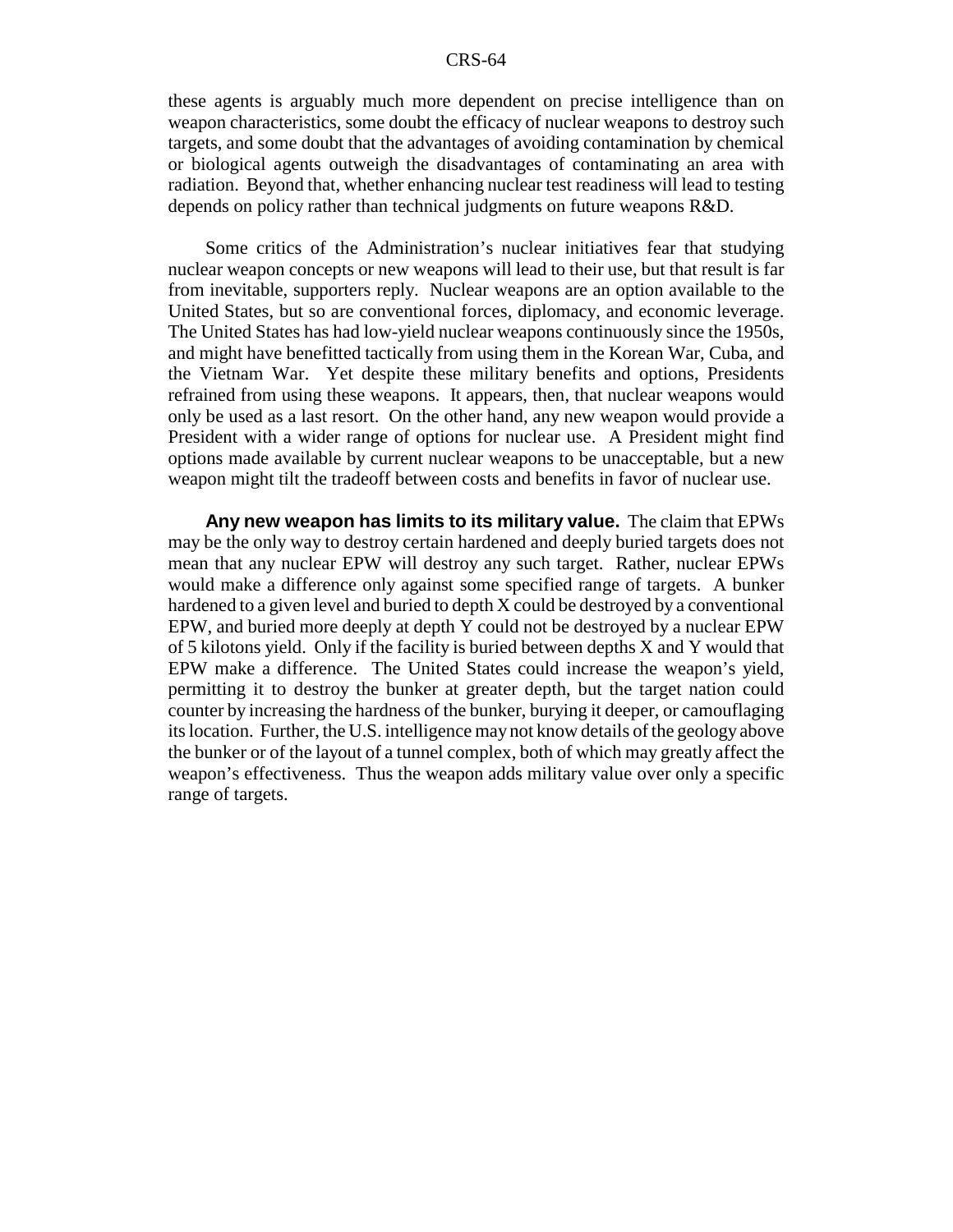these agents is arguably much more dependent on precise intelligence than on weapon characteristics, some doubt the efficacy of nuclear weapons to destroy such targets, and some doubt that the advantages of avoiding contamination by chemical or biological agents outweigh the disadvantages of contaminating an area with radiation. Beyond that, whether enhancing nuclear test readiness will lead to testing depends on policy rather than technical judgments on future weapons R&D.

Some critics of the Administration's nuclear initiatives fear that studying nuclear weapon concepts or new weapons will lead to their use, but that result is far from inevitable, supporters reply. Nuclear weapons are an option available to the United States, but so are conventional forces, diplomacy, and economic leverage. The United States has had low-yield nuclear weapons continuously since the 1950s, and might have benefitted tactically from using them in the Korean War, Cuba, and the Vietnam War. Yet despite these military benefits and options, Presidents refrained from using these weapons. It appears, then, that nuclear weapons would only be used as a last resort. On the other hand, any new weapon would provide a President with a wider range of options for nuclear use. A President might find options made available by current nuclear weapons to be unacceptable, but a new weapon might tilt the tradeoff between costs and benefits in favor of nuclear use.

**Any new weapon has limits to its military value.** The claim that EPWs may be the only way to destroy certain hardened and deeply buried targets does not mean that any nuclear EPW will destroy any such target. Rather, nuclear EPWs would make a difference only against some specified range of targets. A bunker hardened to a given level and buried to depth X could be destroyed by a conventional EPW, and buried more deeply at depth Y could not be destroyed by a nuclear EPW of 5 kilotons yield. Only if the facility is buried between depths X and Y would that EPW make a difference. The United States could increase the weapon's yield, permitting it to destroy the bunker at greater depth, but the target nation could counter by increasing the hardness of the bunker, burying it deeper, or camouflaging its location. Further, the U.S. intelligence may not know details of the geology above the bunker or of the layout of a tunnel complex, both of which may greatly affect the weapon's effectiveness. Thus the weapon adds military value over only a specific range of targets.